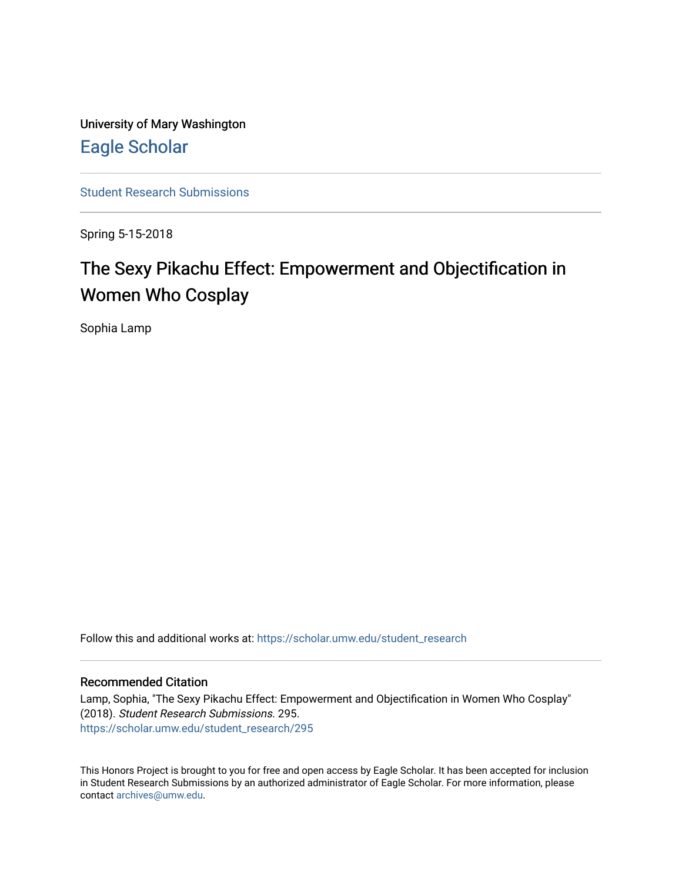University of Mary Washington

Eagle Scholar

Student Research Submissions

Spring 5-15-2018

# The Sexy Pikachu Effect: Empowerment and Objectification in Women Who Cosplay

Sophia Lamp

Follow this and additional works at: https://scholar.umw.edu/student_research

## Recommended Citation

Lamp, Sophia, "The Sexy Pikachu Effect: Empowerment and Objectification in Women Who Cosplay" (2018). *Student Research Submissions*. 295.
https://scholar.umw.edu/student_research/295

This Honors Project is brought to you for free and open access by Eagle Scholar. It has been accepted for inclusion in Student Research Submissions by an authorized administrator of Eagle Scholar. For more information, please contact archives@umw.edu.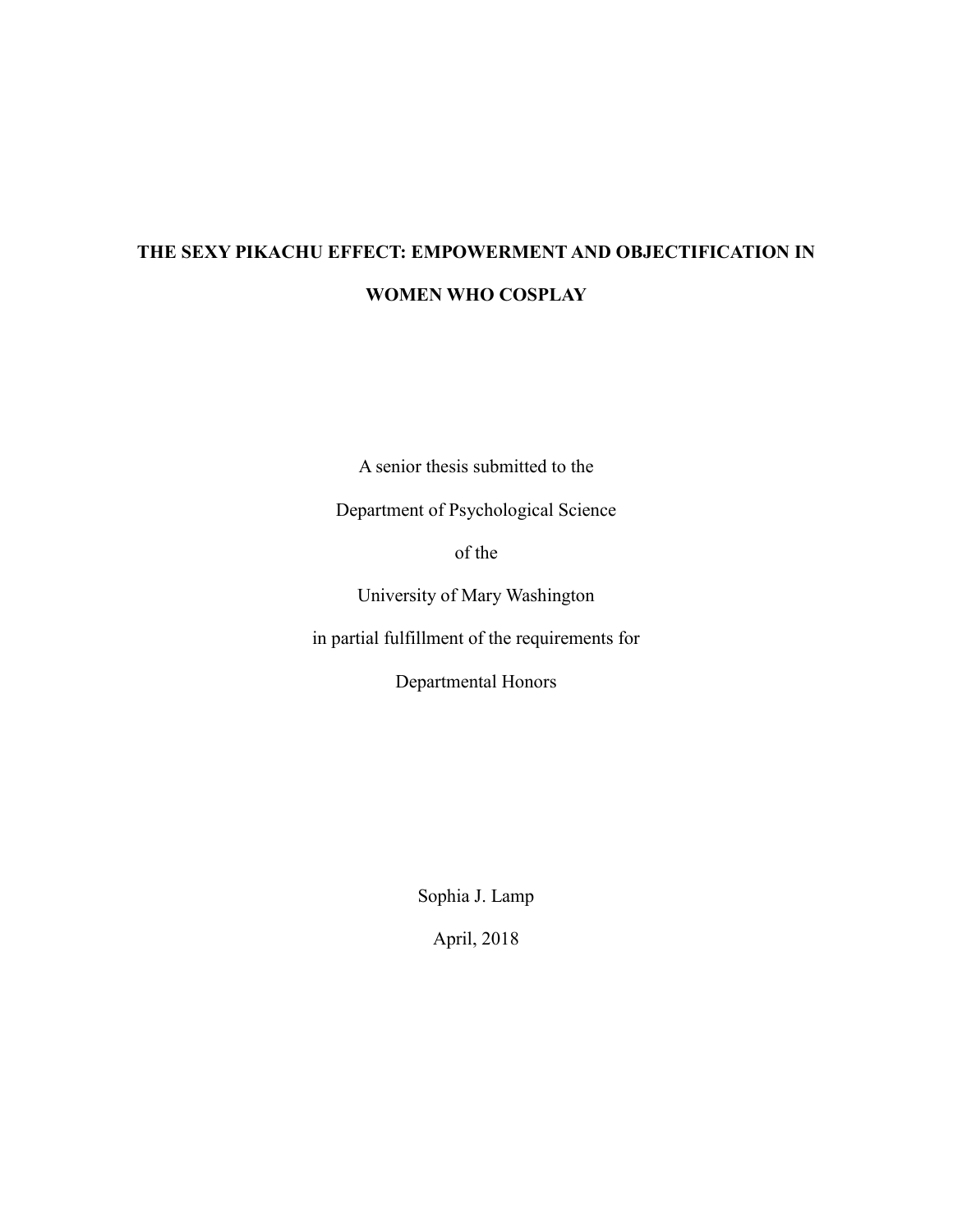# THE SEXY PIKACHU EFFECT: EMPOWERMENT AND OBJECTIFICATION IN WOMEN WHO COSPLAY

A senior thesis submitted to the

Department of Psychological Science

of the

University of Mary Washington

in partial fulfillment of the requirements for

Departmental Honors

Sophia J. Lamp

April, 2018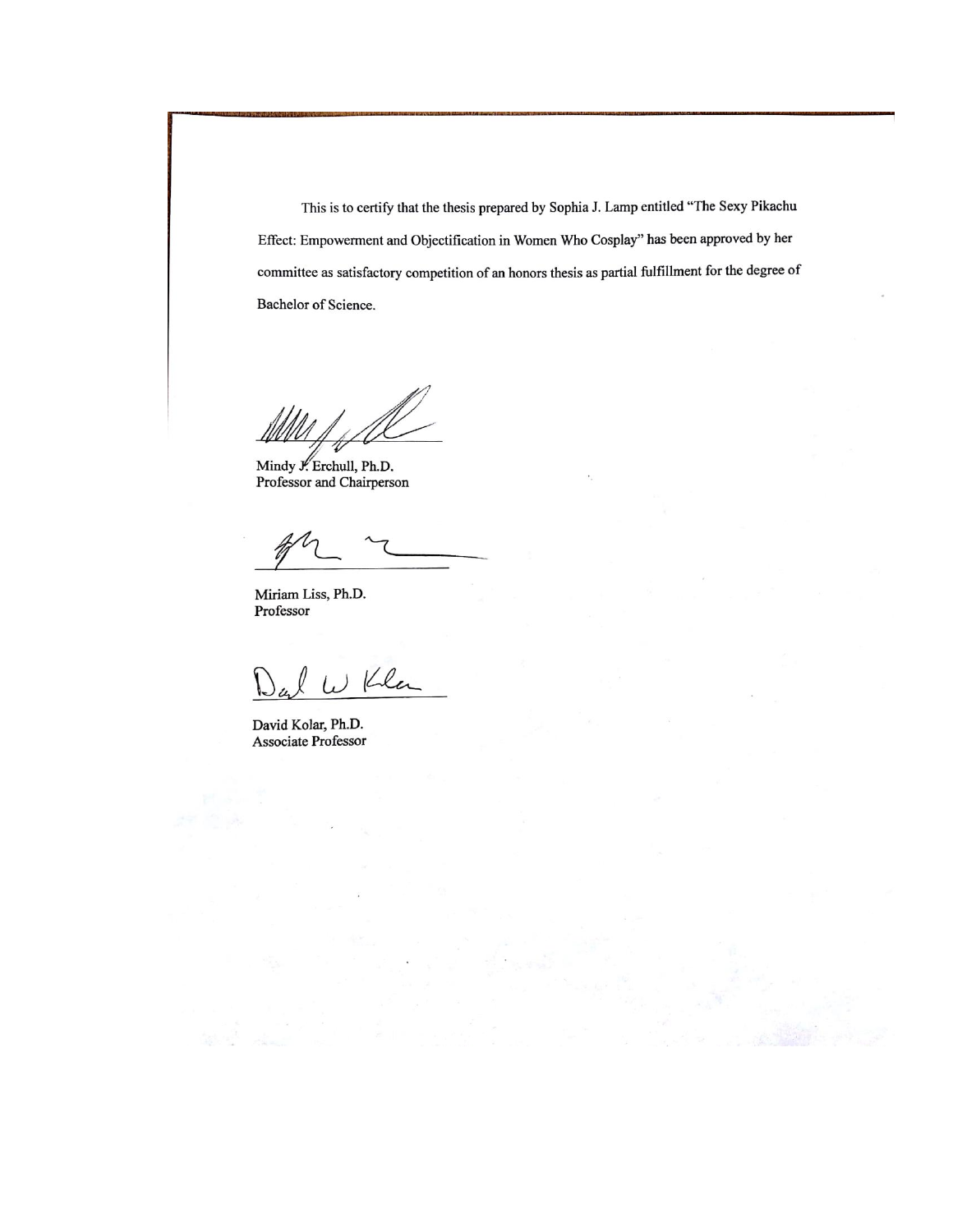This is to certify that the thesis prepared by Sophia J. Lamp entitled "The Sexy Pikachu Effect: Empowerment and Objectification in Women Who Cosplay" has been approved by her committee as satisfactory competition of an honors thesis as partial fulfillment for the degree of Bachelor of Science.

Mindy J. Erchull, Ph.D.
Professor and Chairperson

Miriam Liss, Ph.D.
Professor

David Kolar, Ph.D.
Associate Professor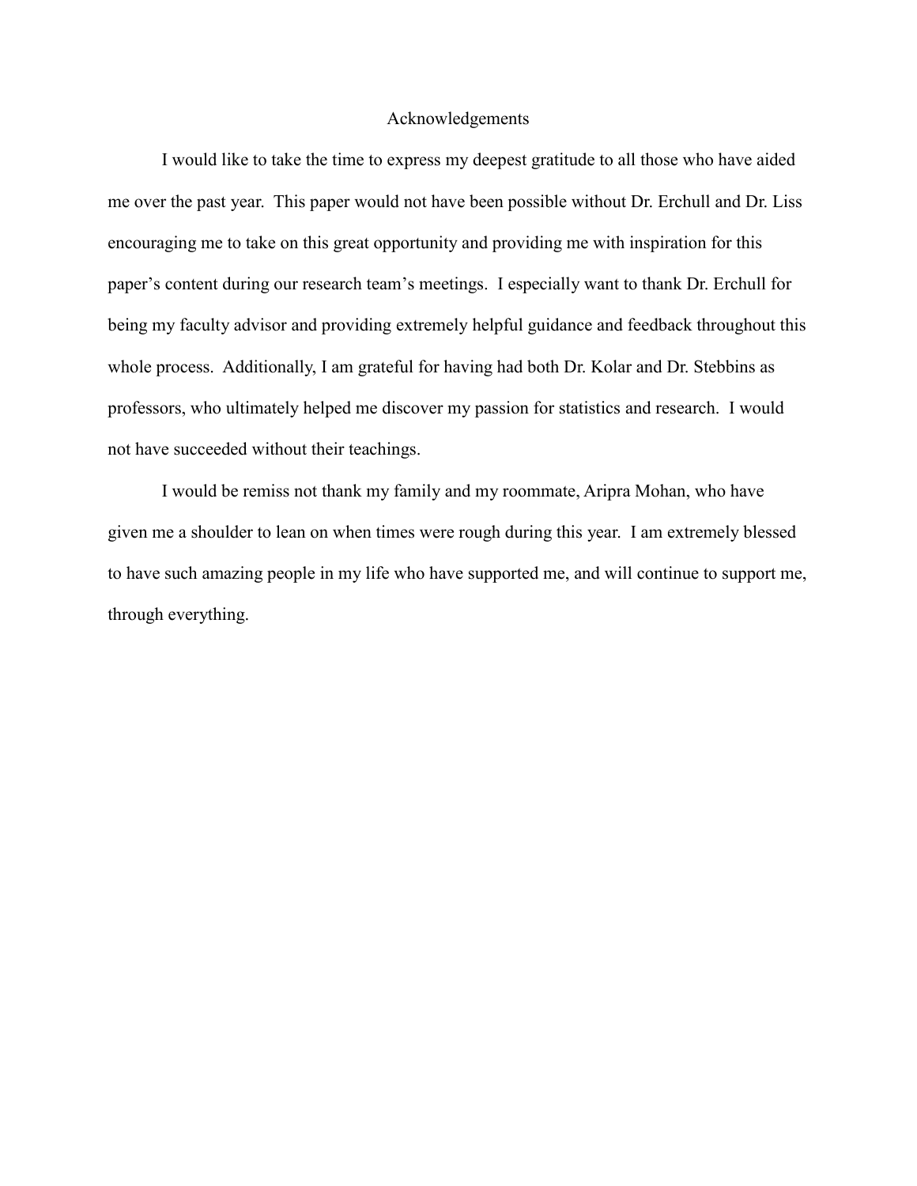# Acknowledgements

I would like to take the time to express my deepest gratitude to all those who have aided me over the past year. This paper would not have been possible without Dr. Erchull and Dr. Liss encouraging me to take on this great opportunity and providing me with inspiration for this paper's content during our research team's meetings. I especially want to thank Dr. Erchull for being my faculty advisor and providing extremely helpful guidance and feedback throughout this whole process. Additionally, I am grateful for having had both Dr. Kolar and Dr. Stebbins as professors, who ultimately helped me discover my passion for statistics and research. I would not have succeeded without their teachings.

I would be remiss not thank my family and my roommate, Aripra Mohan, who have given me a shoulder to lean on when times were rough during this year. I am extremely blessed to have such amazing people in my life who have supported me, and will continue to support me, through everything.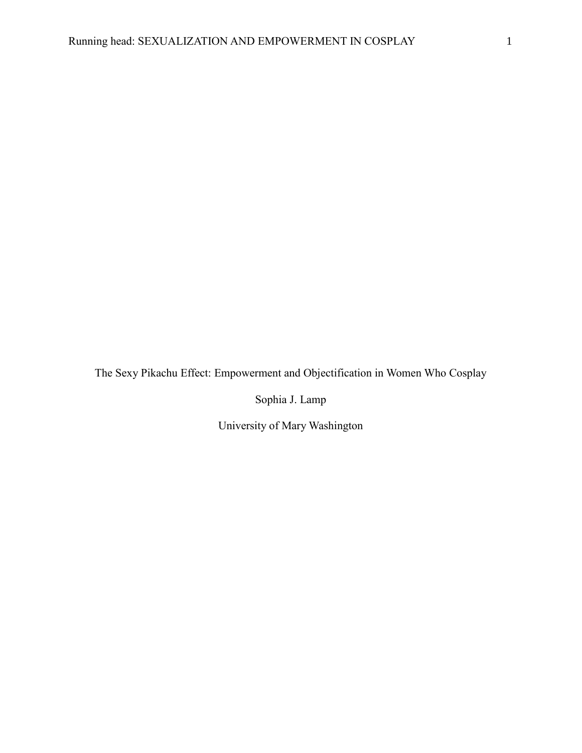# The Sexy Pikachu Effect: Empowerment and Objectification in Women Who Cosplay

Sophia J. Lamp

University of Mary Washington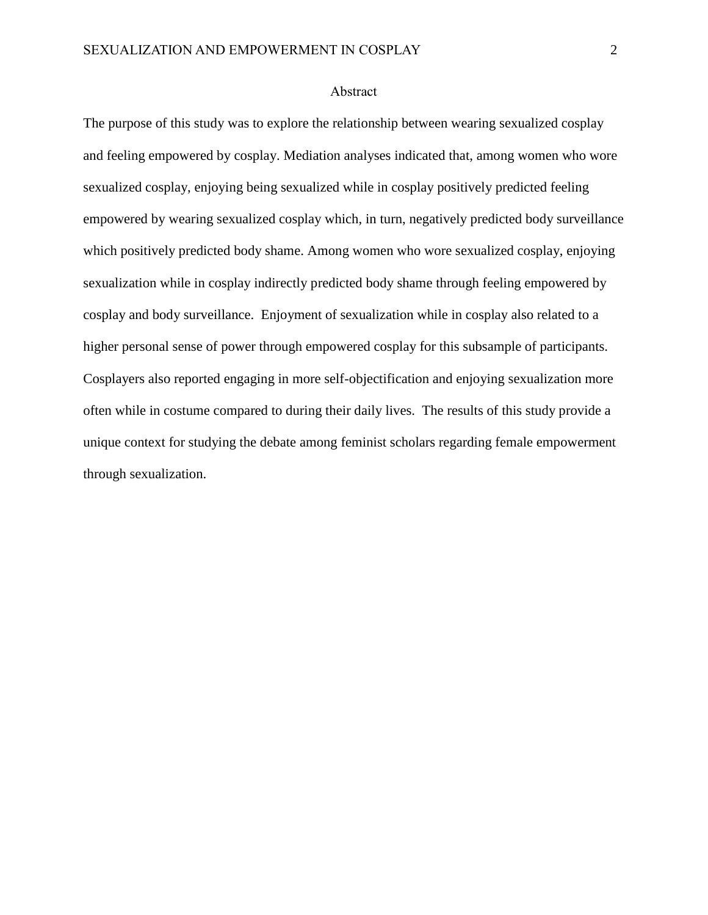## Abstract

The purpose of this study was to explore the relationship between wearing sexualized cosplay and feeling empowered by cosplay. Mediation analyses indicated that, among women who wore sexualized cosplay, enjoying being sexualized while in cosplay positively predicted feeling empowered by wearing sexualized cosplay which, in turn, negatively predicted body surveillance which positively predicted body shame. Among women who wore sexualized cosplay, enjoying sexualization while in cosplay indirectly predicted body shame through feeling empowered by cosplay and body surveillance. Enjoyment of sexualization while in cosplay also related to a higher personal sense of power through empowered cosplay for this subsample of participants. Cosplayers also reported engaging in more self-objectification and enjoying sexualization more often while in costume compared to during their daily lives. The results of this study provide a unique context for studying the debate among feminist scholars regarding female empowerment through sexualization.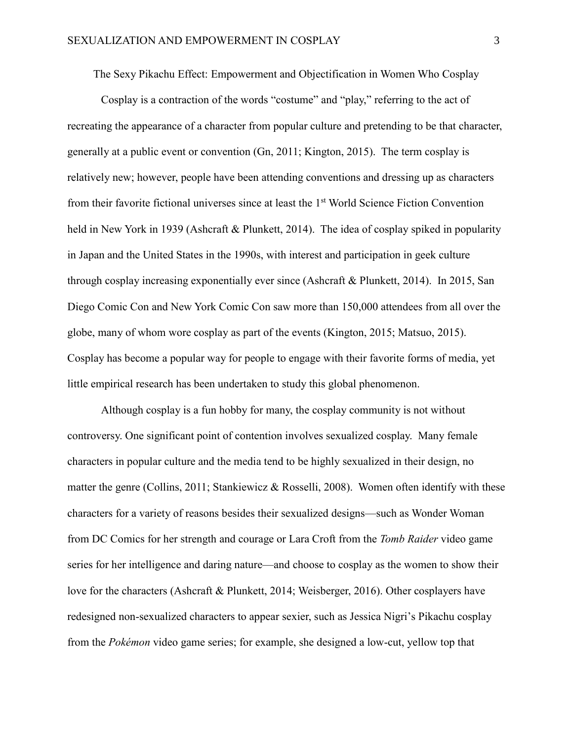# The Sexy Pikachu Effect: Empowerment and Objectification in Women Who Cosplay

Cosplay is a contraction of the words "costume" and "play," referring to the act of recreating the appearance of a character from popular culture and pretending to be that character, generally at a public event or convention (Gn, 2011; Kington, 2015). The term cosplay is relatively new; however, people have been attending conventions and dressing up as characters from their favorite fictional universes since at least the 1st World Science Fiction Convention held in New York in 1939 (Ashcraft & Plunkett, 2014). The idea of cosplay spiked in popularity in Japan and the United States in the 1990s, with interest and participation in geek culture through cosplay increasing exponentially ever since (Ashcraft & Plunkett, 2014). In 2015, San Diego Comic Con and New York Comic Con saw more than 150,000 attendees from all over the globe, many of whom wore cosplay as part of the events (Kington, 2015; Matsuo, 2015). Cosplay has become a popular way for people to engage with their favorite forms of media, yet little empirical research has been undertaken to study this global phenomenon.

Although cosplay is a fun hobby for many, the cosplay community is not without controversy. One significant point of contention involves sexualized cosplay. Many female characters in popular culture and the media tend to be highly sexualized in their design, no matter the genre (Collins, 2011; Stankiewicz & Rosselli, 2008). Women often identify with these characters for a variety of reasons besides their sexualized designs—such as Wonder Woman from DC Comics for her strength and courage or Lara Croft from the *Tomb Raider* video game series for her intelligence and daring nature—and choose to cosplay as the women to show their love for the characters (Ashcraft & Plunkett, 2014; Weisberger, 2016). Other cosplayers have redesigned non-sexualized characters to appear sexier, such as Jessica Nigri's Pikachu cosplay from the *Pokémon* video game series; for example, she designed a low-cut, yellow top that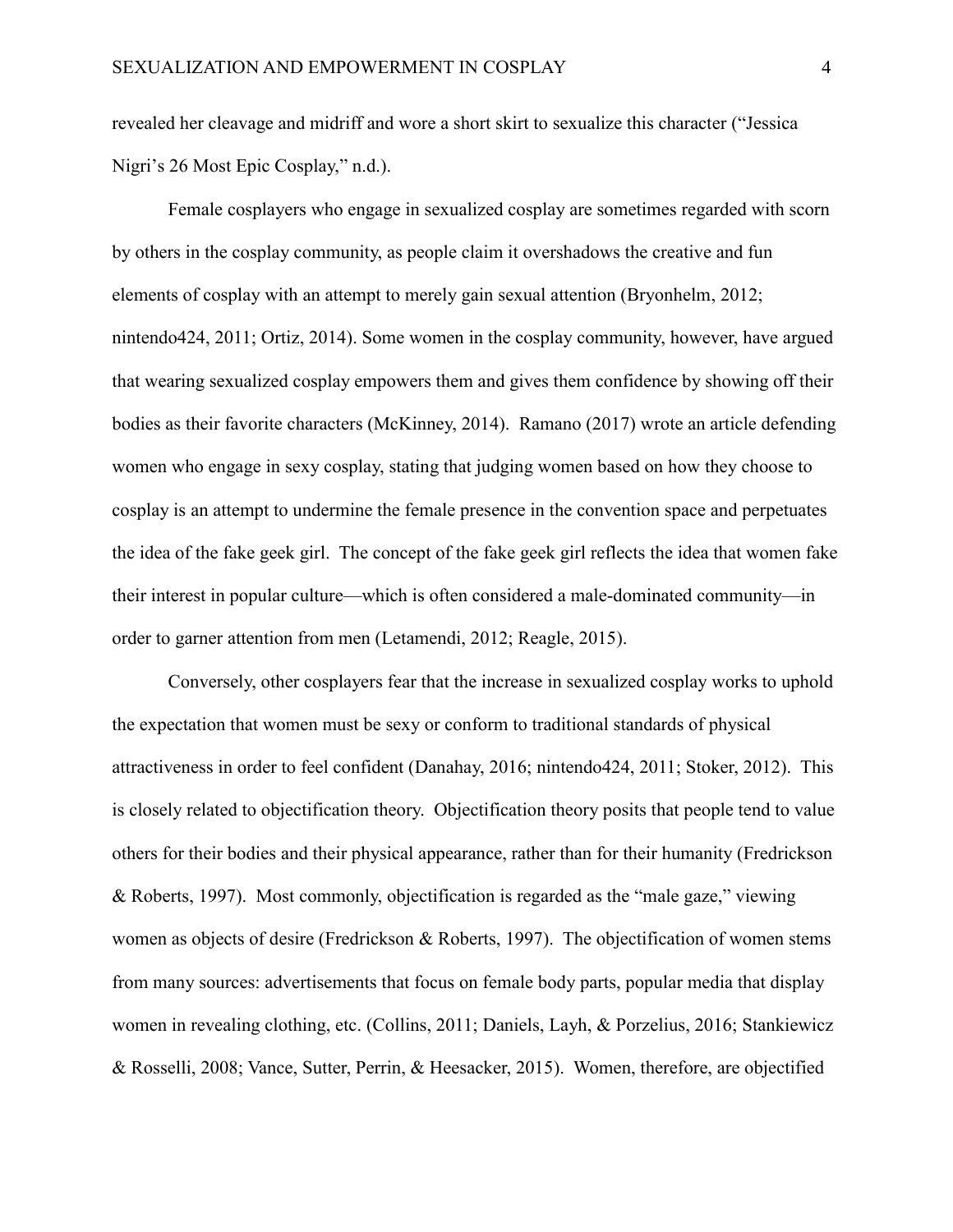revealed her cleavage and midriff and wore a short skirt to sexualize this character ("Jessica Nigri's 26 Most Epic Cosplay," n.d.).

Female cosplayers who engage in sexualized cosplay are sometimes regarded with scorn by others in the cosplay community, as people claim it overshadows the creative and fun elements of cosplay with an attempt to merely gain sexual attention (Bryonhelm, 2012; nintendo424, 2011; Ortiz, 2014). Some women in the cosplay community, however, have argued that wearing sexualized cosplay empowers them and gives them confidence by showing off their bodies as their favorite characters (McKinney, 2014). Ramano (2017) wrote an article defending women who engage in sexy cosplay, stating that judging women based on how they choose to cosplay is an attempt to undermine the female presence in the convention space and perpetuates the idea of the fake geek girl. The concept of the fake geek girl reflects the idea that women fake their interest in popular culture—which is often considered a male-dominated community—in order to garner attention from men (Letamendi, 2012; Reagle, 2015).

Conversely, other cosplayers fear that the increase in sexualized cosplay works to uphold the expectation that women must be sexy or conform to traditional standards of physical attractiveness in order to feel confident (Danahay, 2016; nintendo424, 2011; Stoker, 2012). This is closely related to objectification theory. Objectification theory posits that people tend to value others for their bodies and their physical appearance, rather than for their humanity (Fredrickson & Roberts, 1997). Most commonly, objectification is regarded as the "male gaze," viewing women as objects of desire (Fredrickson & Roberts, 1997). The objectification of women stems from many sources: advertisements that focus on female body parts, popular media that display women in revealing clothing, etc. (Collins, 2011; Daniels, Layh, & Porzelius, 2016; Stankiewicz & Rosselli, 2008; Vance, Sutter, Perrin, & Heesacker, 2015). Women, therefore, are objectified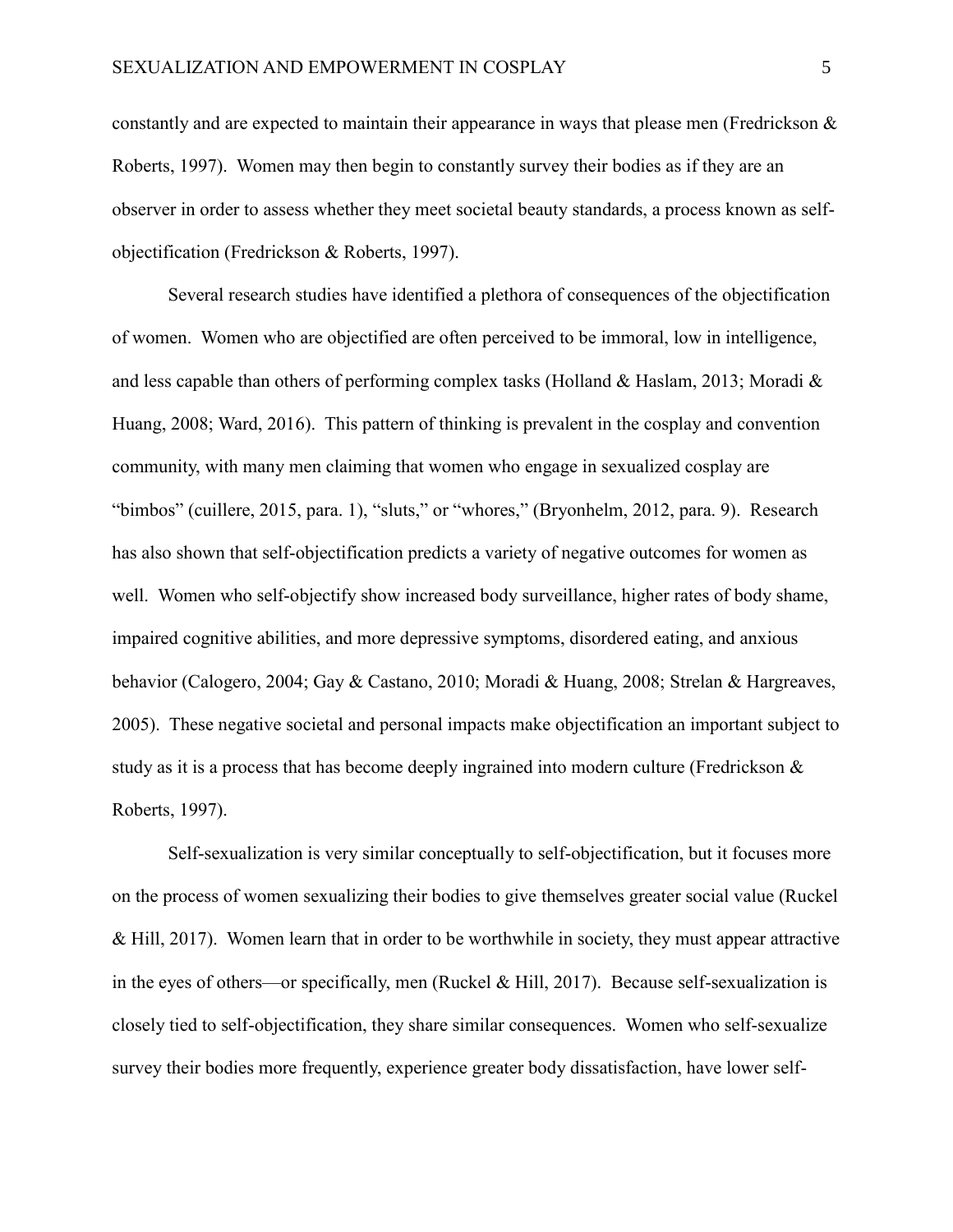constantly and are expected to maintain their appearance in ways that please men (Fredrickson & Roberts, 1997). Women may then begin to constantly survey their bodies as if they are an observer in order to assess whether they meet societal beauty standards, a process known as self-objectification (Fredrickson & Roberts, 1997).

Several research studies have identified a plethora of consequences of the objectification of women. Women who are objectified are often perceived to be immoral, low in intelligence, and less capable than others of performing complex tasks (Holland & Haslam, 2013; Moradi & Huang, 2008; Ward, 2016). This pattern of thinking is prevalent in the cosplay and convention community, with many men claiming that women who engage in sexualized cosplay are "bimbos" (cuillere, 2015, para. 1), "sluts," or "whores," (Bryonhelm, 2012, para. 9). Research has also shown that self-objectification predicts a variety of negative outcomes for women as well. Women who self-objectify show increased body surveillance, higher rates of body shame, impaired cognitive abilities, and more depressive symptoms, disordered eating, and anxious behavior (Calogero, 2004; Gay & Castano, 2010; Moradi & Huang, 2008; Strelan & Hargreaves, 2005). These negative societal and personal impacts make objectification an important subject to study as it is a process that has become deeply ingrained into modern culture (Fredrickson & Roberts, 1997).

Self-sexualization is very similar conceptually to self-objectification, but it focuses more on the process of women sexualizing their bodies to give themselves greater social value (Ruckel & Hill, 2017). Women learn that in order to be worthwhile in society, they must appear attractive in the eyes of others—or specifically, men (Ruckel & Hill, 2017). Because self-sexualization is closely tied to self-objectification, they share similar consequences. Women who self-sexualize survey their bodies more frequently, experience greater body dissatisfaction, have lower self-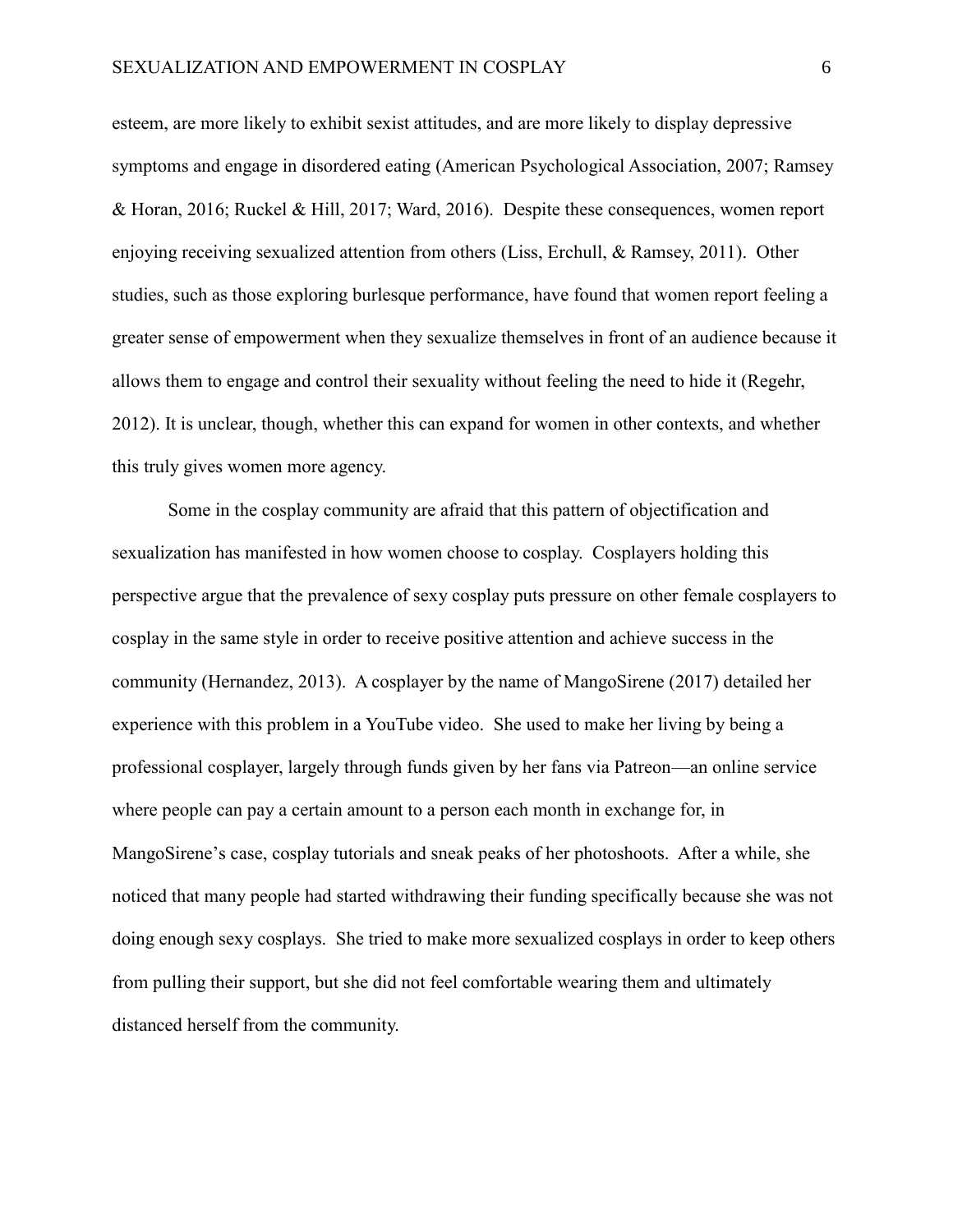esteem, are more likely to exhibit sexist attitudes, and are more likely to display depressive symptoms and engage in disordered eating (American Psychological Association, 2007; Ramsey & Horan, 2016; Ruckel & Hill, 2017; Ward, 2016). Despite these consequences, women report enjoying receiving sexualized attention from others (Liss, Erchull, & Ramsey, 2011). Other studies, such as those exploring burlesque performance, have found that women report feeling a greater sense of empowerment when they sexualize themselves in front of an audience because it allows them to engage and control their sexuality without feeling the need to hide it (Regehr, 2012). It is unclear, though, whether this can expand for women in other contexts, and whether this truly gives women more agency.

Some in the cosplay community are afraid that this pattern of objectification and sexualization has manifested in how women choose to cosplay. Cosplayers holding this perspective argue that the prevalence of sexy cosplay puts pressure on other female cosplayers to cosplay in the same style in order to receive positive attention and achieve success in the community (Hernandez, 2013). A cosplayer by the name of MangoSirene (2017) detailed her experience with this problem in a YouTube video. She used to make her living by being a professional cosplayer, largely through funds given by her fans via Patreon—an online service where people can pay a certain amount to a person each month in exchange for, in MangoSirene's case, cosplay tutorials and sneak peaks of her photoshoots. After a while, she noticed that many people had started withdrawing their funding specifically because she was not doing enough sexy cosplays. She tried to make more sexualized cosplays in order to keep others from pulling their support, but she did not feel comfortable wearing them and ultimately distanced herself from the community.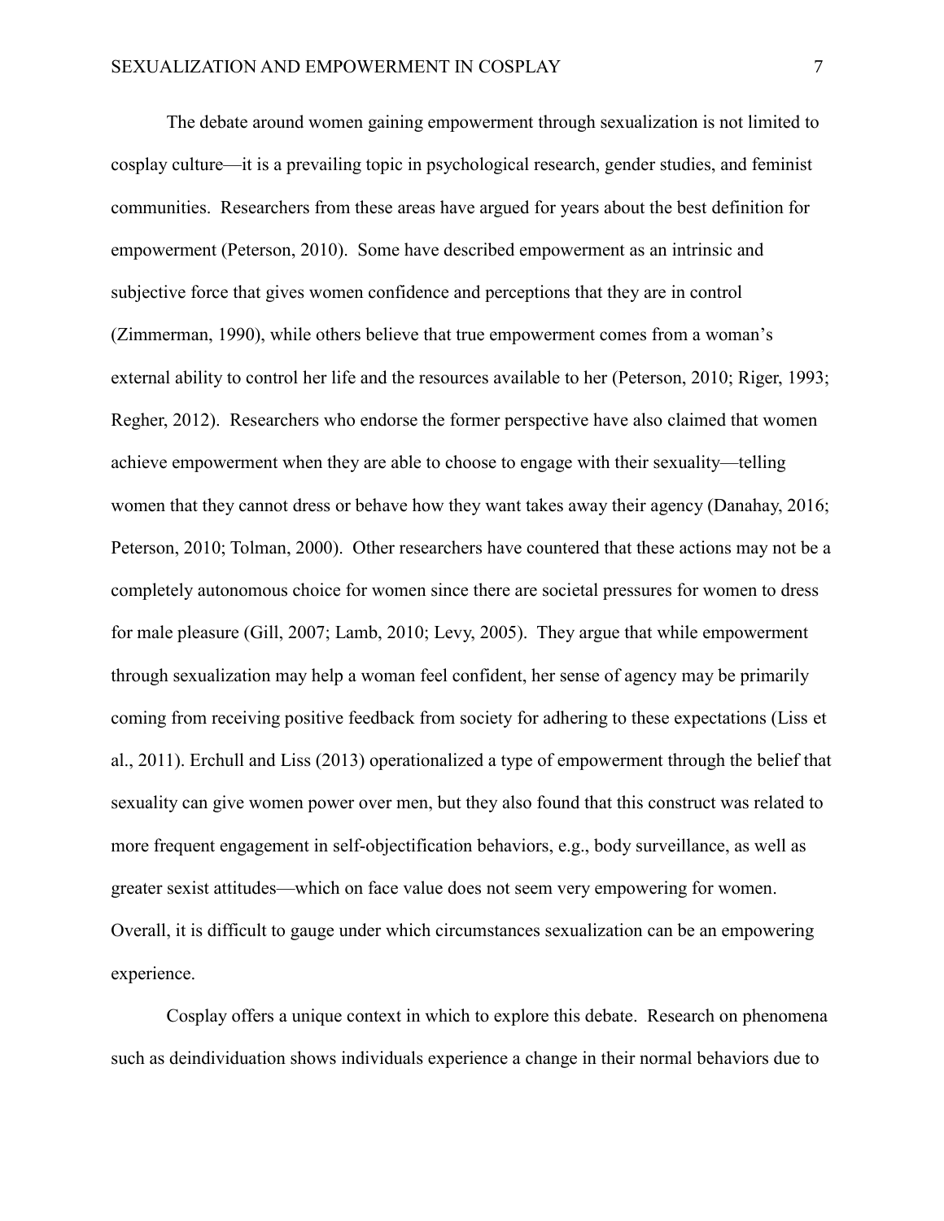The debate around women gaining empowerment through sexualization is not limited to cosplay culture—it is a prevailing topic in psychological research, gender studies, and feminist communities. Researchers from these areas have argued for years about the best definition for empowerment (Peterson, 2010). Some have described empowerment as an intrinsic and subjective force that gives women confidence and perceptions that they are in control (Zimmerman, 1990), while others believe that true empowerment comes from a woman's external ability to control her life and the resources available to her (Peterson, 2010; Riger, 1993; Regher, 2012). Researchers who endorse the former perspective have also claimed that women achieve empowerment when they are able to choose to engage with their sexuality—telling women that they cannot dress or behave how they want takes away their agency (Danahay, 2016; Peterson, 2010; Tolman, 2000). Other researchers have countered that these actions may not be a completely autonomous choice for women since there are societal pressures for women to dress for male pleasure (Gill, 2007; Lamb, 2010; Levy, 2005). They argue that while empowerment through sexualization may help a woman feel confident, her sense of agency may be primarily coming from receiving positive feedback from society for adhering to these expectations (Liss et al., 2011). Erchull and Liss (2013) operationalized a type of empowerment through the belief that sexuality can give women power over men, but they also found that this construct was related to more frequent engagement in self-objectification behaviors, e.g., body surveillance, as well as greater sexist attitudes—which on face value does not seem very empowering for women. Overall, it is difficult to gauge under which circumstances sexualization can be an empowering experience.

Cosplay offers a unique context in which to explore this debate. Research on phenomena such as deindividuation shows individuals experience a change in their normal behaviors due to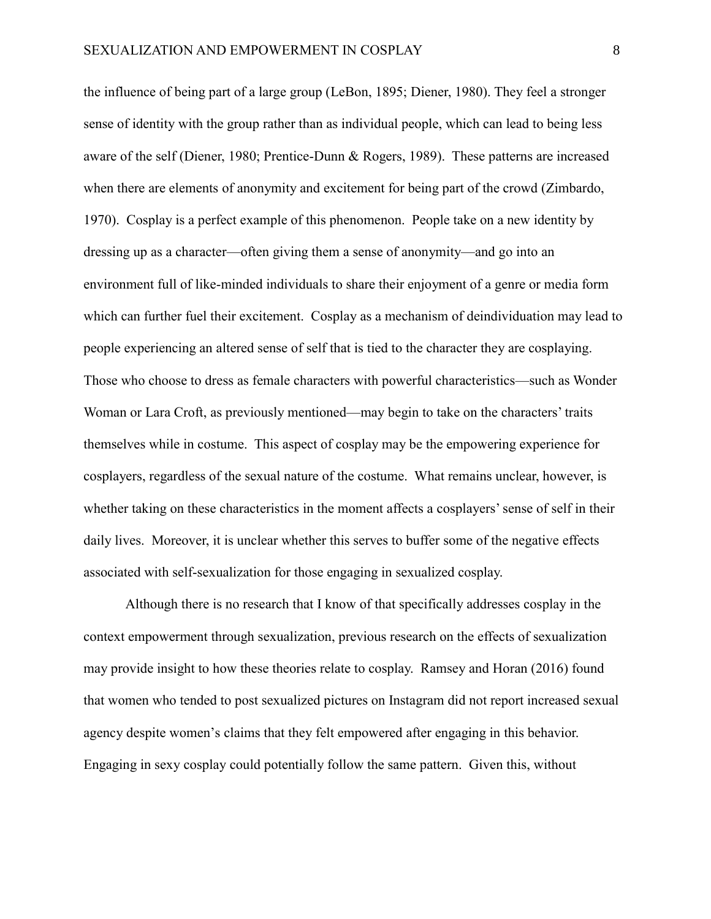the influence of being part of a large group (LeBon, 1895; Diener, 1980). They feel a stronger sense of identity with the group rather than as individual people, which can lead to being less aware of the self (Diener, 1980; Prentice-Dunn & Rogers, 1989). These patterns are increased when there are elements of anonymity and excitement for being part of the crowd (Zimbardo, 1970). Cosplay is a perfect example of this phenomenon. People take on a new identity by dressing up as a character—often giving them a sense of anonymity—and go into an environment full of like-minded individuals to share their enjoyment of a genre or media form which can further fuel their excitement. Cosplay as a mechanism of deindividuation may lead to people experiencing an altered sense of self that is tied to the character they are cosplaying. Those who choose to dress as female characters with powerful characteristics—such as Wonder Woman or Lara Croft, as previously mentioned—may begin to take on the characters' traits themselves while in costume. This aspect of cosplay may be the empowering experience for cosplayers, regardless of the sexual nature of the costume. What remains unclear, however, is whether taking on these characteristics in the moment affects a cosplayers' sense of self in their daily lives. Moreover, it is unclear whether this serves to buffer some of the negative effects associated with self-sexualization for those engaging in sexualized cosplay.

Although there is no research that I know of that specifically addresses cosplay in the context empowerment through sexualization, previous research on the effects of sexualization may provide insight to how these theories relate to cosplay. Ramsey and Horan (2016) found that women who tended to post sexualized pictures on Instagram did not report increased sexual agency despite women's claims that they felt empowered after engaging in this behavior. Engaging in sexy cosplay could potentially follow the same pattern. Given this, without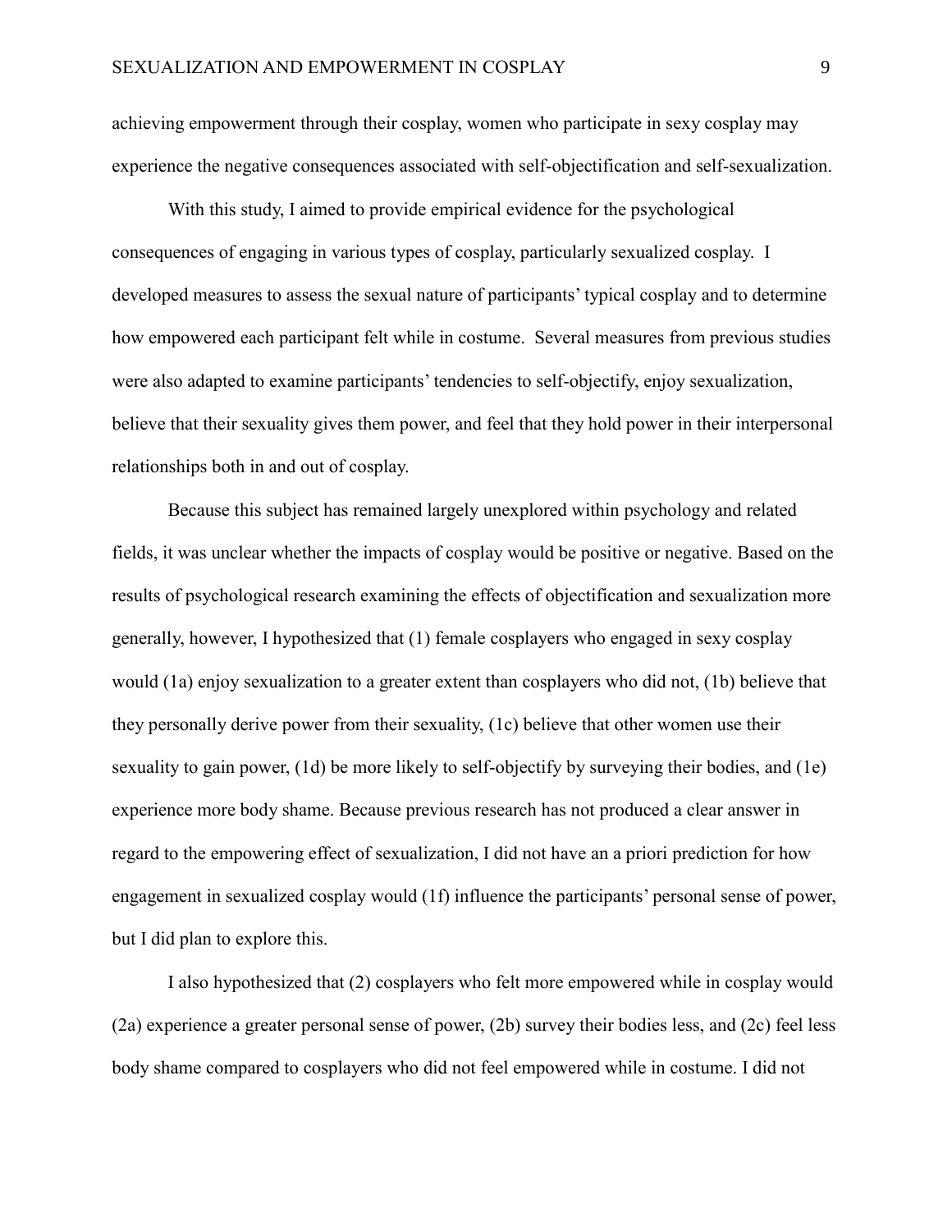achieving empowerment through their cosplay, women who participate in sexy cosplay may experience the negative consequences associated with self-objectification and self-sexualization.

With this study, I aimed to provide empirical evidence for the psychological consequences of engaging in various types of cosplay, particularly sexualized cosplay. I developed measures to assess the sexual nature of participants' typical cosplay and to determine how empowered each participant felt while in costume. Several measures from previous studies were also adapted to examine participants' tendencies to self-objectify, enjoy sexualization, believe that their sexuality gives them power, and feel that they hold power in their interpersonal relationships both in and out of cosplay.

Because this subject has remained largely unexplored within psychology and related fields, it was unclear whether the impacts of cosplay would be positive or negative. Based on the results of psychological research examining the effects of objectification and sexualization more generally, however, I hypothesized that (1) female cosplayers who engaged in sexy cosplay would (1a) enjoy sexualization to a greater extent than cosplayers who did not, (1b) believe that they personally derive power from their sexuality, (1c) believe that other women use their sexuality to gain power, (1d) be more likely to self-objectify by surveying their bodies, and (1e) experience more body shame. Because previous research has not produced a clear answer in regard to the empowering effect of sexualization, I did not have an a priori prediction for how engagement in sexualized cosplay would (1f) influence the participants' personal sense of power, but I did plan to explore this.

I also hypothesized that (2) cosplayers who felt more empowered while in cosplay would (2a) experience a greater personal sense of power, (2b) survey their bodies less, and (2c) feel less body shame compared to cosplayers who did not feel empowered while in costume. I did not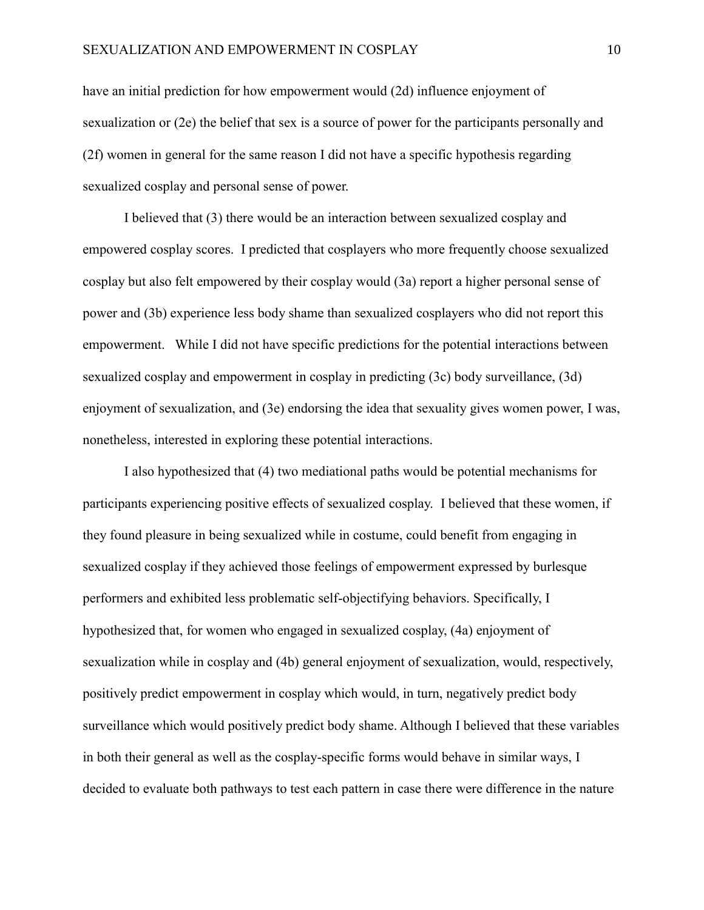have an initial prediction for how empowerment would (2d) influence enjoyment of sexualization or (2e) the belief that sex is a source of power for the participants personally and (2f) women in general for the same reason I did not have a specific hypothesis regarding sexualized cosplay and personal sense of power.

I believed that (3) there would be an interaction between sexualized cosplay and empowered cosplay scores. I predicted that cosplayers who more frequently choose sexualized cosplay but also felt empowered by their cosplay would (3a) report a higher personal sense of power and (3b) experience less body shame than sexualized cosplayers who did not report this empowerment. While I did not have specific predictions for the potential interactions between sexualized cosplay and empowerment in cosplay in predicting (3c) body surveillance, (3d) enjoyment of sexualization, and (3e) endorsing the idea that sexuality gives women power, I was, nonetheless, interested in exploring these potential interactions.

I also hypothesized that (4) two mediational paths would be potential mechanisms for participants experiencing positive effects of sexualized cosplay. I believed that these women, if they found pleasure in being sexualized while in costume, could benefit from engaging in sexualized cosplay if they achieved those feelings of empowerment expressed by burlesque performers and exhibited less problematic self-objectifying behaviors. Specifically, I hypothesized that, for women who engaged in sexualized cosplay, (4a) enjoyment of sexualization while in cosplay and (4b) general enjoyment of sexualization, would, respectively, positively predict empowerment in cosplay which would, in turn, negatively predict body surveillance which would positively predict body shame. Although I believed that these variables in both their general as well as the cosplay-specific forms would behave in similar ways, I decided to evaluate both pathways to test each pattern in case there were difference in the nature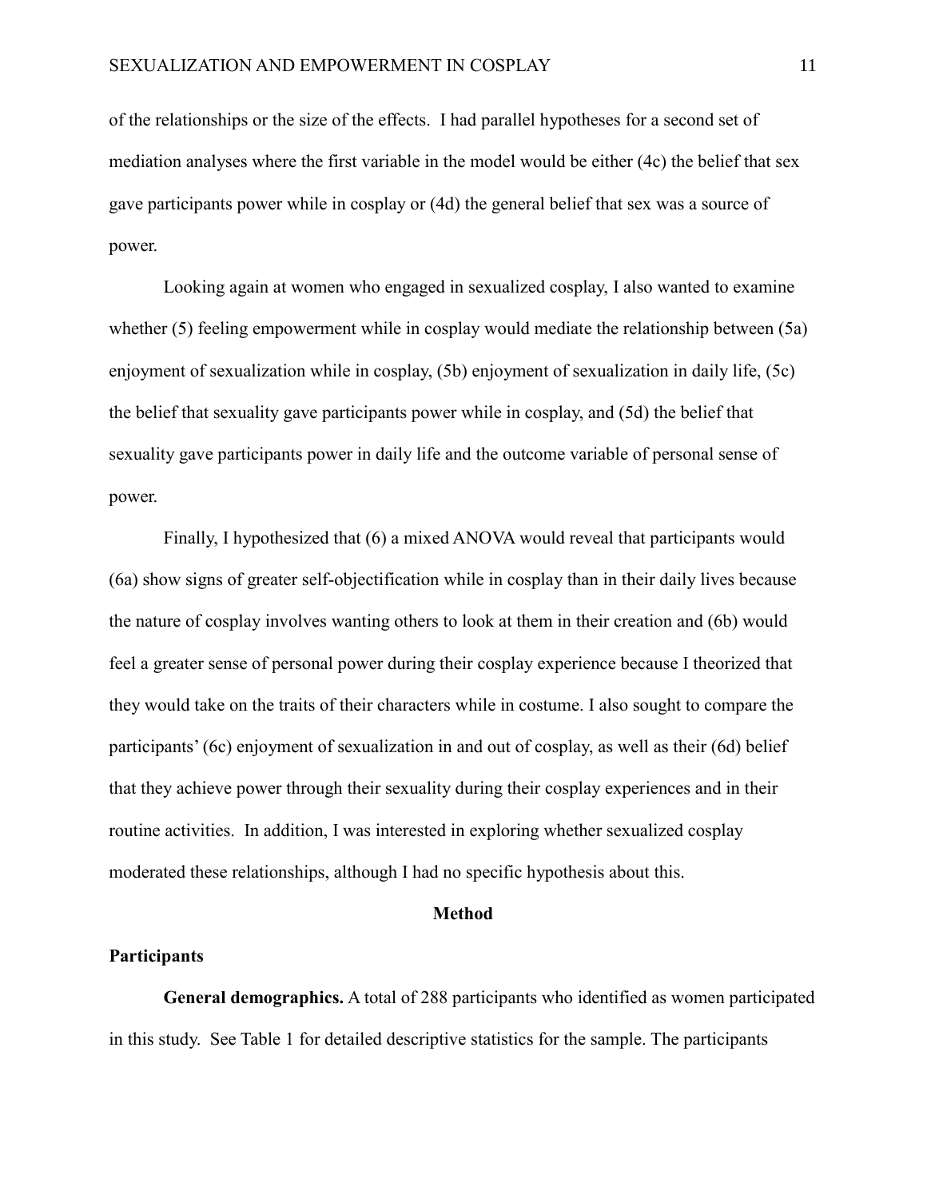of the relationships or the size of the effects. I had parallel hypotheses for a second set of mediation analyses where the first variable in the model would be either (4c) the belief that sex gave participants power while in cosplay or (4d) the general belief that sex was a source of power.

Looking again at women who engaged in sexualized cosplay, I also wanted to examine whether (5) feeling empowerment while in cosplay would mediate the relationship between (5a) enjoyment of sexualization while in cosplay, (5b) enjoyment of sexualization in daily life, (5c) the belief that sexuality gave participants power while in cosplay, and (5d) the belief that sexuality gave participants power in daily life and the outcome variable of personal sense of power.

Finally, I hypothesized that (6) a mixed ANOVA would reveal that participants would (6a) show signs of greater self-objectification while in cosplay than in their daily lives because the nature of cosplay involves wanting others to look at them in their creation and (6b) would feel a greater sense of personal power during their cosplay experience because I theorized that they would take on the traits of their characters while in costume. I also sought to compare the participants' (6c) enjoyment of sexualization in and out of cosplay, as well as their (6d) belief that they achieve power through their sexuality during their cosplay experiences and in their routine activities. In addition, I was interested in exploring whether sexualized cosplay moderated these relationships, although I had no specific hypothesis about this.

## Method

### Participants

**General demographics.** A total of 288 participants who identified as women participated in this study. See Table 1 for detailed descriptive statistics for the sample. The participants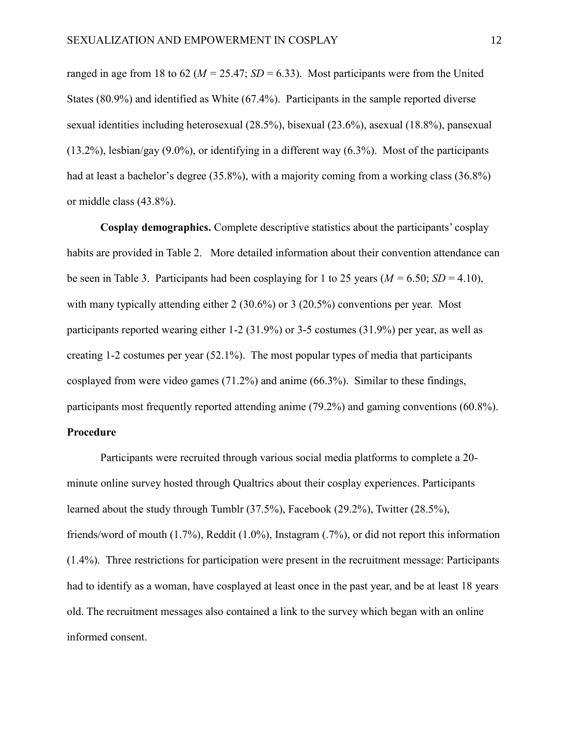ranged in age from 18 to 62 ($M$ = 25.47; $SD$ = 6.33). Most participants were from the United States (80.9%) and identified as White (67.4%). Participants in the sample reported diverse sexual identities including heterosexual (28.5%), bisexual (23.6%), asexual (18.8%), pansexual (13.2%), lesbian/gay (9.0%), or identifying in a different way (6.3%). Most of the participants had at least a bachelor's degree (35.8%), with a majority coming from a working class (36.8%) or middle class (43.8%).

**Cosplay demographics.** Complete descriptive statistics about the participants' cosplay habits are provided in Table 2. More detailed information about their convention attendance can be seen in Table 3. Participants had been cosplaying for 1 to 25 years ($M$ = 6.50; $SD$ = 4.10), with many typically attending either 2 (30.6%) or 3 (20.5%) conventions per year. Most participants reported wearing either 1-2 (31.9%) or 3-5 costumes (31.9%) per year, as well as creating 1-2 costumes per year (52.1%). The most popular types of media that participants cosplayed from were video games (71.2%) and anime (66.3%). Similar to these findings, participants most frequently reported attending anime (79.2%) and gaming conventions (60.8%).

## Procedure

Participants were recruited through various social media platforms to complete a 20-minute online survey hosted through Qualtrics about their cosplay experiences. Participants learned about the study through Tumblr (37.5%), Facebook (29.2%), Twitter (28.5%), friends/word of mouth (1.7%), Reddit (1.0%), Instagram (.7%), or did not report this information (1.4%). Three restrictions for participation were present in the recruitment message: Participants had to identify as a woman, have cosplayed at least once in the past year, and be at least 18 years old. The recruitment messages also contained a link to the survey which began with an online informed consent.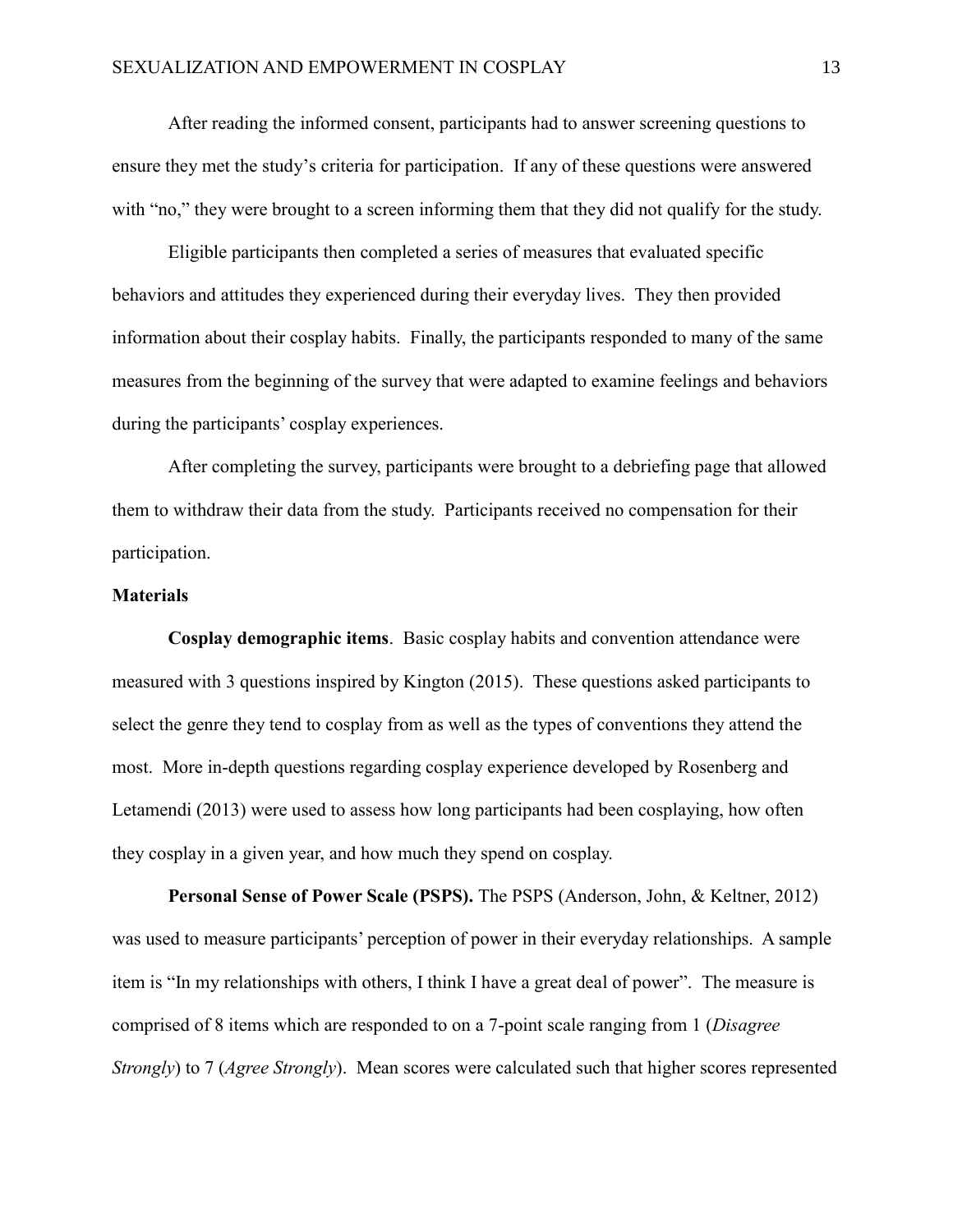After reading the informed consent, participants had to answer screening questions to ensure they met the study's criteria for participation. If any of these questions were answered with "no," they were brought to a screen informing them that they did not qualify for the study.

Eligible participants then completed a series of measures that evaluated specific behaviors and attitudes they experienced during their everyday lives. They then provided information about their cosplay habits. Finally, the participants responded to many of the same measures from the beginning of the survey that were adapted to examine feelings and behaviors during the participants' cosplay experiences.

After completing the survey, participants were brought to a debriefing page that allowed them to withdraw their data from the study. Participants received no compensation for their participation.

## Materials

**Cosplay demographic items**. Basic cosplay habits and convention attendance were measured with 3 questions inspired by Kington (2015). These questions asked participants to select the genre they tend to cosplay from as well as the types of conventions they attend the most. More in-depth questions regarding cosplay experience developed by Rosenberg and Letamendi (2013) were used to assess how long participants had been cosplaying, how often they cosplay in a given year, and how much they spend on cosplay.

**Personal Sense of Power Scale (PSPS).** The PSPS (Anderson, John, & Keltner, 2012) was used to measure participants' perception of power in their everyday relationships. A sample item is "In my relationships with others, I think I have a great deal of power". The measure is comprised of 8 items which are responded to on a 7-point scale ranging from 1 (*Disagree Strongly*) to 7 (*Agree Strongly*). Mean scores were calculated such that higher scores represented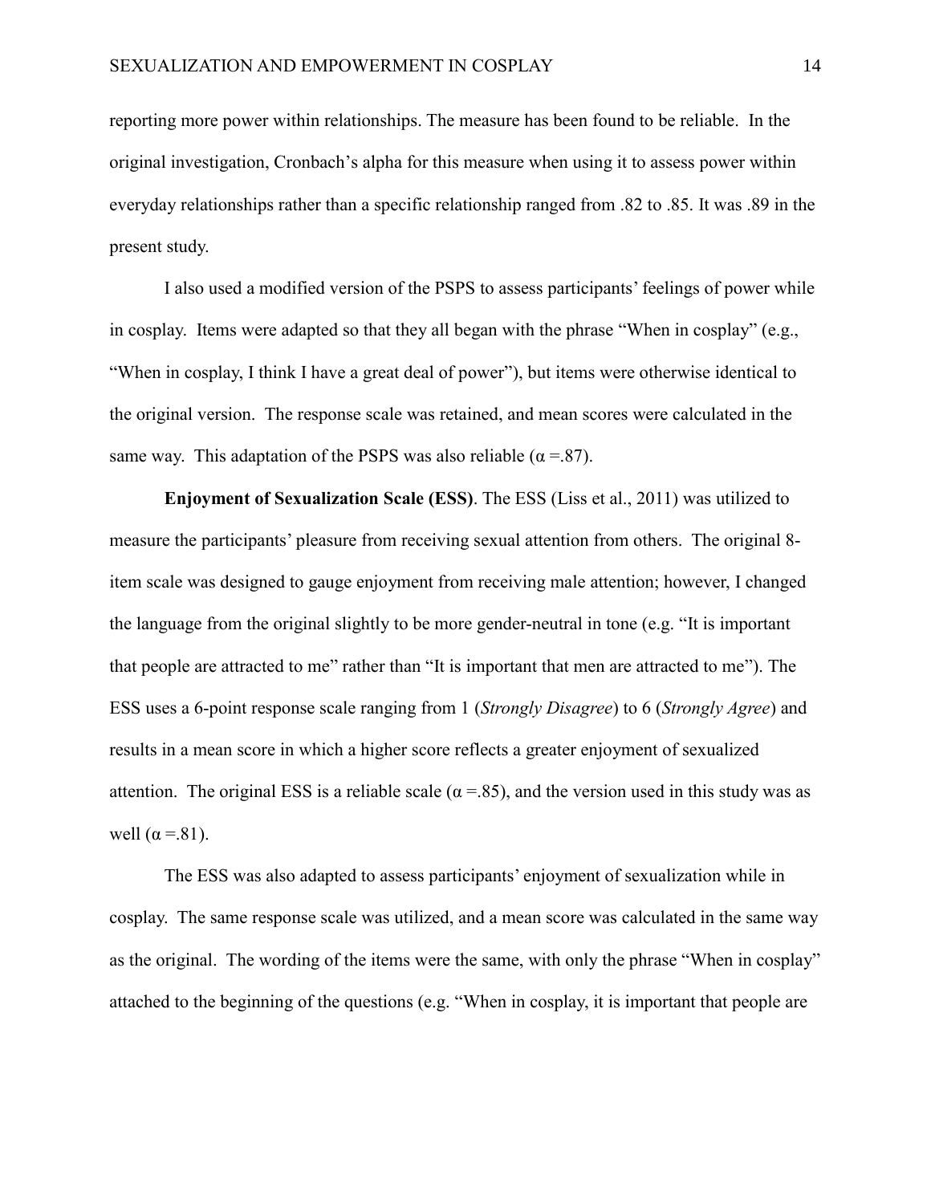reporting more power within relationships. The measure has been found to be reliable. In the original investigation, Cronbach's alpha for this measure when using it to assess power within everyday relationships rather than a specific relationship ranged from .82 to .85. It was .89 in the present study.

I also used a modified version of the PSPS to assess participants' feelings of power while in cosplay. Items were adapted so that they all began with the phrase "When in cosplay" (e.g., "When in cosplay, I think I have a great deal of power"), but items were otherwise identical to the original version. The response scale was retained, and mean scores were calculated in the same way. This adaptation of the PSPS was also reliable ($\alpha$ =.87).

**Enjoyment of Sexualization Scale (ESS)**. The ESS (Liss et al., 2011) was utilized to measure the participants' pleasure from receiving sexual attention from others. The original 8-item scale was designed to gauge enjoyment from receiving male attention; however, I changed the language from the original slightly to be more gender-neutral in tone (e.g. "It is important that people are attracted to me" rather than "It is important that men are attracted to me"). The ESS uses a 6-point response scale ranging from 1 (*Strongly Disagree*) to 6 (*Strongly Agree*) and results in a mean score in which a higher score reflects a greater enjoyment of sexualized attention. The original ESS is a reliable scale ($\alpha$ =.85), and the version used in this study was as well ($\alpha$ =.81).

The ESS was also adapted to assess participants' enjoyment of sexualization while in cosplay. The same response scale was utilized, and a mean score was calculated in the same way as the original. The wording of the items were the same, with only the phrase "When in cosplay" attached to the beginning of the questions (e.g. "When in cosplay, it is important that people are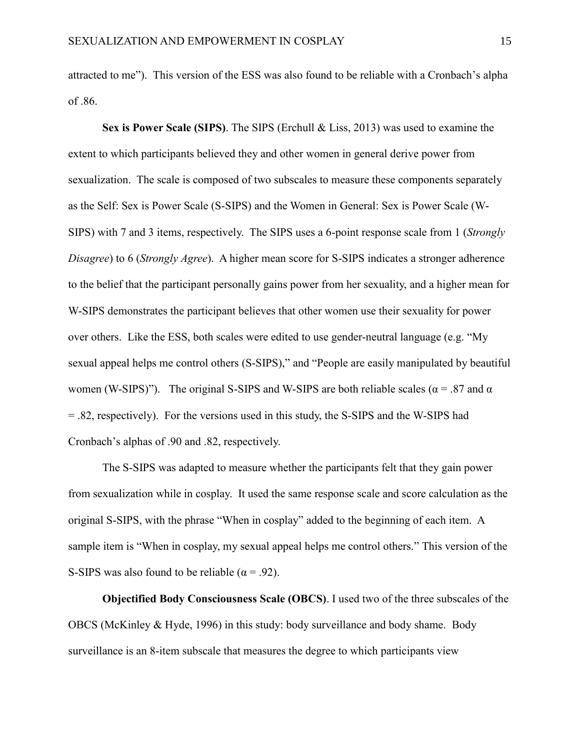attracted to me"). This version of the ESS was also found to be reliable with a Cronbach's alpha of .86.

**Sex is Power Scale (SIPS)**. The SIPS (Erchull & Liss, 2013) was used to examine the extent to which participants believed they and other women in general derive power from sexualization. The scale is composed of two subscales to measure these components separately as the Self: Sex is Power Scale (S-SIPS) and the Women in General: Sex is Power Scale (W-SIPS) with 7 and 3 items, respectively. The SIPS uses a 6-point response scale from 1 (*Strongly Disagree*) to 6 (*Strongly Agree*). A higher mean score for S-SIPS indicates a stronger adherence to the belief that the participant personally gains power from her sexuality, and a higher mean for W-SIPS demonstrates the participant believes that other women use their sexuality for power over others. Like the ESS, both scales were edited to use gender-neutral language (e.g. "My sexual appeal helps me control others (S-SIPS)," and "People are easily manipulated by beautiful women (W-SIPS)"). The original S-SIPS and W-SIPS are both reliable scales ($\alpha$ = .87 and $\alpha$ = .82, respectively). For the versions used in this study, the S-SIPS and the W-SIPS had Cronbach's alphas of .90 and .82, respectively.

The S-SIPS was adapted to measure whether the participants felt that they gain power from sexualization while in cosplay. It used the same response scale and score calculation as the original S-SIPS, with the phrase "When in cosplay" added to the beginning of each item. A sample item is "When in cosplay, my sexual appeal helps me control others." This version of the S-SIPS was also found to be reliable ($\alpha$ = .92).

**Objectified Body Consciousness Scale (OBCS)**. I used two of the three subscales of the OBCS (McKinley & Hyde, 1996) in this study: body surveillance and body shame. Body surveillance is an 8-item subscale that measures the degree to which participants view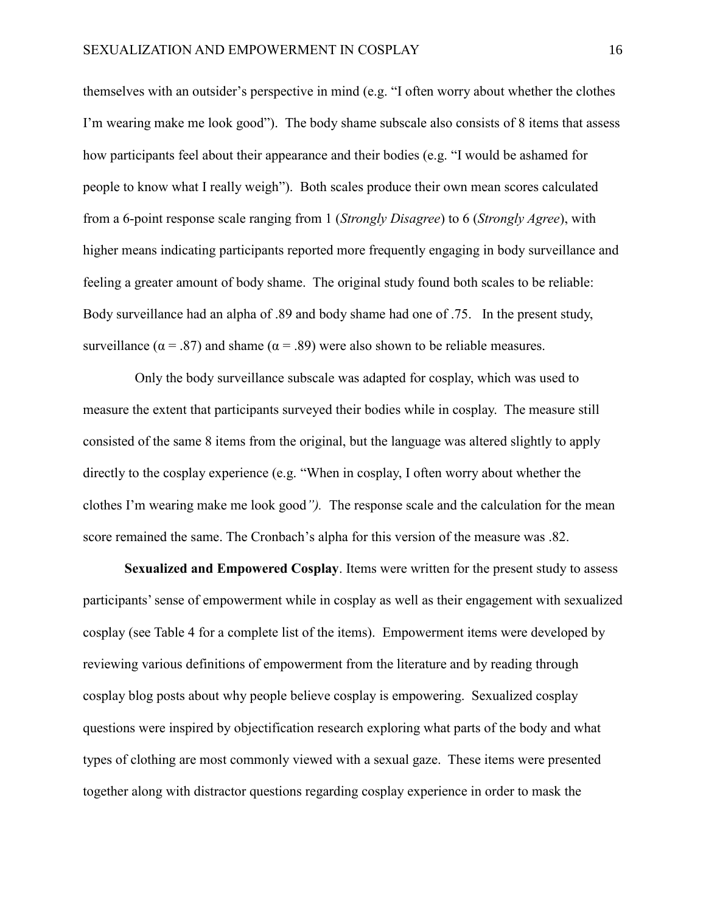themselves with an outsider's perspective in mind (e.g. "I often worry about whether the clothes I'm wearing make me look good"). The body shame subscale also consists of 8 items that assess how participants feel about their appearance and their bodies (e.g. "I would be ashamed for people to know what I really weigh"). Both scales produce their own mean scores calculated from a 6-point response scale ranging from 1 (*Strongly Disagree*) to 6 (*Strongly Agree*), with higher means indicating participants reported more frequently engaging in body surveillance and feeling a greater amount of body shame. The original study found both scales to be reliable: Body surveillance had an alpha of .89 and body shame had one of .75. In the present study, surveillance ($\alpha = .87$) and shame ($\alpha = .89$) were also shown to be reliable measures.

Only the body surveillance subscale was adapted for cosplay, which was used to measure the extent that participants surveyed their bodies while in cosplay. The measure still consisted of the same 8 items from the original, but the language was altered slightly to apply directly to the cosplay experience (e.g. "When in cosplay, I often worry about whether the clothes I'm wearing make me look good"). The response scale and the calculation for the mean score remained the same. The Cronbach's alpha for this version of the measure was .82.

**Sexualized and Empowered Cosplay**. Items were written for the present study to assess participants' sense of empowerment while in cosplay as well as their engagement with sexualized cosplay (see Table 4 for a complete list of the items). Empowerment items were developed by reviewing various definitions of empowerment from the literature and by reading through cosplay blog posts about why people believe cosplay is empowering. Sexualized cosplay questions were inspired by objectification research exploring what parts of the body and what types of clothing are most commonly viewed with a sexual gaze. These items were presented together along with distractor questions regarding cosplay experience in order to mask the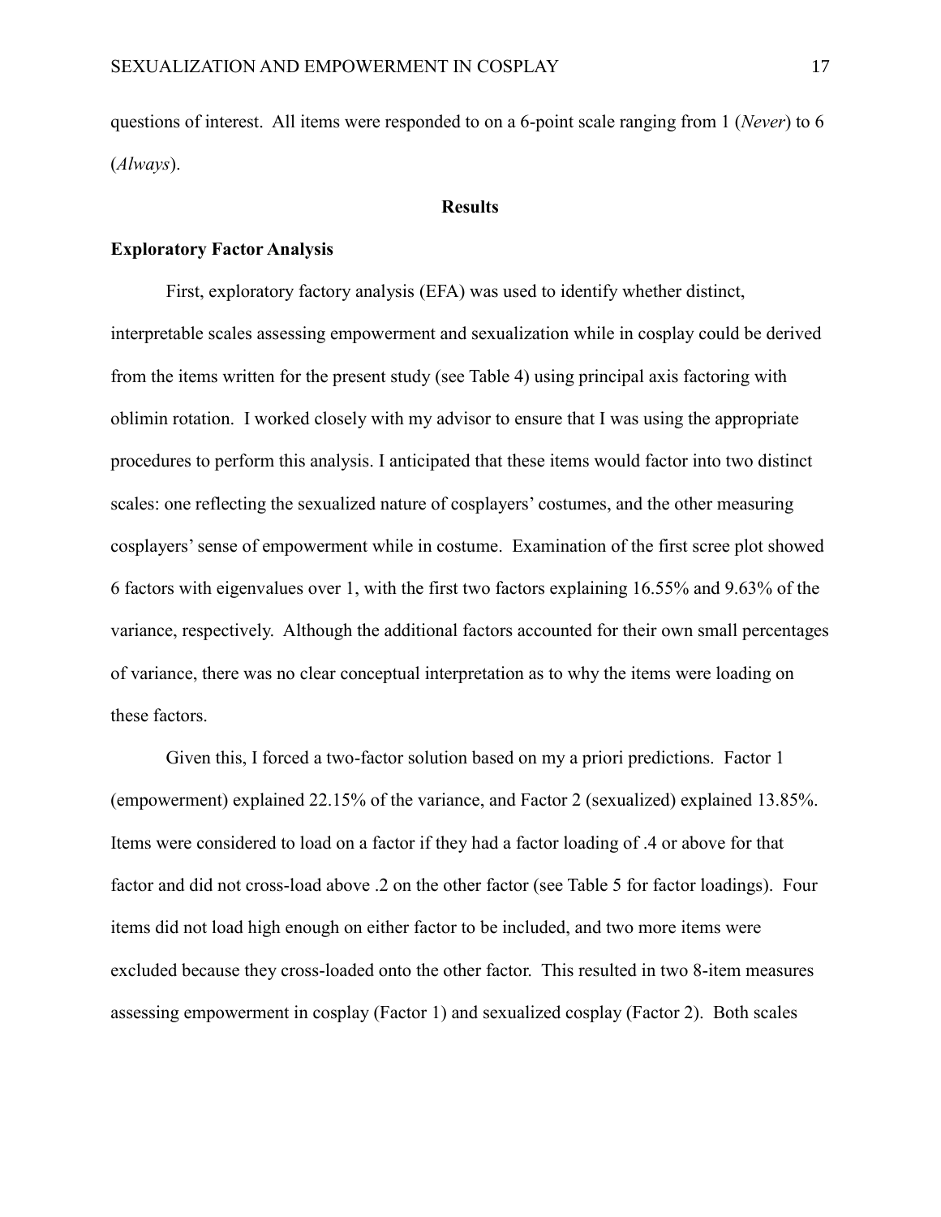questions of interest. All items were responded to on a 6-point scale ranging from 1 (*Never*) to 6 (*Always*).

## Results

### Exploratory Factor Analysis

First, exploratory factory analysis (EFA) was used to identify whether distinct, interpretable scales assessing empowerment and sexualization while in cosplay could be derived from the items written for the present study (see Table 4) using principal axis factoring with oblimin rotation. I worked closely with my advisor to ensure that I was using the appropriate procedures to perform this analysis. I anticipated that these items would factor into two distinct scales: one reflecting the sexualized nature of cosplayers' costumes, and the other measuring cosplayers' sense of empowerment while in costume. Examination of the first scree plot showed 6 factors with eigenvalues over 1, with the first two factors explaining 16.55% and 9.63% of the variance, respectively. Although the additional factors accounted for their own small percentages of variance, there was no clear conceptual interpretation as to why the items were loading on these factors.

Given this, I forced a two-factor solution based on my a priori predictions. Factor 1 (empowerment) explained 22.15% of the variance, and Factor 2 (sexualized) explained 13.85%. Items were considered to load on a factor if they had a factor loading of .4 or above for that factor and did not cross-load above .2 on the other factor (see Table 5 for factor loadings). Four items did not load high enough on either factor to be included, and two more items were excluded because they cross-loaded onto the other factor. This resulted in two 8-item measures assessing empowerment in cosplay (Factor 1) and sexualized cosplay (Factor 2). Both scales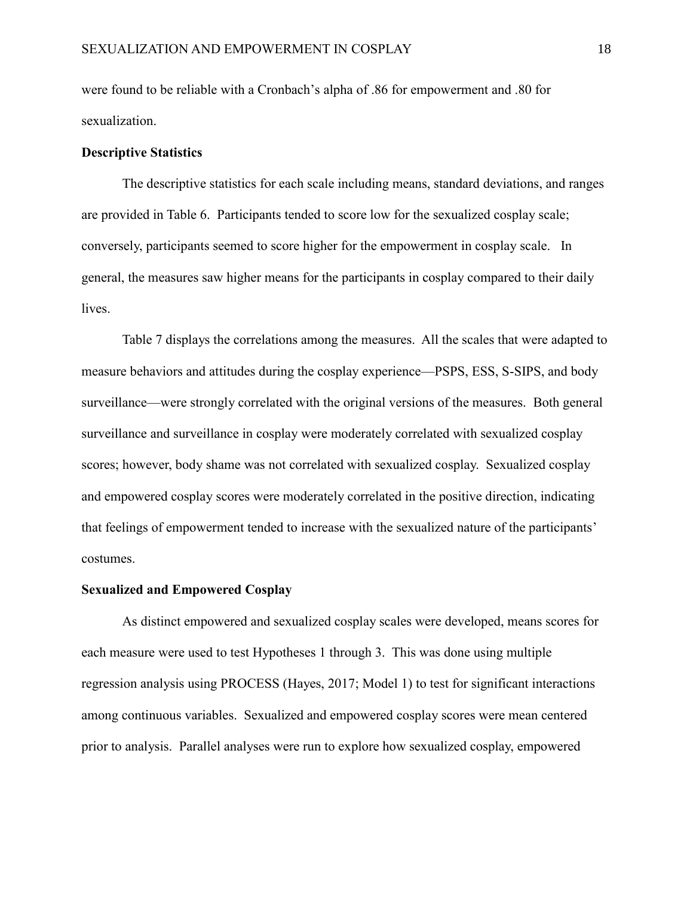were found to be reliable with a Cronbach's alpha of .86 for empowerment and .80 for sexualization.

**Descriptive Statistics**

The descriptive statistics for each scale including means, standard deviations, and ranges are provided in Table 6. Participants tended to score low for the sexualized cosplay scale; conversely, participants seemed to score higher for the empowerment in cosplay scale. In general, the measures saw higher means for the participants in cosplay compared to their daily lives.

Table 7 displays the correlations among the measures. All the scales that were adapted to measure behaviors and attitudes during the cosplay experience—PSPS, ESS, S-SIPS, and body surveillance—were strongly correlated with the original versions of the measures. Both general surveillance and surveillance in cosplay were moderately correlated with sexualized cosplay scores; however, body shame was not correlated with sexualized cosplay. Sexualized cosplay and empowered cosplay scores were moderately correlated in the positive direction, indicating that feelings of empowerment tended to increase with the sexualized nature of the participants' costumes.

**Sexualized and Empowered Cosplay**

As distinct empowered and sexualized cosplay scales were developed, means scores for each measure were used to test Hypotheses 1 through 3. This was done using multiple regression analysis using PROCESS (Hayes, 2017; Model 1) to test for significant interactions among continuous variables. Sexualized and empowered cosplay scores were mean centered prior to analysis. Parallel analyses were run to explore how sexualized cosplay, empowered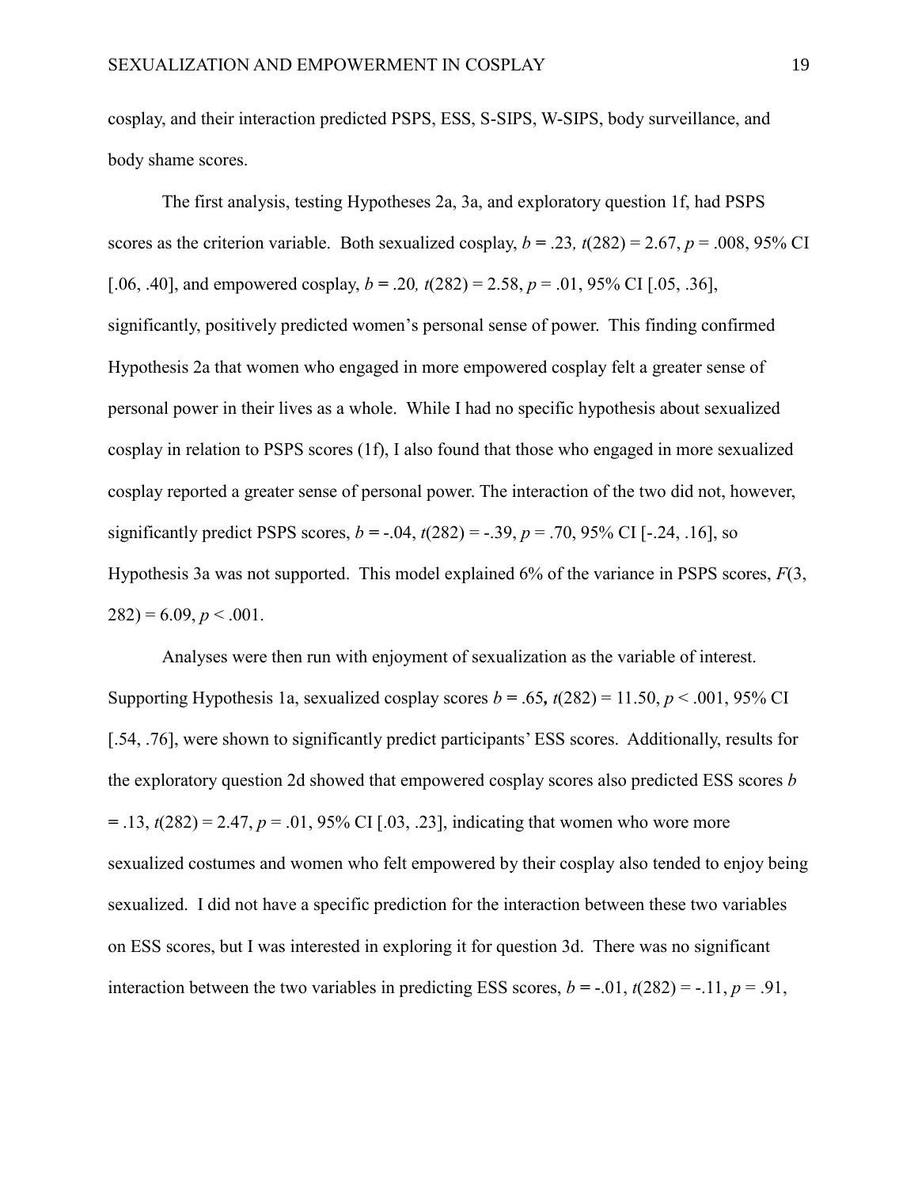cosplay, and their interaction predicted PSPS, ESS, S-SIPS, W-SIPS, body surveillance, and body shame scores.

The first analysis, testing Hypotheses 2a, 3a, and exploratory question 1f, had PSPS scores as the criterion variable. Both sexualized cosplay, $b = .23$, $t(282) = 2.67$, $p = .008$, 95% CI [.06, .40], and empowered cosplay, $b = .20$, $t(282) = 2.58$, $p = .01$, 95% CI [.05, .36], significantly, positively predicted women's personal sense of power. This finding confirmed Hypothesis 2a that women who engaged in more empowered cosplay felt a greater sense of personal power in their lives as a whole. While I had no specific hypothesis about sexualized cosplay in relation to PSPS scores (1f), I also found that those who engaged in more sexualized cosplay reported a greater sense of personal power. The interaction of the two did not, however, significantly predict PSPS scores, $b = -.04$, $t(282) = -.39$, $p = .70$, 95% CI [-.24, .16], so Hypothesis 3a was not supported. This model explained 6% of the variance in PSPS scores, $F(3, 282) = 6.09$, $p < .001$.

Analyses were then run with enjoyment of sexualization as the variable of interest. Supporting Hypothesis 1a, sexualized cosplay scores $b = .65$, $t(282) = 11.50$, $p < .001$, 95% CI [.54, .76], were shown to significantly predict participants' ESS scores. Additionally, results for the exploratory question 2d showed that empowered cosplay scores also predicted ESS scores $b = .13$, $t(282) = 2.47$, $p = .01$, 95% CI [.03, .23], indicating that women who wore more sexualized costumes and women who felt empowered by their cosplay also tended to enjoy being sexualized. I did not have a specific prediction for the interaction between these two variables on ESS scores, but I was interested in exploring it for question 3d. There was no significant interaction between the two variables in predicting ESS scores, $b = -.01$, $t(282) = -.11$, $p = .91$,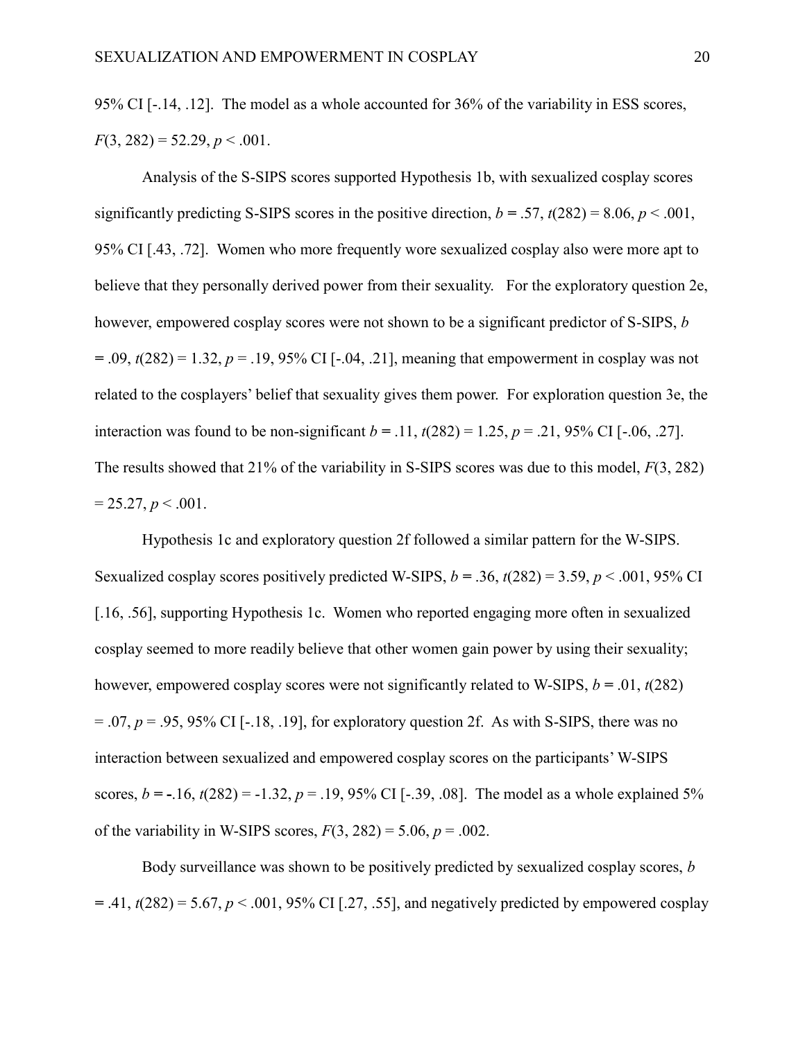95% CI [-.14, .12]. The model as a whole accounted for 36% of the variability in ESS scores, $F(3, 282) = 52.29$, $p < .001$.

Analysis of the S-SIPS scores supported Hypothesis 1b, with sexualized cosplay scores significantly predicting S-SIPS scores in the positive direction, $b = .57$, $t(282) = 8.06$, $p < .001$, 95% CI [.43, .72]. Women who more frequently wore sexualized cosplay also were more apt to believe that they personally derived power from their sexuality. For the exploratory question 2e, however, empowered cosplay scores were not shown to be a significant predictor of S-SIPS, $b = .09$, $t(282) = 1.32$, $p = .19$, 95% CI [-.04, .21], meaning that empowerment in cosplay was not related to the cosplayers' belief that sexuality gives them power. For exploration question 3e, the interaction was found to be non-significant $b = .11$, $t(282) = 1.25$, $p = .21$, 95% CI [-.06, .27]. The results showed that 21% of the variability in S-SIPS scores was due to this model, $F(3, 282) = 25.27$, $p < .001$.

Hypothesis 1c and exploratory question 2f followed a similar pattern for the W-SIPS. Sexualized cosplay scores positively predicted W-SIPS, $b = .36$, $t(282) = 3.59$, $p < .001$, 95% CI [.16, .56], supporting Hypothesis 1c. Women who reported engaging more often in sexualized cosplay seemed to more readily believe that other women gain power by using their sexuality; however, empowered cosplay scores were not significantly related to W-SIPS, $b = .01$, $t(282) = .07$, $p = .95$, 95% CI [-.18, .19], for exploratory question 2f. As with S-SIPS, there was no interaction between sexualized and empowered cosplay scores on the participants' W-SIPS scores, $b = -.16$, $t(282) = -1.32$, $p = .19$, 95% CI [-.39, .08]. The model as a whole explained 5% of the variability in W-SIPS scores, $F(3, 282) = 5.06$, $p = .002$.

Body surveillance was shown to be positively predicted by sexualized cosplay scores, $b = .41$, $t(282) = 5.67$, $p < .001$, 95% CI [.27, .55], and negatively predicted by empowered cosplay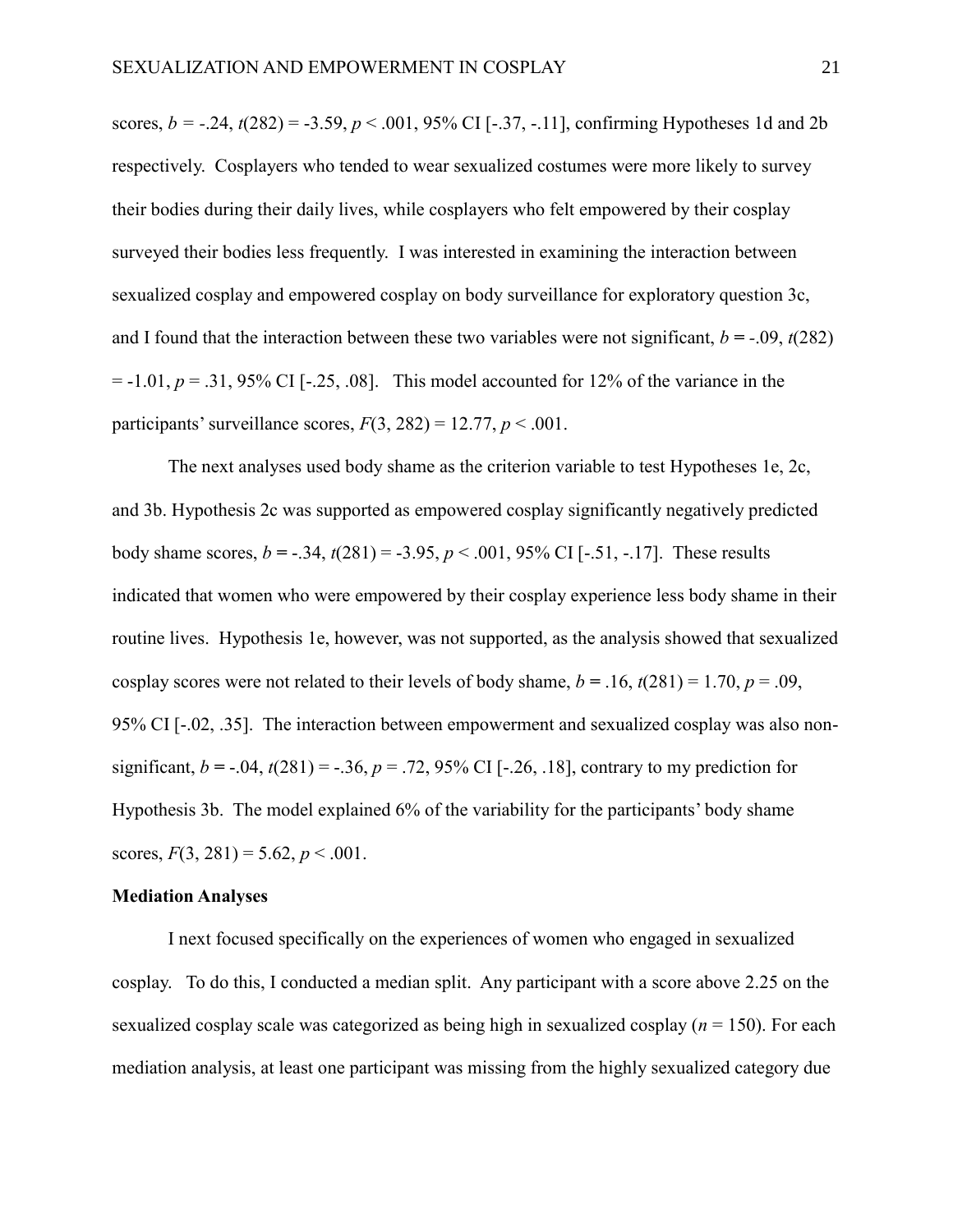scores, $b = -.24$, $t(282) = -3.59$, $p < .001$, 95% CI [-.37, -.11], confirming Hypotheses 1d and 2b respectively. Cosplayers who tended to wear sexualized costumes were more likely to survey their bodies during their daily lives, while cosplayers who felt empowered by their cosplay surveyed their bodies less frequently. I was interested in examining the interaction between sexualized cosplay and empowered cosplay on body surveillance for exploratory question 3c, and I found that the interaction between these two variables were not significant, $b = -.09$, $t(282) = -1.01$, $p = .31$, 95% CI [-.25, .08]. This model accounted for 12% of the variance in the participants' surveillance scores, $F(3, 282) = 12.77$, $p < .001$.

The next analyses used body shame as the criterion variable to test Hypotheses 1e, 2c, and 3b. Hypothesis 2c was supported as empowered cosplay significantly negatively predicted body shame scores, $b = -.34$, $t(281) = -3.95$, $p < .001$, 95% CI [-.51, -.17]. These results indicated that women who were empowered by their cosplay experience less body shame in their routine lives. Hypothesis 1e, however, was not supported, as the analysis showed that sexualized cosplay scores were not related to their levels of body shame, $b = .16$, $t(281) = 1.70$, $p = .09$, 95% CI [-.02, .35]. The interaction between empowerment and sexualized cosplay was also non-significant, $b = -.04$, $t(281) = -.36$, $p = .72$, 95% CI [-.26, .18], contrary to my prediction for Hypothesis 3b. The model explained 6% of the variability for the participants' body shame scores, $F(3, 281) = 5.62$, $p < .001$.

**Mediation Analyses**

I next focused specifically on the experiences of women who engaged in sexualized cosplay. To do this, I conducted a median split. Any participant with a score above 2.25 on the sexualized cosplay scale was categorized as being high in sexualized cosplay ($n = 150$). For each mediation analysis, at least one participant was missing from the highly sexualized category due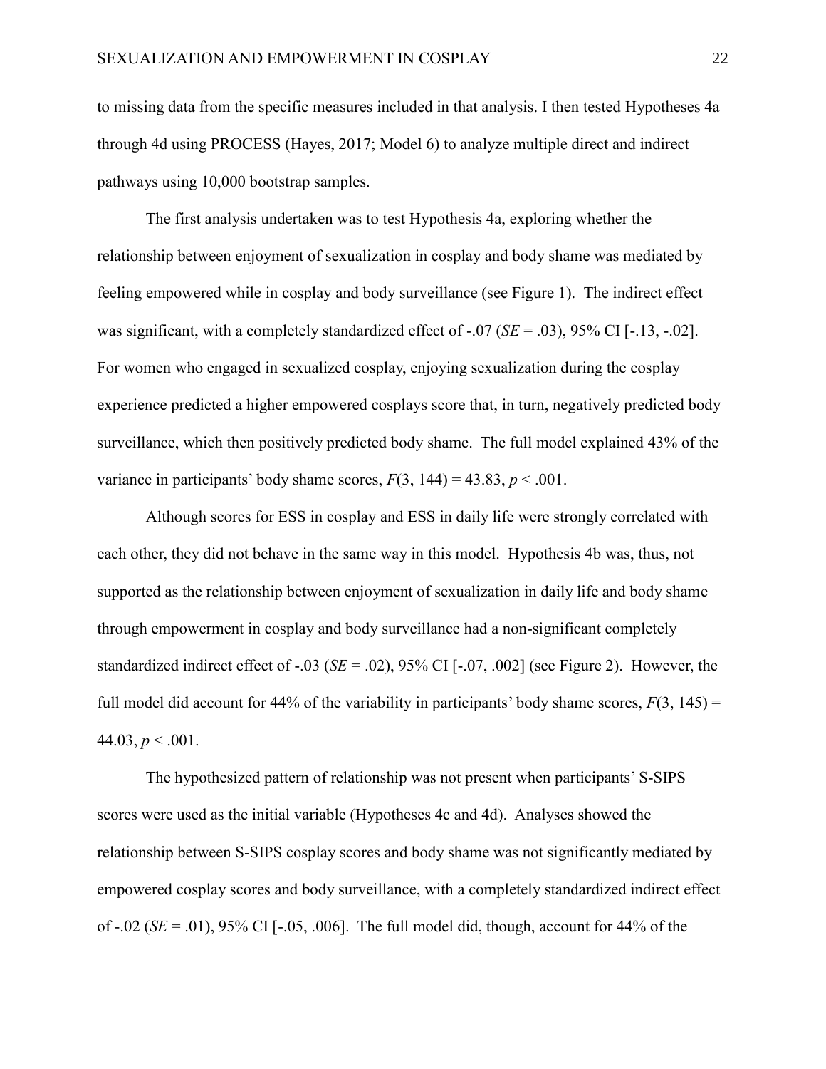to missing data from the specific measures included in that analysis. I then tested Hypotheses 4a through 4d using PROCESS (Hayes, 2017; Model 6) to analyze multiple direct and indirect pathways using 10,000 bootstrap samples.

The first analysis undertaken was to test Hypothesis 4a, exploring whether the relationship between enjoyment of sexualization in cosplay and body shame was mediated by feeling empowered while in cosplay and body surveillance (see Figure 1). The indirect effect was significant, with a completely standardized effect of -.07 (*SE* = .03), 95% CI [-.13, -.02]. For women who engaged in sexualized cosplay, enjoying sexualization during the cosplay experience predicted a higher empowered cosplays score that, in turn, negatively predicted body surveillance, which then positively predicted body shame. The full model explained 43% of the variance in participants' body shame scores, $F(3, 144) = 43.83$, $p < .001$.

Although scores for ESS in cosplay and ESS in daily life were strongly correlated with each other, they did not behave in the same way in this model. Hypothesis 4b was, thus, not supported as the relationship between enjoyment of sexualization in daily life and body shame through empowerment in cosplay and body surveillance had a non-significant completely standardized indirect effect of -.03 (*SE* = .02), 95% CI [-.07, .002] (see Figure 2). However, the full model did account for 44% of the variability in participants' body shame scores, $F(3, 145) = 44.03$, $p < .001$.

The hypothesized pattern of relationship was not present when participants' S-SIPS scores were used as the initial variable (Hypotheses 4c and 4d). Analyses showed the relationship between S-SIPS cosplay scores and body shame was not significantly mediated by empowered cosplay scores and body surveillance, with a completely standardized indirect effect of -.02 (*SE* = .01), 95% CI [-.05, .006]. The full model did, though, account for 44% of the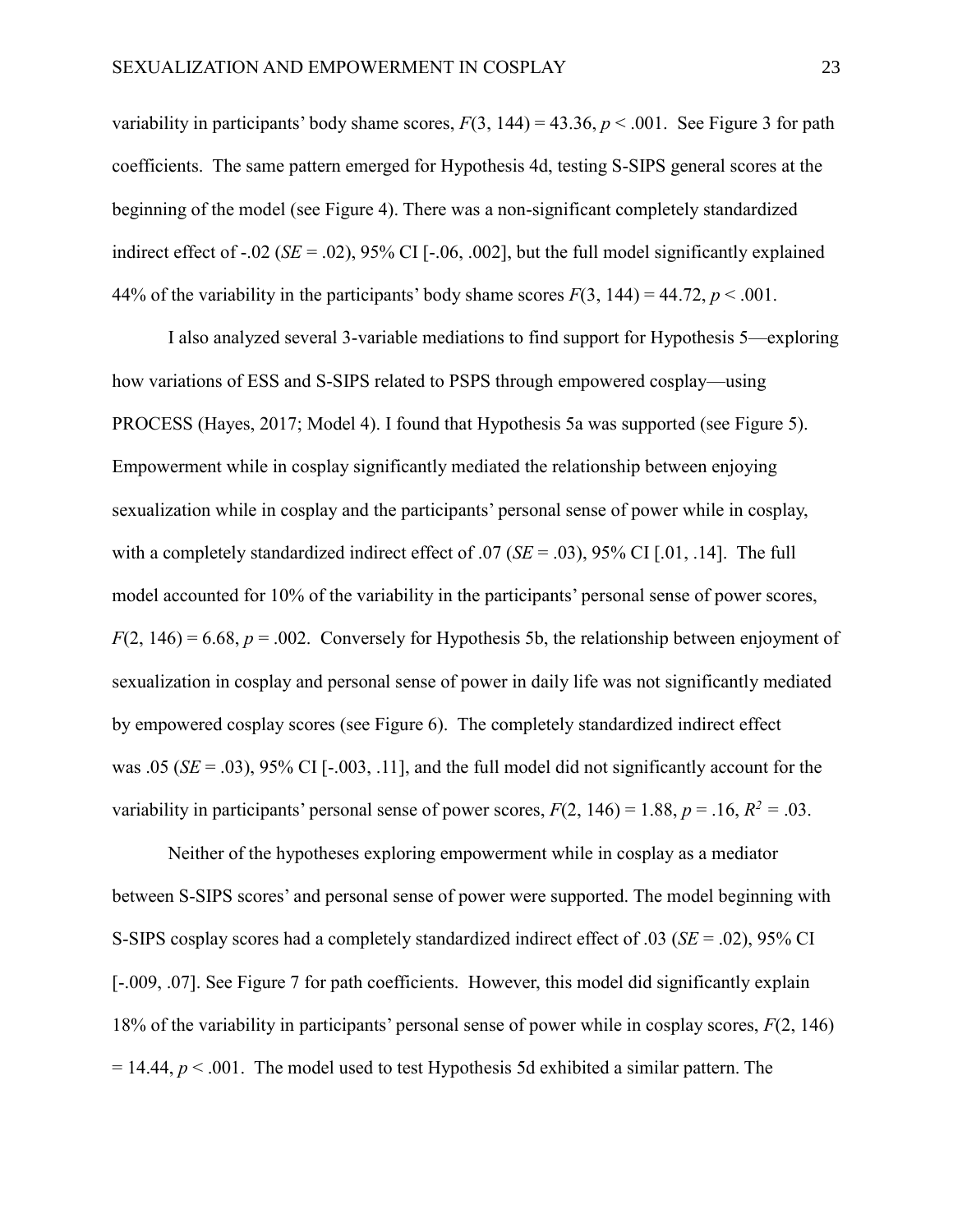variability in participants' body shame scores, $F(3, 144) = 43.36$, $p < .001$. See Figure 3 for path coefficients. The same pattern emerged for Hypothesis 4d, testing S-SIPS general scores at the beginning of the model (see Figure 4). There was a non-significant completely standardized indirect effect of -.02 ($SE = .02$), 95% CI [-.06, .002], but the full model significantly explained 44% of the variability in the participants' body shame scores $F(3, 144) = 44.72$, $p < .001$.

I also analyzed several 3-variable mediations to find support for Hypothesis 5—exploring how variations of ESS and S-SIPS related to PSPS through empowered cosplay—using PROCESS (Hayes, 2017; Model 4). I found that Hypothesis 5a was supported (see Figure 5). Empowerment while in cosplay significantly mediated the relationship between enjoying sexualization while in cosplay and the participants' personal sense of power while in cosplay, with a completely standardized indirect effect of .07 ($SE = .03$), 95% CI [.01, .14]. The full model accounted for 10% of the variability in the participants' personal sense of power scores, $F(2, 146) = 6.68$, $p = .002$. Conversely for Hypothesis 5b, the relationship between enjoyment of sexualization in cosplay and personal sense of power in daily life was not significantly mediated by empowered cosplay scores (see Figure 6). The completely standardized indirect effect was .05 ($SE = .03$), 95% CI [-.003, .11], and the full model did not significantly account for the variability in participants' personal sense of power scores, $F(2, 146) = 1.88$, $p = .16$, $R^2 = .03$.

Neither of the hypotheses exploring empowerment while in cosplay as a mediator between S-SIPS scores' and personal sense of power were supported. The model beginning with S-SIPS cosplay scores had a completely standardized indirect effect of .03 ($SE = .02$), 95% CI [-.009, .07]. See Figure 7 for path coefficients. However, this model did significantly explain 18% of the variability in participants' personal sense of power while in cosplay scores, $F(2, 146) = 14.44$, $p < .001$. The model used to test Hypothesis 5d exhibited a similar pattern. The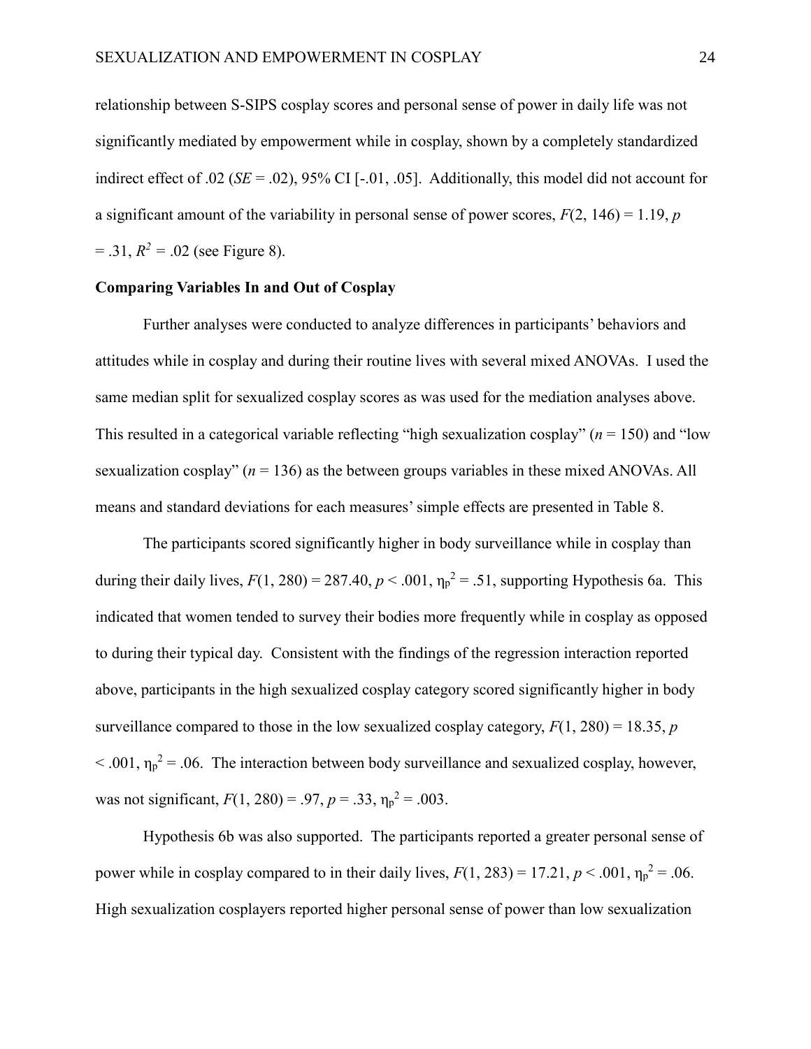relationship between S-SIPS cosplay scores and personal sense of power in daily life was not significantly mediated by empowerment while in cosplay, shown by a completely standardized indirect effect of .02 ($SE$ = .02), 95% CI [-.01, .05]. Additionally, this model did not account for a significant amount of the variability in personal sense of power scores, $F(2, 146) = 1.19$, $p = .31$, $R^2 = .02$ (see Figure 8).

**Comparing Variables In and Out of Cosplay**

Further analyses were conducted to analyze differences in participants' behaviors and attitudes while in cosplay and during their routine lives with several mixed ANOVAs. I used the same median split for sexualized cosplay scores as was used for the mediation analyses above. This resulted in a categorical variable reflecting "high sexualization cosplay" ($n$ = 150) and "low sexualization cosplay" ($n$ = 136) as the between groups variables in these mixed ANOVAs. All means and standard deviations for each measures' simple effects are presented in Table 8.

The participants scored significantly higher in body surveillance while in cosplay than during their daily lives, $F(1, 280) = 287.40$, $p < .001$, $\eta_p^2 = .51$, supporting Hypothesis 6a. This indicated that women tended to survey their bodies more frequently while in cosplay as opposed to during their typical day. Consistent with the findings of the regression interaction reported above, participants in the high sexualized cosplay category scored significantly higher in body surveillance compared to those in the low sexualized cosplay category, $F(1, 280) = 18.35$, $p < .001$, $\eta_p^2 = .06$. The interaction between body surveillance and sexualized cosplay, however, was not significant, $F(1, 280) = .97$, $p = .33$, $\eta_p^2 = .003$.

Hypothesis 6b was also supported. The participants reported a greater personal sense of power while in cosplay compared to in their daily lives, $F(1, 283) = 17.21$, $p < .001$, $\eta_p^2 = .06$. High sexualization cosplayers reported higher personal sense of power than low sexualization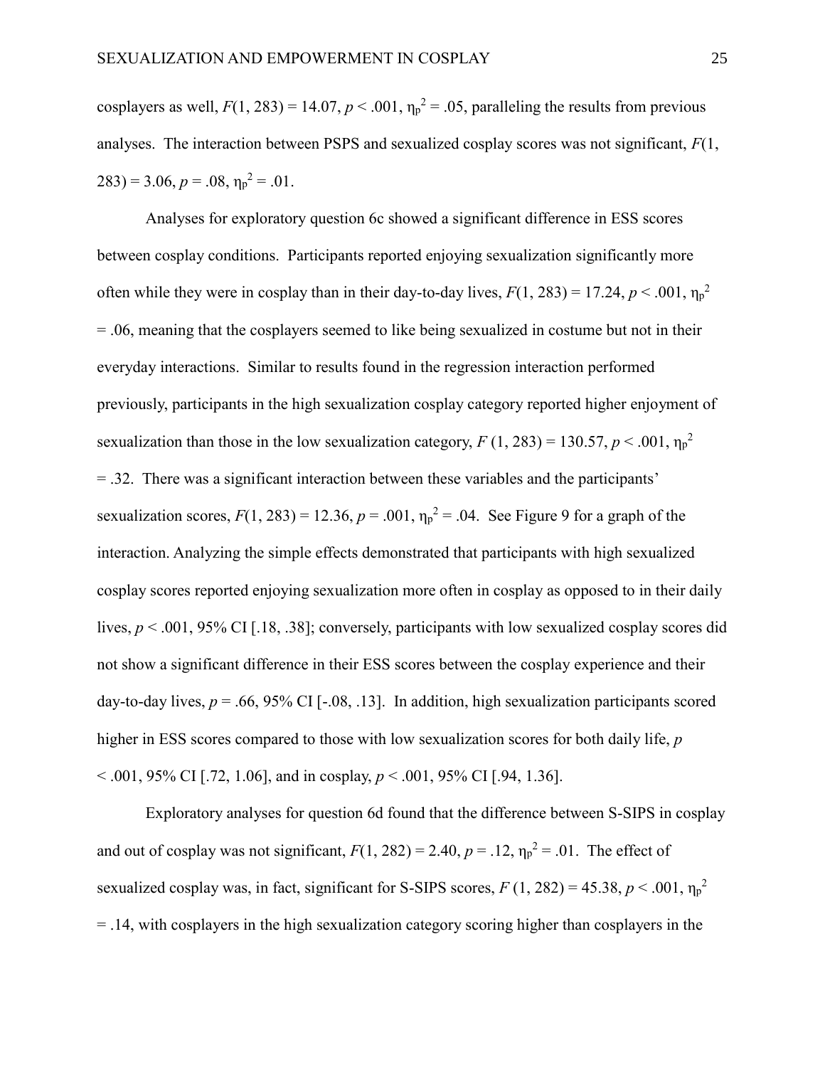cosplayers as well, $F(1, 283) = 14.07$, $p < .001$, $\eta_p^2 = .05$, paralleling the results from previous analyses. The interaction between PSPS and sexualized cosplay scores was not significant, $F(1, 283) = 3.06$, $p = .08$, $\eta_p^2 = .01$.

Analyses for exploratory question 6c showed a significant difference in ESS scores between cosplay conditions. Participants reported enjoying sexualization significantly more often while they were in cosplay than in their day-to-day lives, $F(1, 283) = 17.24$, $p < .001$, $\eta_p^2 = .06$, meaning that the cosplayers seemed to like being sexualized in costume but not in their everyday interactions. Similar to results found in the regression interaction performed previously, participants in the high sexualization cosplay category reported higher enjoyment of sexualization than those in the low sexualization category, $F(1, 283) = 130.57$, $p < .001$, $\eta_p^2 = .32$. There was a significant interaction between these variables and the participants' sexualization scores, $F(1, 283) = 12.36$, $p = .001$, $\eta_p^2 = .04$. See Figure 9 for a graph of the interaction. Analyzing the simple effects demonstrated that participants with high sexualized cosplay scores reported enjoying sexualization more often in cosplay as opposed to in their daily lives, $p < .001$, 95% CI [.18, .38]; conversely, participants with low sexualized cosplay scores did not show a significant difference in their ESS scores between the cosplay experience and their day-to-day lives, $p = .66$, 95% CI [-.08, .13]. In addition, high sexualization participants scored higher in ESS scores compared to those with low sexualization scores for both daily life, $p < .001$, 95% CI [.72, 1.06], and in cosplay, $p < .001$, 95% CI [.94, 1.36].

Exploratory analyses for question 6d found that the difference between S-SIPS in cosplay and out of cosplay was not significant, $F(1, 282) = 2.40$, $p = .12$, $\eta_p^2 = .01$. The effect of sexualized cosplay was, in fact, significant for S-SIPS scores, $F(1, 282) = 45.38$, $p < .001$, $\eta_p^2 = .14$, with cosplayers in the high sexualization category scoring higher than cosplayers in the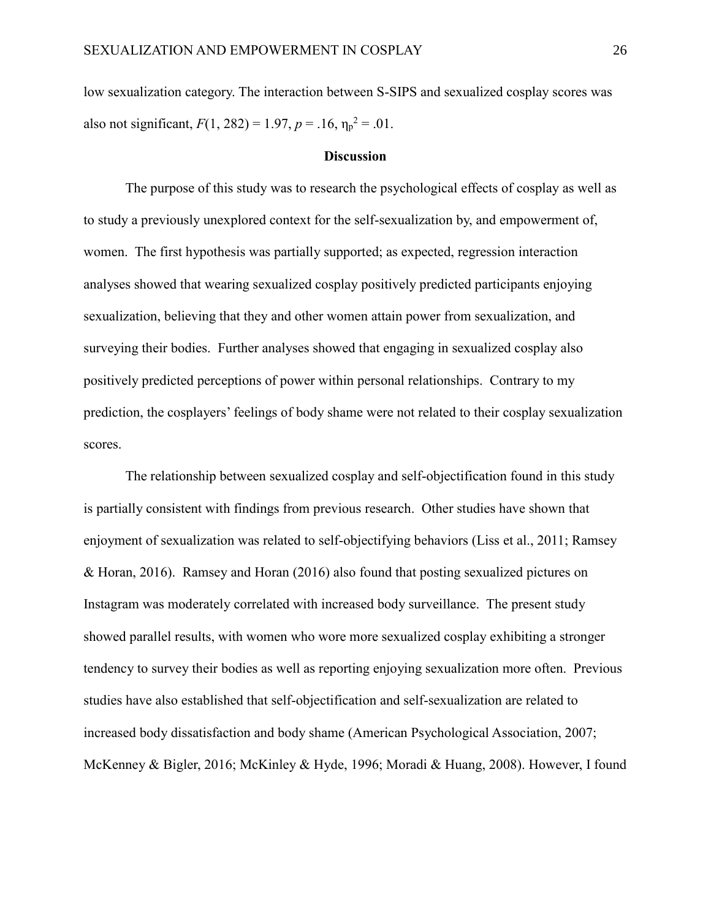low sexualization category. The interaction between S-SIPS and sexualized cosplay scores was also not significant, $F(1, 282) = 1.97$, $p = .16$, $\eta_p^2 = .01$.

## Discussion

The purpose of this study was to research the psychological effects of cosplay as well as to study a previously unexplored context for the self-sexualization by, and empowerment of, women. The first hypothesis was partially supported; as expected, regression interaction analyses showed that wearing sexualized cosplay positively predicted participants enjoying sexualization, believing that they and other women attain power from sexualization, and surveying their bodies. Further analyses showed that engaging in sexualized cosplay also positively predicted perceptions of power within personal relationships. Contrary to my prediction, the cosplayers' feelings of body shame were not related to their cosplay sexualization scores.

The relationship between sexualized cosplay and self-objectification found in this study is partially consistent with findings from previous research. Other studies have shown that enjoyment of sexualization was related to self-objectifying behaviors (Liss et al., 2011; Ramsey & Horan, 2016). Ramsey and Horan (2016) also found that posting sexualized pictures on Instagram was moderately correlated with increased body surveillance. The present study showed parallel results, with women who wore more sexualized cosplay exhibiting a stronger tendency to survey their bodies as well as reporting enjoying sexualization more often. Previous studies have also established that self-objectification and self-sexualization are related to increased body dissatisfaction and body shame (American Psychological Association, 2007; McKenney & Bigler, 2016; McKinley & Hyde, 1996; Moradi & Huang, 2008). However, I found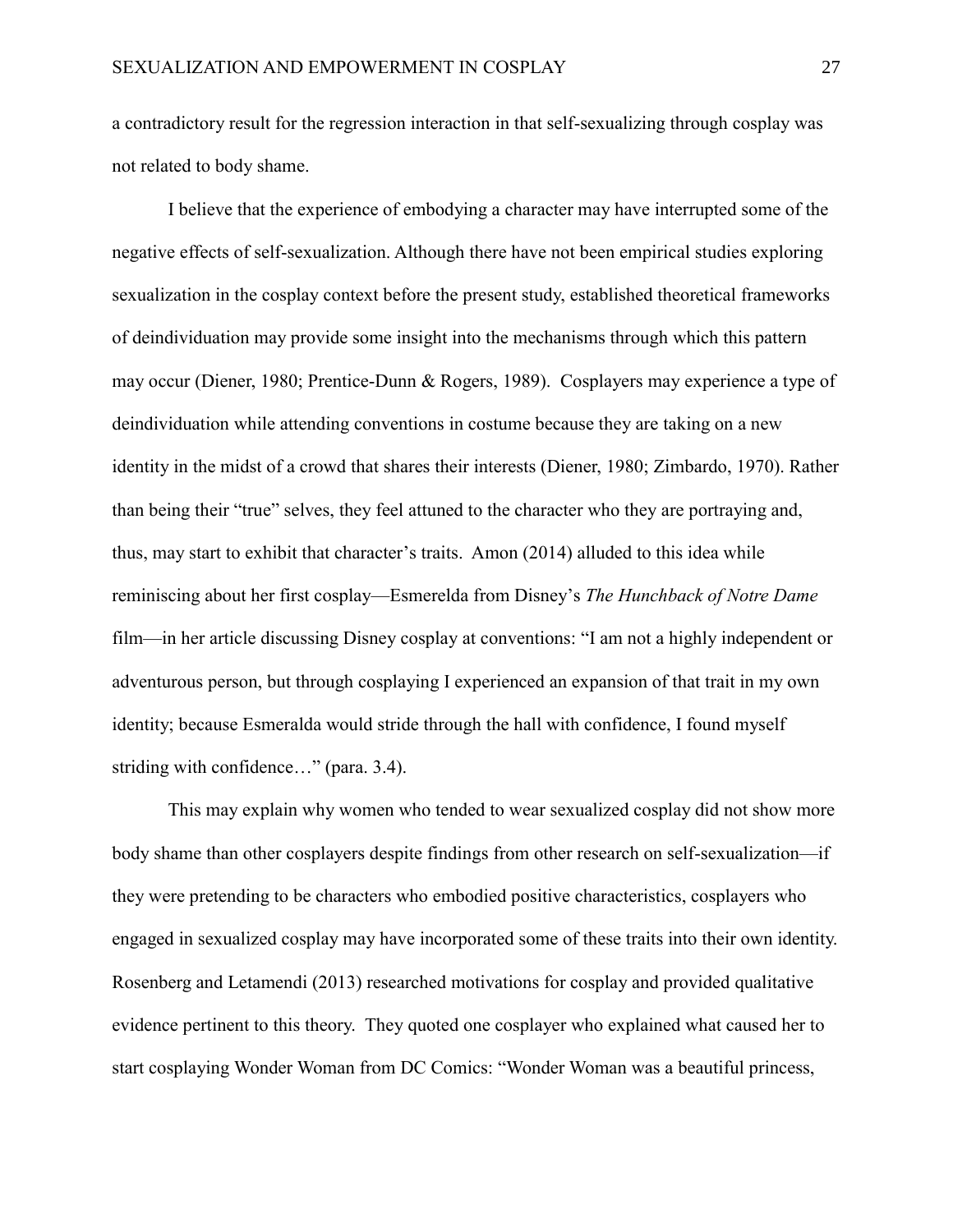a contradictory result for the regression interaction in that self-sexualizing through cosplay was not related to body shame.

I believe that the experience of embodying a character may have interrupted some of the negative effects of self-sexualization. Although there have not been empirical studies exploring sexualization in the cosplay context before the present study, established theoretical frameworks of deindividuation may provide some insight into the mechanisms through which this pattern may occur (Diener, 1980; Prentice-Dunn & Rogers, 1989). Cosplayers may experience a type of deindividuation while attending conventions in costume because they are taking on a new identity in the midst of a crowd that shares their interests (Diener, 1980; Zimbardo, 1970). Rather than being their "true" selves, they feel attuned to the character who they are portraying and, thus, may start to exhibit that character's traits. Amon (2014) alluded to this idea while reminiscing about her first cosplay—Esmerelda from Disney's *The Hunchback of Notre Dame* film—in her article discussing Disney cosplay at conventions: "I am not a highly independent or adventurous person, but through cosplaying I experienced an expansion of that trait in my own identity; because Esmeralda would stride through the hall with confidence, I found myself striding with confidence…" (para. 3.4).

This may explain why women who tended to wear sexualized cosplay did not show more body shame than other cosplayers despite findings from other research on self-sexualization—if they were pretending to be characters who embodied positive characteristics, cosplayers who engaged in sexualized cosplay may have incorporated some of these traits into their own identity. Rosenberg and Letamendi (2013) researched motivations for cosplay and provided qualitative evidence pertinent to this theory. They quoted one cosplayer who explained what caused her to start cosplaying Wonder Woman from DC Comics: "Wonder Woman was a beautiful princess,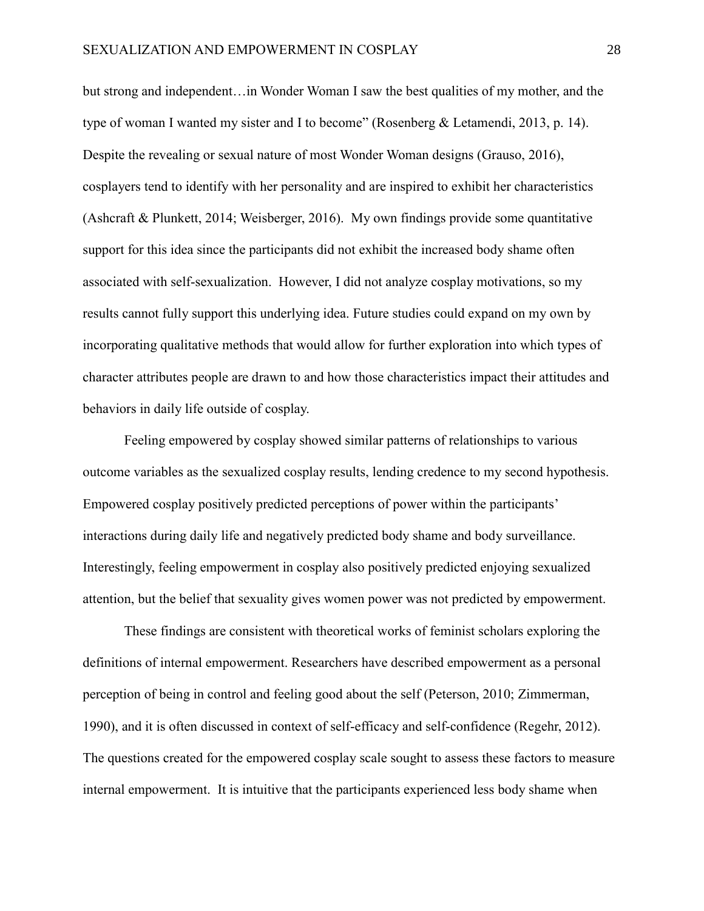but strong and independent…in Wonder Woman I saw the best qualities of my mother, and the type of woman I wanted my sister and I to become" (Rosenberg & Letamendi, 2013, p. 14). Despite the revealing or sexual nature of most Wonder Woman designs (Grauso, 2016), cosplayers tend to identify with her personality and are inspired to exhibit her characteristics (Ashcraft & Plunkett, 2014; Weisberger, 2016). My own findings provide some quantitative support for this idea since the participants did not exhibit the increased body shame often associated with self-sexualization. However, I did not analyze cosplay motivations, so my results cannot fully support this underlying idea. Future studies could expand on my own by incorporating qualitative methods that would allow for further exploration into which types of character attributes people are drawn to and how those characteristics impact their attitudes and behaviors in daily life outside of cosplay.

Feeling empowered by cosplay showed similar patterns of relationships to various outcome variables as the sexualized cosplay results, lending credence to my second hypothesis. Empowered cosplay positively predicted perceptions of power within the participants' interactions during daily life and negatively predicted body shame and body surveillance. Interestingly, feeling empowerment in cosplay also positively predicted enjoying sexualized attention, but the belief that sexuality gives women power was not predicted by empowerment.

These findings are consistent with theoretical works of feminist scholars exploring the definitions of internal empowerment. Researchers have described empowerment as a personal perception of being in control and feeling good about the self (Peterson, 2010; Zimmerman, 1990), and it is often discussed in context of self-efficacy and self-confidence (Regehr, 2012). The questions created for the empowered cosplay scale sought to assess these factors to measure internal empowerment. It is intuitive that the participants experienced less body shame when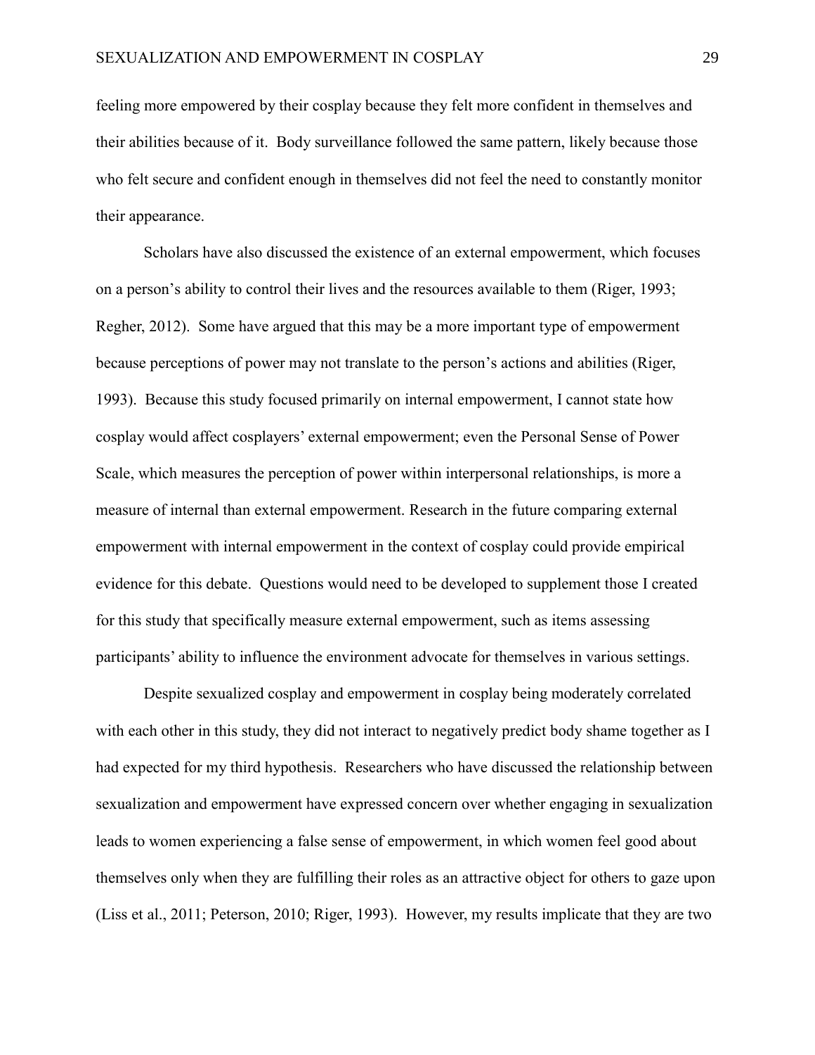feeling more empowered by their cosplay because they felt more confident in themselves and their abilities because of it. Body surveillance followed the same pattern, likely because those who felt secure and confident enough in themselves did not feel the need to constantly monitor their appearance.

Scholars have also discussed the existence of an external empowerment, which focuses on a person's ability to control their lives and the resources available to them (Riger, 1993; Regher, 2012). Some have argued that this may be a more important type of empowerment because perceptions of power may not translate to the person's actions and abilities (Riger, 1993). Because this study focused primarily on internal empowerment, I cannot state how cosplay would affect cosplayers' external empowerment; even the Personal Sense of Power Scale, which measures the perception of power within interpersonal relationships, is more a measure of internal than external empowerment. Research in the future comparing external empowerment with internal empowerment in the context of cosplay could provide empirical evidence for this debate. Questions would need to be developed to supplement those I created for this study that specifically measure external empowerment, such as items assessing participants' ability to influence the environment advocate for themselves in various settings.

Despite sexualized cosplay and empowerment in cosplay being moderately correlated with each other in this study, they did not interact to negatively predict body shame together as I had expected for my third hypothesis. Researchers who have discussed the relationship between sexualization and empowerment have expressed concern over whether engaging in sexualization leads to women experiencing a false sense of empowerment, in which women feel good about themselves only when they are fulfilling their roles as an attractive object for others to gaze upon (Liss et al., 2011; Peterson, 2010; Riger, 1993). However, my results implicate that they are two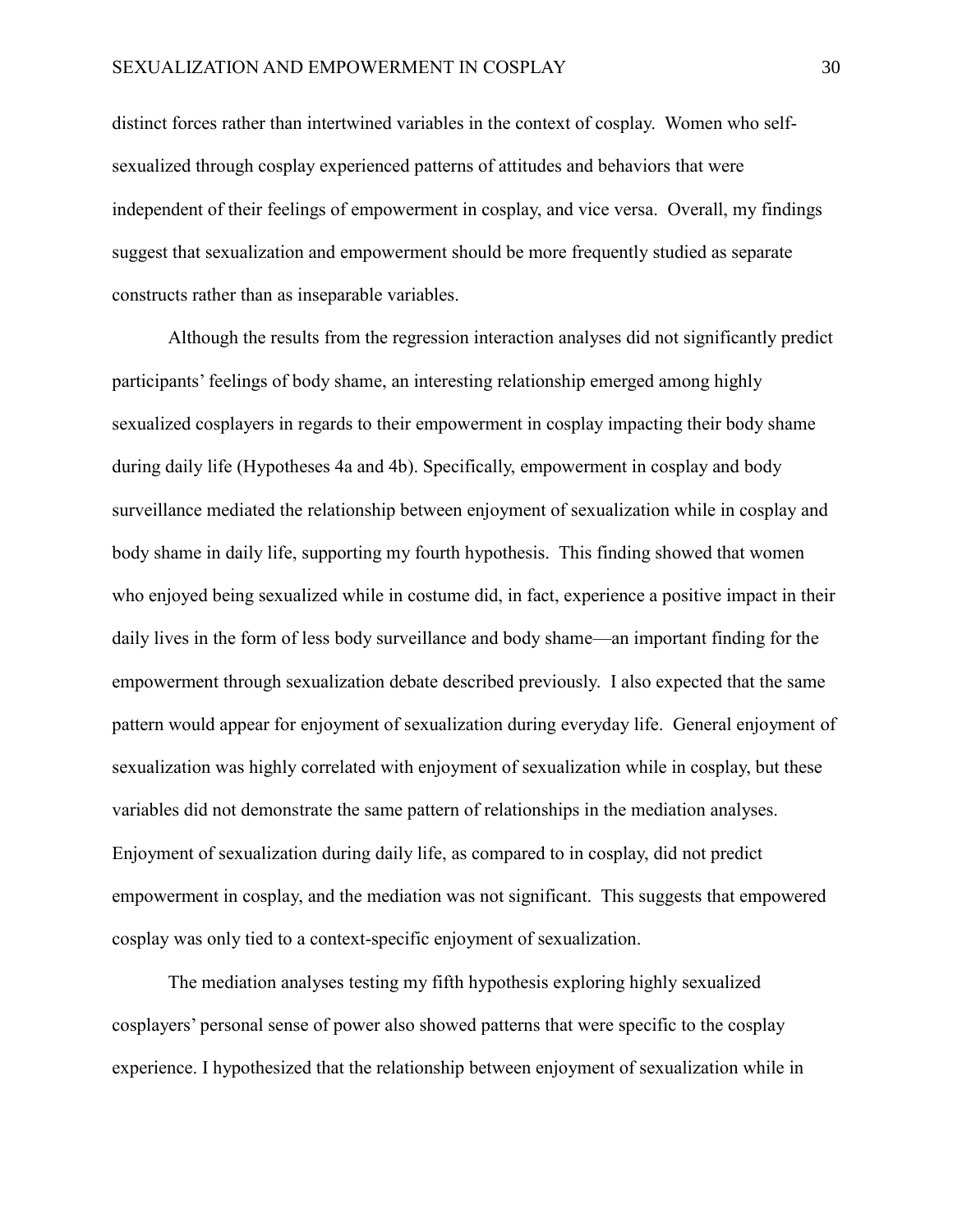distinct forces rather than intertwined variables in the context of cosplay. Women who self-sexualized through cosplay experienced patterns of attitudes and behaviors that were independent of their feelings of empowerment in cosplay, and vice versa. Overall, my findings suggest that sexualization and empowerment should be more frequently studied as separate constructs rather than as inseparable variables.

Although the results from the regression interaction analyses did not significantly predict participants' feelings of body shame, an interesting relationship emerged among highly sexualized cosplayers in regards to their empowerment in cosplay impacting their body shame during daily life (Hypotheses 4a and 4b). Specifically, empowerment in cosplay and body surveillance mediated the relationship between enjoyment of sexualization while in cosplay and body shame in daily life, supporting my fourth hypothesis. This finding showed that women who enjoyed being sexualized while in costume did, in fact, experience a positive impact in their daily lives in the form of less body surveillance and body shame—an important finding for the empowerment through sexualization debate described previously. I also expected that the same pattern would appear for enjoyment of sexualization during everyday life. General enjoyment of sexualization was highly correlated with enjoyment of sexualization while in cosplay, but these variables did not demonstrate the same pattern of relationships in the mediation analyses. Enjoyment of sexualization during daily life, as compared to in cosplay, did not predict empowerment in cosplay, and the mediation was not significant. This suggests that empowered cosplay was only tied to a context-specific enjoyment of sexualization.

The mediation analyses testing my fifth hypothesis exploring highly sexualized cosplayers' personal sense of power also showed patterns that were specific to the cosplay experience. I hypothesized that the relationship between enjoyment of sexualization while in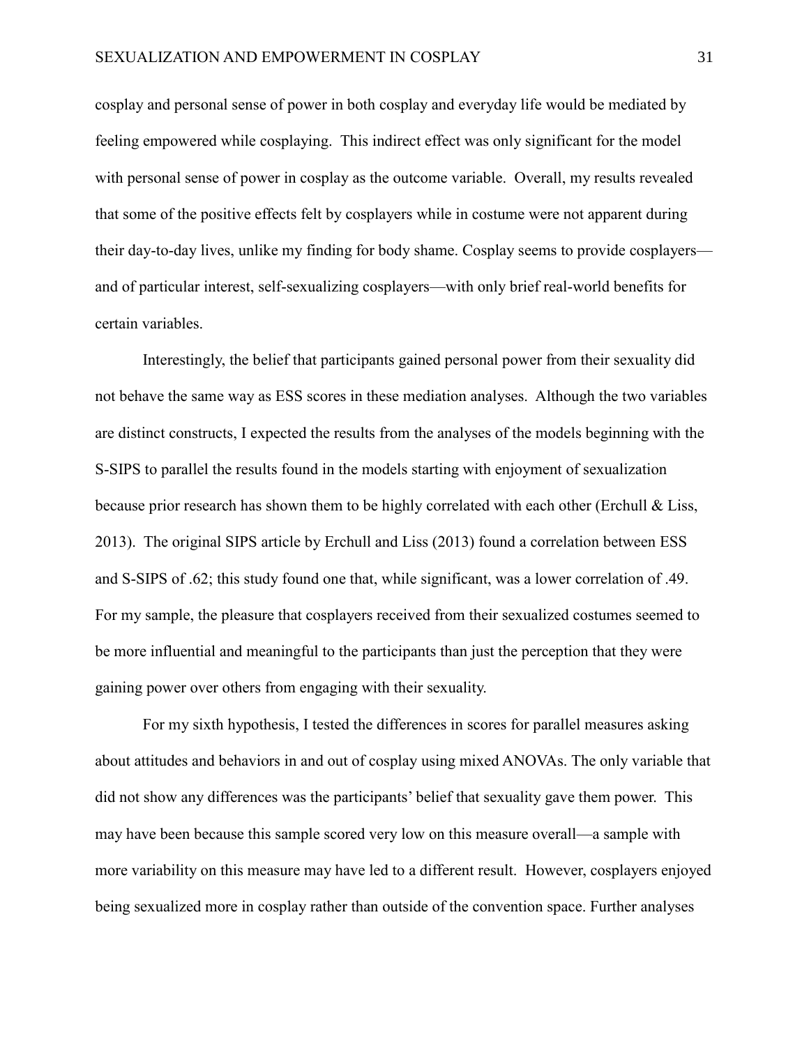cosplay and personal sense of power in both cosplay and everyday life would be mediated by feeling empowered while cosplaying. This indirect effect was only significant for the model with personal sense of power in cosplay as the outcome variable. Overall, my results revealed that some of the positive effects felt by cosplayers while in costume were not apparent during their day-to-day lives, unlike my finding for body shame. Cosplay seems to provide cosplayers—and of particular interest, self-sexualizing cosplayers—with only brief real-world benefits for certain variables.

Interestingly, the belief that participants gained personal power from their sexuality did not behave the same way as ESS scores in these mediation analyses. Although the two variables are distinct constructs, I expected the results from the analyses of the models beginning with the S-SIPS to parallel the results found in the models starting with enjoyment of sexualization because prior research has shown them to be highly correlated with each other (Erchull & Liss, 2013). The original SIPS article by Erchull and Liss (2013) found a correlation between ESS and S-SIPS of .62; this study found one that, while significant, was a lower correlation of .49. For my sample, the pleasure that cosplayers received from their sexualized costumes seemed to be more influential and meaningful to the participants than just the perception that they were gaining power over others from engaging with their sexuality.

For my sixth hypothesis, I tested the differences in scores for parallel measures asking about attitudes and behaviors in and out of cosplay using mixed ANOVAs. The only variable that did not show any differences was the participants' belief that sexuality gave them power. This may have been because this sample scored very low on this measure overall—a sample with more variability on this measure may have led to a different result. However, cosplayers enjoyed being sexualized more in cosplay rather than outside of the convention space. Further analyses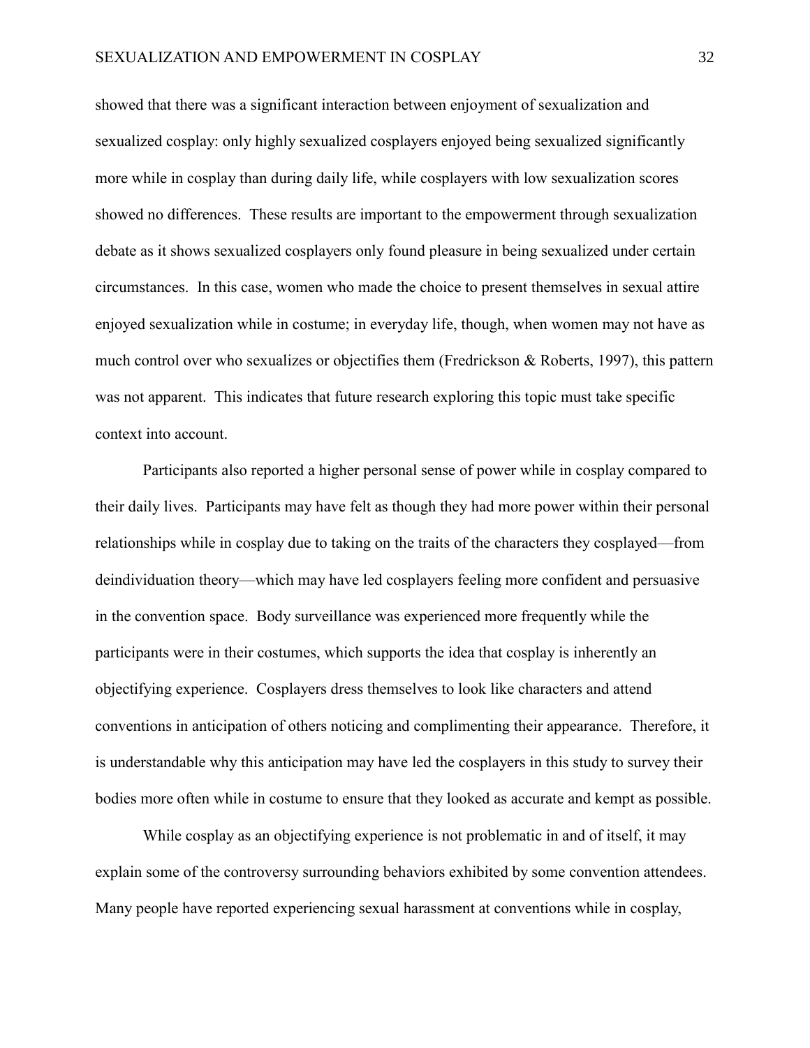showed that there was a significant interaction between enjoyment of sexualization and sexualized cosplay: only highly sexualized cosplayers enjoyed being sexualized significantly more while in cosplay than during daily life, while cosplayers with low sexualization scores showed no differences. These results are important to the empowerment through sexualization debate as it shows sexualized cosplayers only found pleasure in being sexualized under certain circumstances. In this case, women who made the choice to present themselves in sexual attire enjoyed sexualization while in costume; in everyday life, though, when women may not have as much control over who sexualizes or objectifies them (Fredrickson & Roberts, 1997), this pattern was not apparent. This indicates that future research exploring this topic must take specific context into account.

Participants also reported a higher personal sense of power while in cosplay compared to their daily lives. Participants may have felt as though they had more power within their personal relationships while in cosplay due to taking on the traits of the characters they cosplayed—from deindividuation theory—which may have led cosplayers feeling more confident and persuasive in the convention space. Body surveillance was experienced more frequently while the participants were in their costumes, which supports the idea that cosplay is inherently an objectifying experience. Cosplayers dress themselves to look like characters and attend conventions in anticipation of others noticing and complimenting their appearance. Therefore, it is understandable why this anticipation may have led the cosplayers in this study to survey their bodies more often while in costume to ensure that they looked as accurate and kempt as possible.

While cosplay as an objectifying experience is not problematic in and of itself, it may explain some of the controversy surrounding behaviors exhibited by some convention attendees. Many people have reported experiencing sexual harassment at conventions while in cosplay,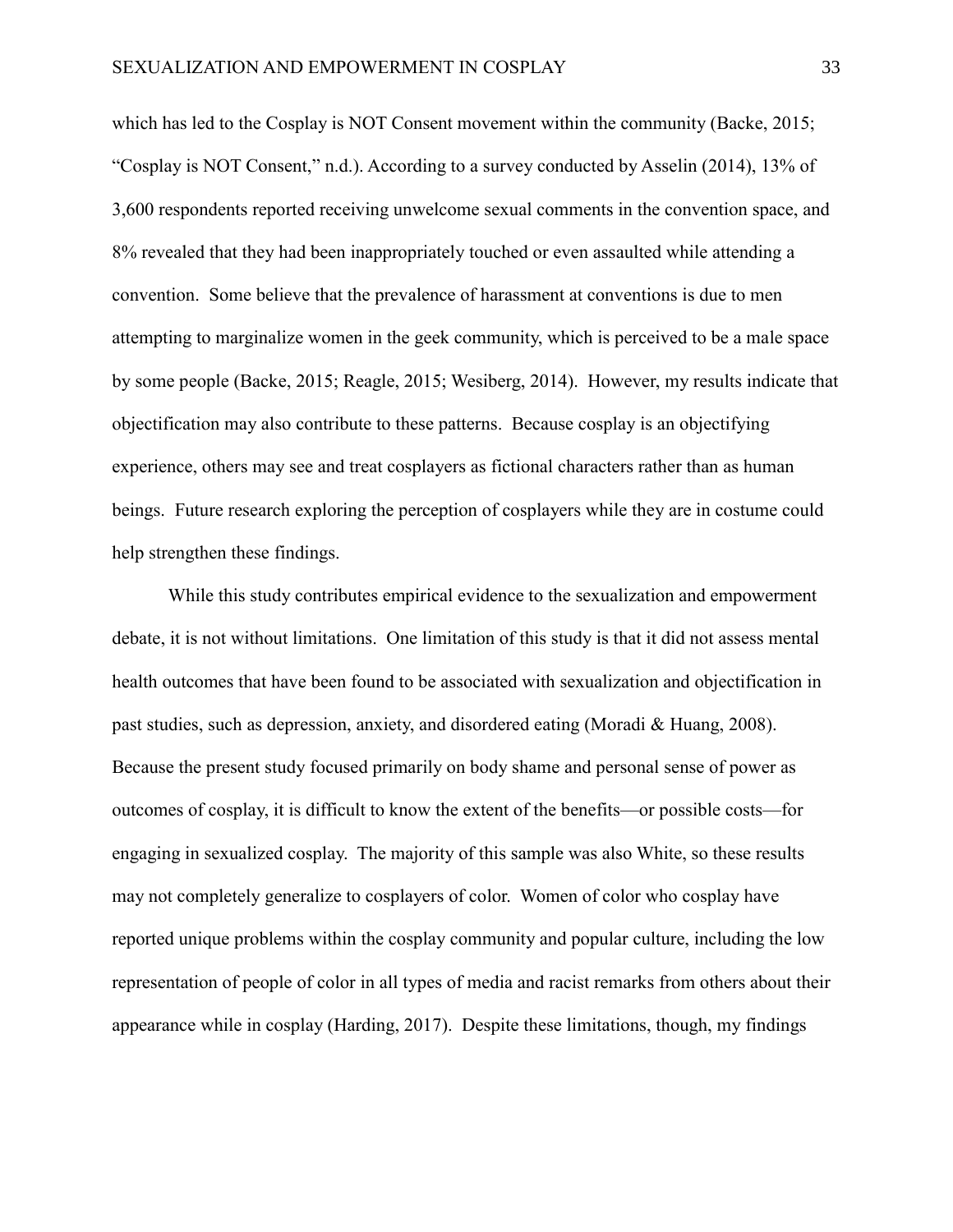which has led to the Cosplay is NOT Consent movement within the community (Backe, 2015; "Cosplay is NOT Consent," n.d.). According to a survey conducted by Asselin (2014), 13% of 3,600 respondents reported receiving unwelcome sexual comments in the convention space, and 8% revealed that they had been inappropriately touched or even assaulted while attending a convention. Some believe that the prevalence of harassment at conventions is due to men attempting to marginalize women in the geek community, which is perceived to be a male space by some people (Backe, 2015; Reagle, 2015; Wesiberg, 2014). However, my results indicate that objectification may also contribute to these patterns. Because cosplay is an objectifying experience, others may see and treat cosplayers as fictional characters rather than as human beings. Future research exploring the perception of cosplayers while they are in costume could help strengthen these findings.

While this study contributes empirical evidence to the sexualization and empowerment debate, it is not without limitations. One limitation of this study is that it did not assess mental health outcomes that have been found to be associated with sexualization and objectification in past studies, such as depression, anxiety, and disordered eating (Moradi & Huang, 2008). Because the present study focused primarily on body shame and personal sense of power as outcomes of cosplay, it is difficult to know the extent of the benefits—or possible costs—for engaging in sexualized cosplay. The majority of this sample was also White, so these results may not completely generalize to cosplayers of color. Women of color who cosplay have reported unique problems within the cosplay community and popular culture, including the low representation of people of color in all types of media and racist remarks from others about their appearance while in cosplay (Harding, 2017). Despite these limitations, though, my findings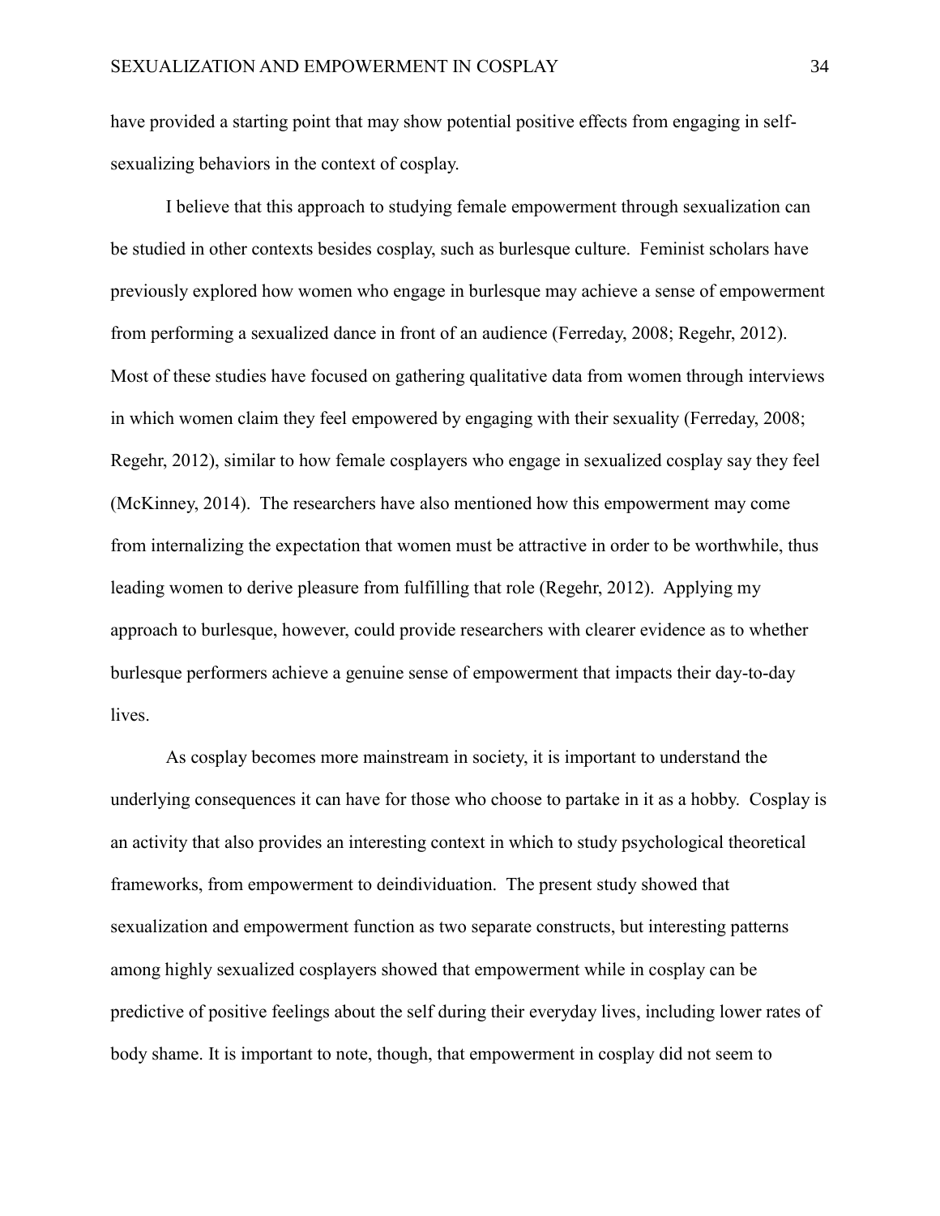have provided a starting point that may show potential positive effects from engaging in self-sexualizing behaviors in the context of cosplay.

I believe that this approach to studying female empowerment through sexualization can be studied in other contexts besides cosplay, such as burlesque culture. Feminist scholars have previously explored how women who engage in burlesque may achieve a sense of empowerment from performing a sexualized dance in front of an audience (Ferreday, 2008; Regehr, 2012). Most of these studies have focused on gathering qualitative data from women through interviews in which women claim they feel empowered by engaging with their sexuality (Ferreday, 2008; Regehr, 2012), similar to how female cosplayers who engage in sexualized cosplay say they feel (McKinney, 2014). The researchers have also mentioned how this empowerment may come from internalizing the expectation that women must be attractive in order to be worthwhile, thus leading women to derive pleasure from fulfilling that role (Regehr, 2012). Applying my approach to burlesque, however, could provide researchers with clearer evidence as to whether burlesque performers achieve a genuine sense of empowerment that impacts their day-to-day lives.

As cosplay becomes more mainstream in society, it is important to understand the underlying consequences it can have for those who choose to partake in it as a hobby. Cosplay is an activity that also provides an interesting context in which to study psychological theoretical frameworks, from empowerment to deindividuation. The present study showed that sexualization and empowerment function as two separate constructs, but interesting patterns among highly sexualized cosplayers showed that empowerment while in cosplay can be predictive of positive feelings about the self during their everyday lives, including lower rates of body shame. It is important to note, though, that empowerment in cosplay did not seem to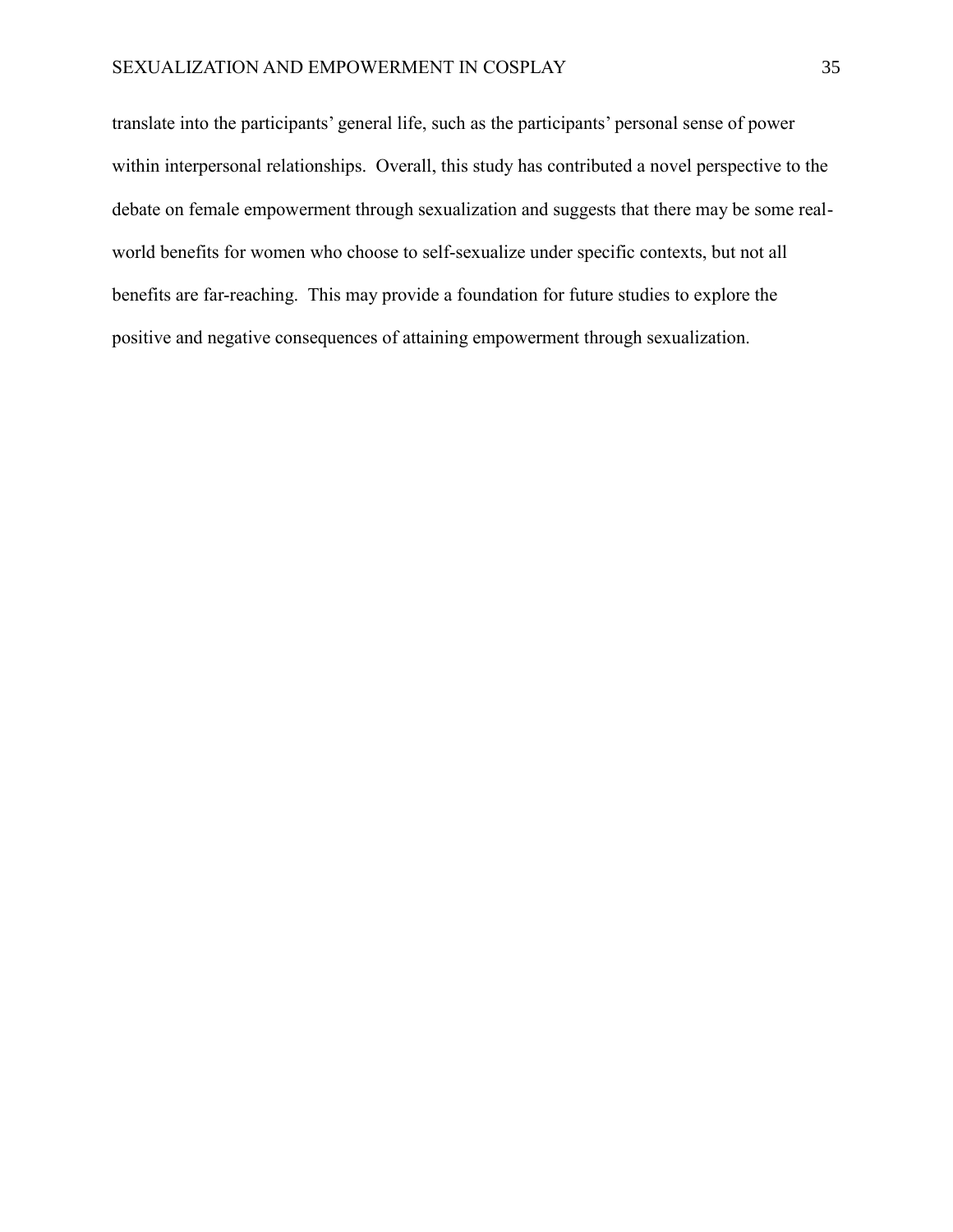translate into the participants' general life, such as the participants' personal sense of power within interpersonal relationships. Overall, this study has contributed a novel perspective to the debate on female empowerment through sexualization and suggests that there may be some real-world benefits for women who choose to self-sexualize under specific contexts, but not all benefits are far-reaching. This may provide a foundation for future studies to explore the positive and negative consequences of attaining empowerment through sexualization.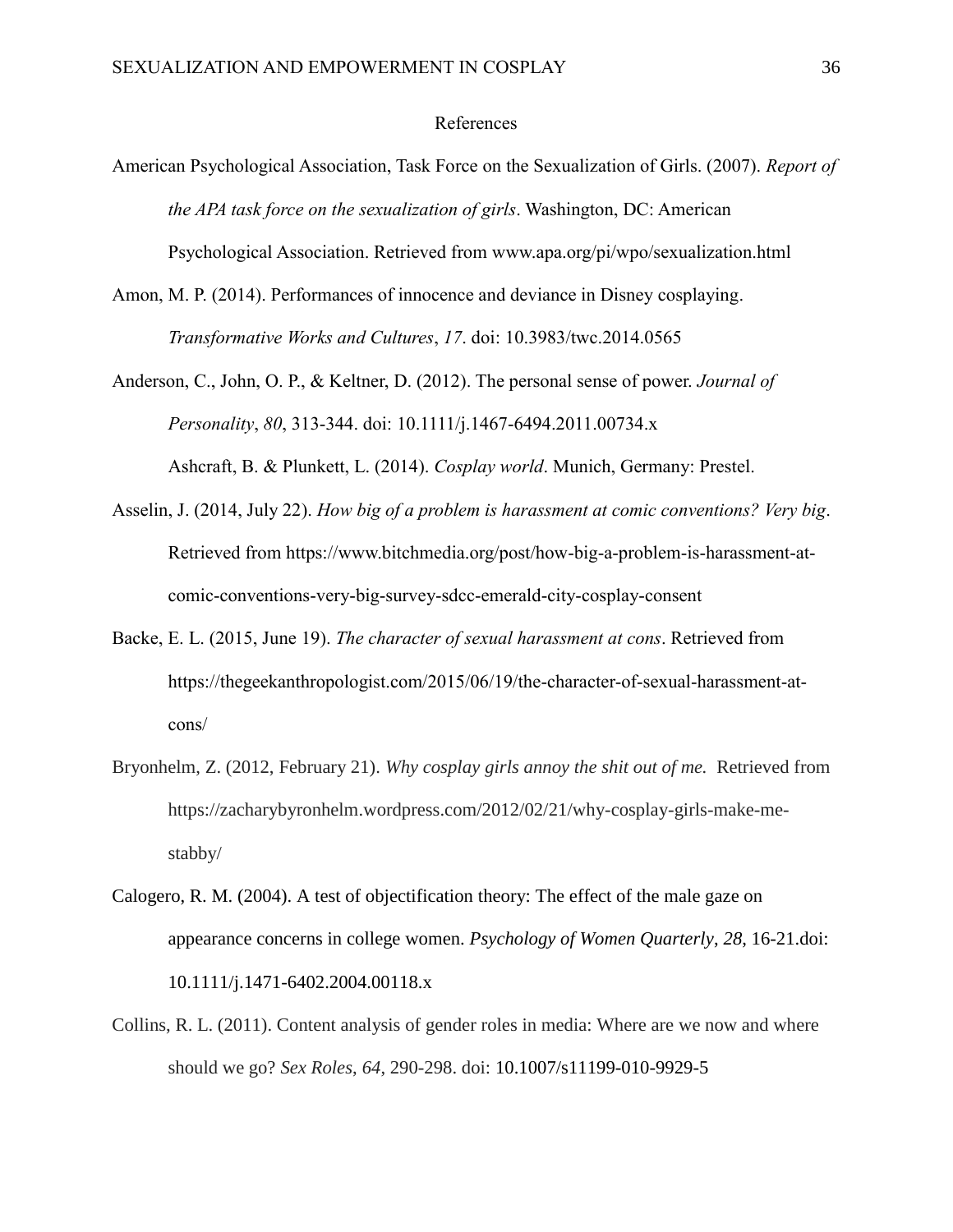# References

American Psychological Association, Task Force on the Sexualization of Girls. (2007). *Report of the APA task force on the sexualization of girls*. Washington, DC: American Psychological Association. Retrieved from www.apa.org/pi/wpo/sexualization.html

Amon, M. P. (2014). Performances of innocence and deviance in Disney cosplaying. *Transformative Works and Cultures*, *17*. doi: 10.3983/twc.2014.0565

Anderson, C., John, O. P., & Keltner, D. (2012). The personal sense of power. *Journal of Personality*, *80*, 313-344. doi: 10.1111/j.1467-6494.2011.00734.x

Ashcraft, B. & Plunkett, L. (2014). *Cosplay world*. Munich, Germany: Prestel.

Asselin, J. (2014, July 22). *How big of a problem is harassment at comic conventions? Very big*. Retrieved from https://www.bitchmedia.org/post/how-big-a-problem-is-harassment-at-comic-conventions-very-big-survey-sdcc-emerald-city-cosplay-consent

Backe, E. L. (2015, June 19). *The character of sexual harassment at cons*. Retrieved from https://thegeekanthropologist.com/2015/06/19/the-character-of-sexual-harassment-at-cons/

Bryonhelm, Z. (2012, February 21). *Why cosplay girls annoy the shit out of me.* Retrieved from https://zacharybyronhelm.wordpress.com/2012/02/21/why-cosplay-girls-make-me-stabby/

Calogero, R. M. (2004). A test of objectification theory: The effect of the male gaze on appearance concerns in college women. *Psychology of Women Quarterly*, *28*, 16-21.doi: 10.1111/j.1471-6402.2004.00118.x

Collins, R. L. (2011). Content analysis of gender roles in media: Where are we now and where should we go? *Sex Roles*, *64*, 290-298. doi: 10.1007/s11199-010-9929-5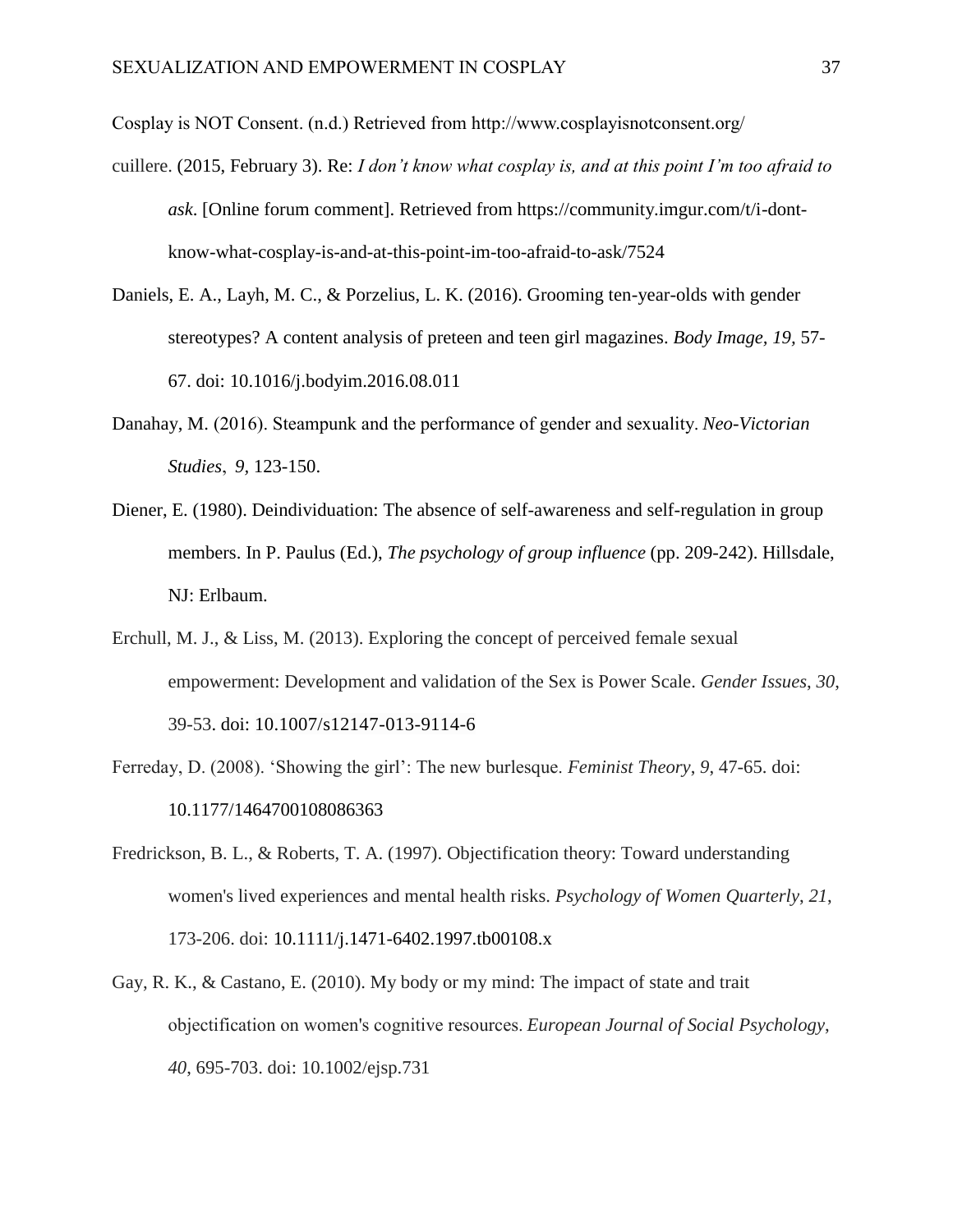Cosplay is NOT Consent. (n.d.) Retrieved from http://www.cosplayisnotconsent.org/

cuillere. (2015, February 3). Re: *I don't know what cosplay is, and at this point I'm too afraid to ask*. [Online forum comment]. Retrieved from https://community.imgur.com/t/i-dont-know-what-cosplay-is-and-at-this-point-im-too-afraid-to-ask/7524

Daniels, E. A., Layh, M. C., & Porzelius, L. K. (2016). Grooming ten-year-olds with gender stereotypes? A content analysis of preteen and teen girl magazines. *Body Image*, *19*, 57-67. doi: 10.1016/j.bodyim.2016.08.011

Danahay, M. (2016). Steampunk and the performance of gender and sexuality. *Neo-Victorian Studies*, *9*, 123-150.

Diener, E. (1980). Deindividuation: The absence of self-awareness and self-regulation in group members. In P. Paulus (Ed.), *The psychology of group influence* (pp. 209-242). Hillsdale, NJ: Erlbaum.

Erchull, M. J., & Liss, M. (2013). Exploring the concept of perceived female sexual empowerment: Development and validation of the Sex is Power Scale. *Gender Issues*, *30*, 39-53. doi: 10.1007/s12147-013-9114-6

Ferreday, D. (2008). 'Showing the girl': The new burlesque. *Feminist Theory*, *9*, 47-65. doi: 10.1177/1464700108086363

Fredrickson, B. L., & Roberts, T. A. (1997). Objectification theory: Toward understanding women's lived experiences and mental health risks. *Psychology of Women Quarterly*, *21*, 173-206. doi: 10.1111/j.1471-6402.1997.tb00108.x

Gay, R. K., & Castano, E. (2010). My body or my mind: The impact of state and trait objectification on women's cognitive resources. *European Journal of Social Psychology*, *40*, 695-703. doi: 10.1002/ejsp.731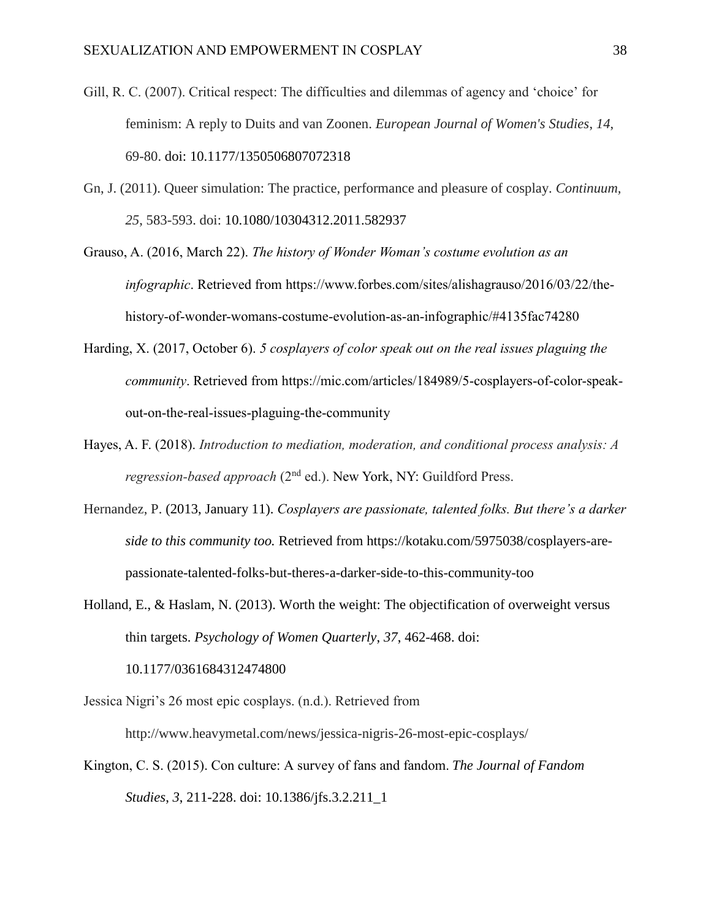Gill, R. C. (2007). Critical respect: The difficulties and dilemmas of agency and 'choice' for feminism: A reply to Duits and van Zoonen. *European Journal of Women's Studies*, *14*, 69-80. doi: 10.1177/1350506807072318

Gn, J. (2011). Queer simulation: The practice, performance and pleasure of cosplay. *Continuum*, *25*, 583-593. doi: 10.1080/10304312.2011.582937

Grauso, A. (2016, March 22). *The history of Wonder Woman's costume evolution as an infographic*. Retrieved from https://www.forbes.com/sites/alishagrauso/2016/03/22/the-history-of-wonder-womans-costume-evolution-as-an-infographic/#4135fac74280

Harding, X. (2017, October 6). *5 cosplayers of color speak out on the real issues plaguing the community*. Retrieved from https://mic.com/articles/184989/5-cosplayers-of-color-speak-out-on-the-real-issues-plaguing-the-community

Hayes, A. F. (2018). *Introduction to mediation, moderation, and conditional process analysis: A regression-based approach* (2nd ed.). New York, NY: Guildford Press.

Hernandez, P. (2013, January 11). *Cosplayers are passionate, talented folks. But there's a darker side to this community too.* Retrieved from https://kotaku.com/5975038/cosplayers-are-passionate-talented-folks-but-theres-a-darker-side-to-this-community-too

Holland, E., & Haslam, N. (2013). Worth the weight: The objectification of overweight versus thin targets. *Psychology of Women Quarterly*, *37*, 462-468. doi: 10.1177/0361684312474800

Jessica Nigri's 26 most epic cosplays. (n.d.). Retrieved from http://www.heavymetal.com/news/jessica-nigris-26-most-epic-cosplays/

Kington, C. S. (2015). Con culture: A survey of fans and fandom. *The Journal of Fandom Studies*, *3*, 211-228. doi: 10.1386/jfs.3.2.211_1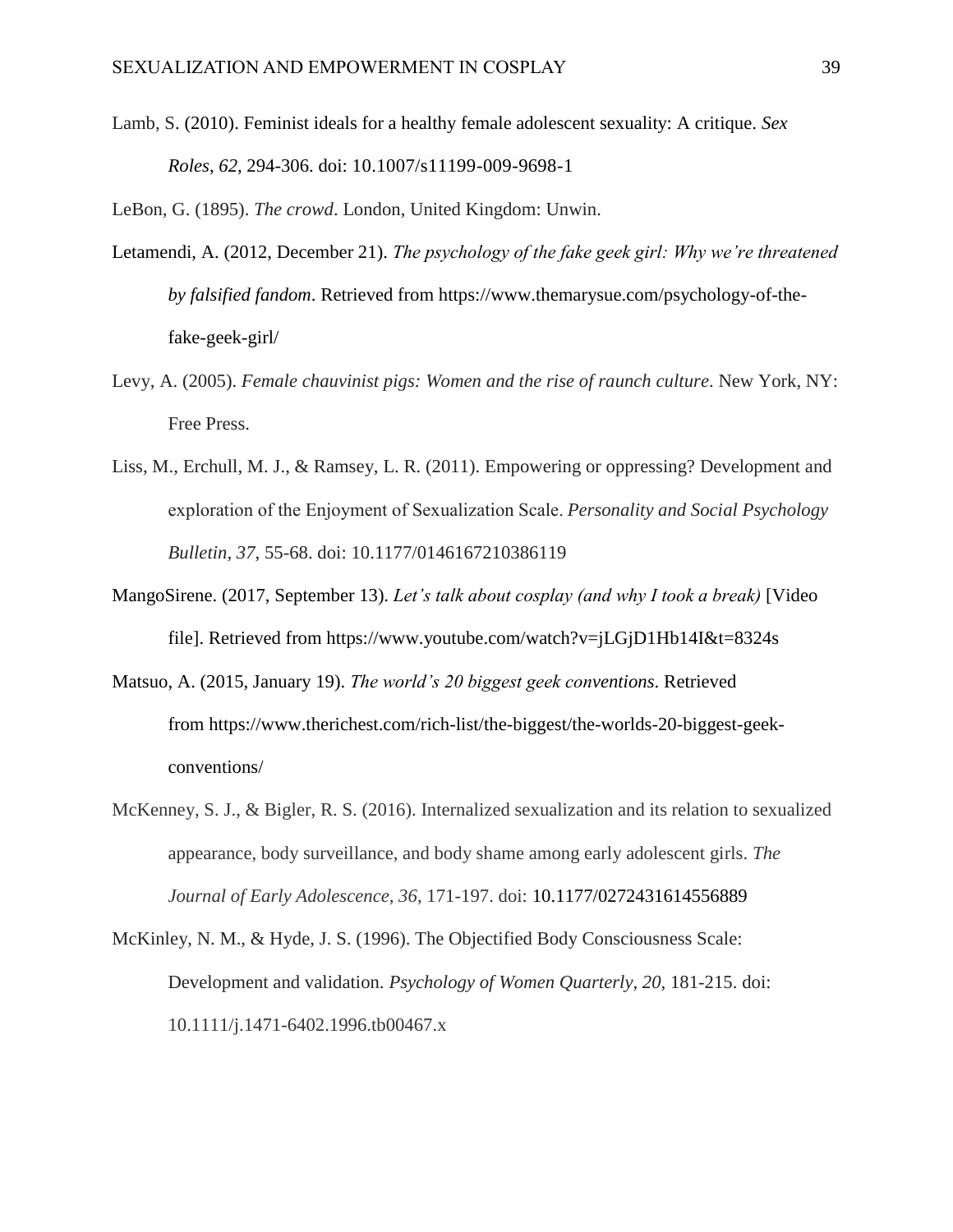Lamb, S. (2010). Feminist ideals for a healthy female adolescent sexuality: A critique. *Sex Roles*, *62*, 294-306. doi: 10.1007/s11199-009-9698-1

LeBon, G. (1895). *The crowd*. London, United Kingdom: Unwin.

Letamendi, A. (2012, December 21). *The psychology of the fake geek girl: Why we're threatened by falsified fandom*. Retrieved from https://www.themarysue.com/psychology-of-the-fake-geek-girl/

Levy, A. (2005). *Female chauvinist pigs: Women and the rise of raunch culture*. New York, NY: Free Press.

Liss, M., Erchull, M. J., & Ramsey, L. R. (2011). Empowering or oppressing? Development and exploration of the Enjoyment of Sexualization Scale. *Personality and Social Psychology Bulletin*, *37*, 55-68. doi: 10.1177/0146167210386119

MangoSirene. (2017, September 13). *Let's talk about cosplay (and why I took a break)* [Video file]. Retrieved from https://www.youtube.com/watch?v=jLGjD1Hb14I&t=8324s

Matsuo, A. (2015, January 19). *The world's 20 biggest geek conventions*. Retrieved from https://www.therichest.com/rich-list/the-biggest/the-worlds-20-biggest-geek-conventions/

McKenney, S. J., & Bigler, R. S. (2016). Internalized sexualization and its relation to sexualized appearance, body surveillance, and body shame among early adolescent girls. *The Journal of Early Adolescence*, *36*, 171-197. doi: 10.1177/0272431614556889

McKinley, N. M., & Hyde, J. S. (1996). The Objectified Body Consciousness Scale: Development and validation. *Psychology of Women Quarterly*, *20*, 181-215. doi: 10.1111/j.1471-6402.1996.tb00467.x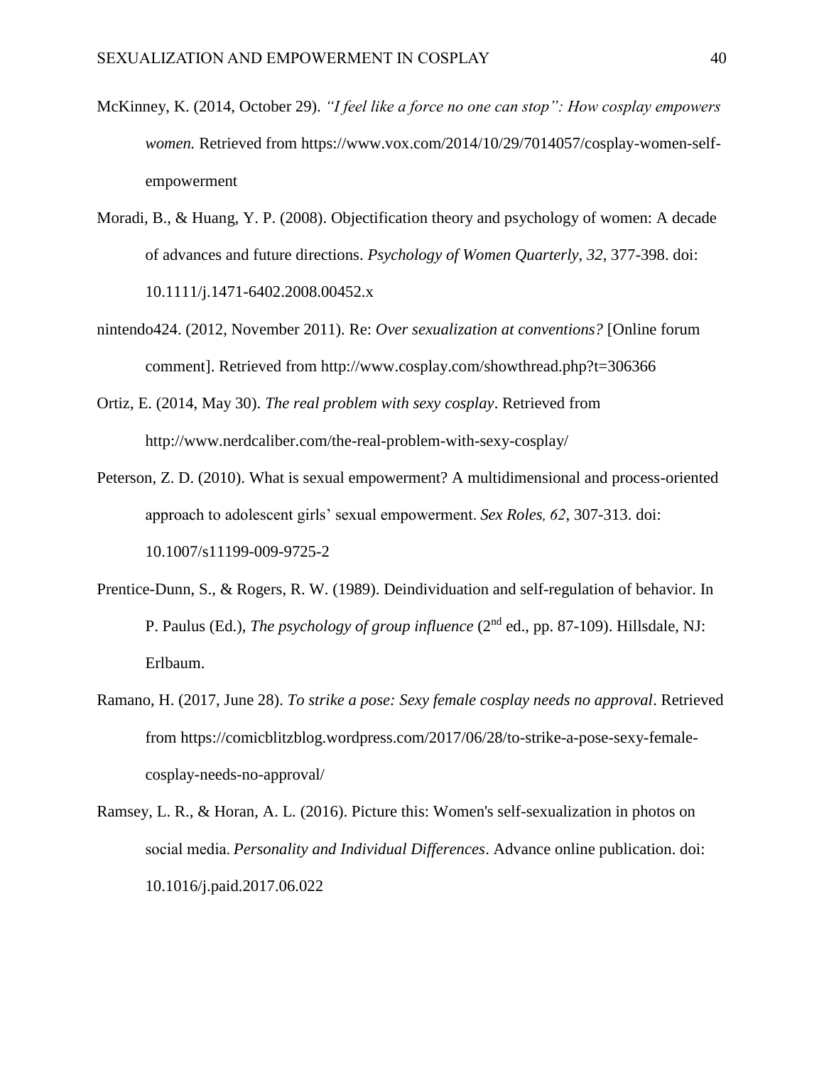McKinney, K. (2014, October 29). *"I feel like a force no one can stop": How cosplay empowers women.* Retrieved from https://www.vox.com/2014/10/29/7014057/cosplay-women-self-empowerment

Moradi, B., & Huang, Y. P. (2008). Objectification theory and psychology of women: A decade of advances and future directions. *Psychology of Women Quarterly*, *32*, 377-398. doi: 10.1111/j.1471-6402.2008.00452.x

nintendo424. (2012, November 2011). Re: *Over sexualization at conventions?* [Online forum comment]. Retrieved from http://www.cosplay.com/showthread.php?t=306366

Ortiz, E. (2014, May 30). *The real problem with sexy cosplay*. Retrieved from http://www.nerdcaliber.com/the-real-problem-with-sexy-cosplay/

Peterson, Z. D. (2010). What is sexual empowerment? A multidimensional and process-oriented approach to adolescent girls' sexual empowerment. *Sex Roles, 62*, 307-313. doi: 10.1007/s11199-009-9725-2

Prentice-Dunn, S., & Rogers, R. W. (1989). Deindividuation and self-regulation of behavior. In P. Paulus (Ed.), *The psychology of group influence* (2nd ed., pp. 87-109). Hillsdale, NJ: Erlbaum.

Ramano, H. (2017, June 28). *To strike a pose: Sexy female cosplay needs no approval*. Retrieved from https://comicblitzblog.wordpress.com/2017/06/28/to-strike-a-pose-sexy-female-cosplay-needs-no-approval/

Ramsey, L. R., & Horan, A. L. (2016). Picture this: Women's self-sexualization in photos on social media. *Personality and Individual Differences*. Advance online publication. doi: 10.1016/j.paid.2017.06.022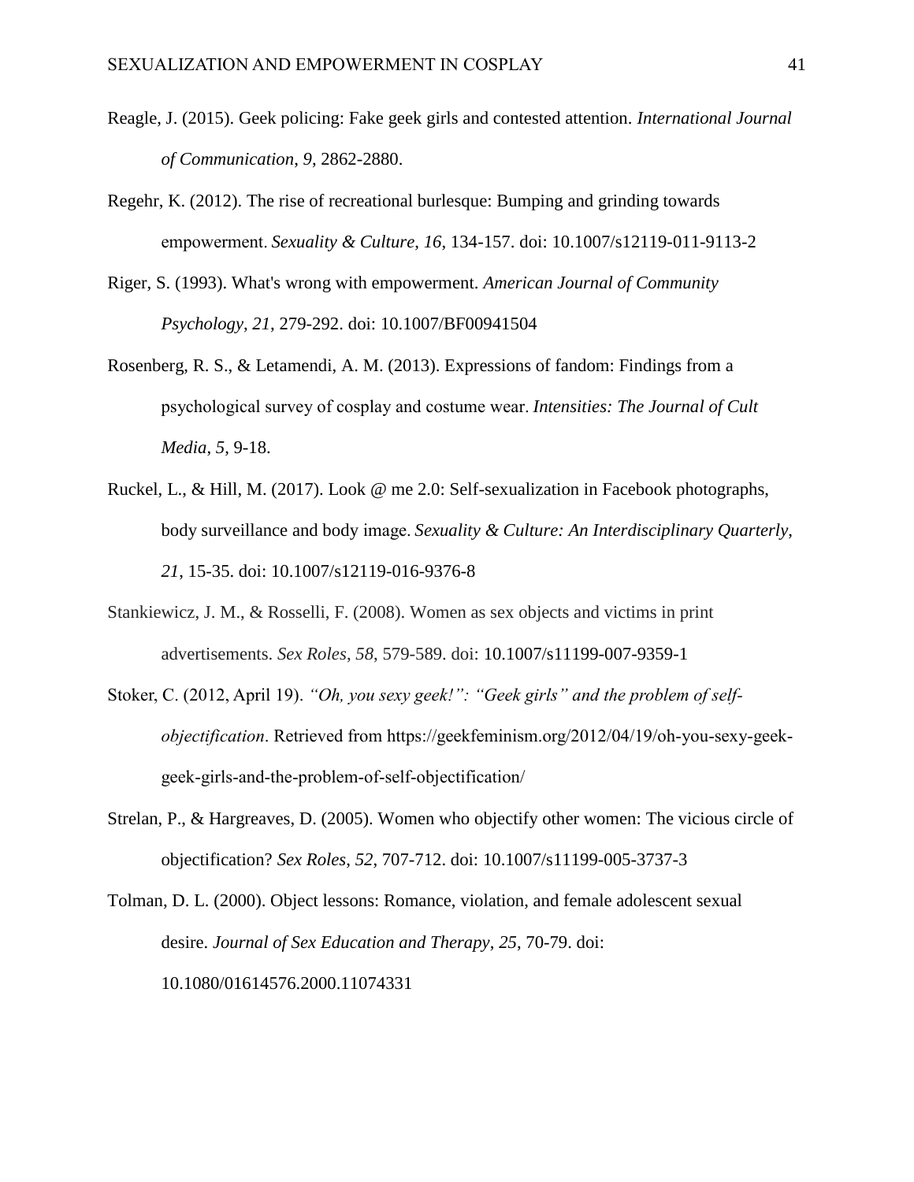Reagle, J. (2015). Geek policing: Fake geek girls and contested attention. *International Journal of Communication*, *9*, 2862-2880.

Regehr, K. (2012). The rise of recreational burlesque: Bumping and grinding towards empowerment. *Sexuality & Culture*, *16*, 134-157. doi: 10.1007/s12119-011-9113-2

Riger, S. (1993). What's wrong with empowerment. *American Journal of Community Psychology*, *21*, 279-292. doi: 10.1007/BF00941504

Rosenberg, R. S., & Letamendi, A. M. (2013). Expressions of fandom: Findings from a psychological survey of cosplay and costume wear. *Intensities: The Journal of Cult Media*, *5*, 9-18.

Ruckel, L., & Hill, M. (2017). Look @ me 2.0: Self-sexualization in Facebook photographs, body surveillance and body image. *Sexuality & Culture: An Interdisciplinary Quarterly*, *21*, 15-35. doi: 10.1007/s12119-016-9376-8

Stankiewicz, J. M., & Rosselli, F. (2008). Women as sex objects and victims in print advertisements. *Sex Roles*, *58*, 579-589. doi: 10.1007/s11199-007-9359-1

Stoker, C. (2012, April 19). *"Oh, you sexy geek!": "Geek girls" and the problem of self-objectification*. Retrieved from https://geekfeminism.org/2012/04/19/oh-you-sexy-geek-geek-girls-and-the-problem-of-self-objectification/

Strelan, P., & Hargreaves, D. (2005). Women who objectify other women: The vicious circle of objectification? *Sex Roles*, *52*, 707-712. doi: 10.1007/s11199-005-3737-3

Tolman, D. L. (2000). Object lessons: Romance, violation, and female adolescent sexual desire. *Journal of Sex Education and Therapy*, *25*, 70-79. doi: 10.1080/01614576.2000.11074331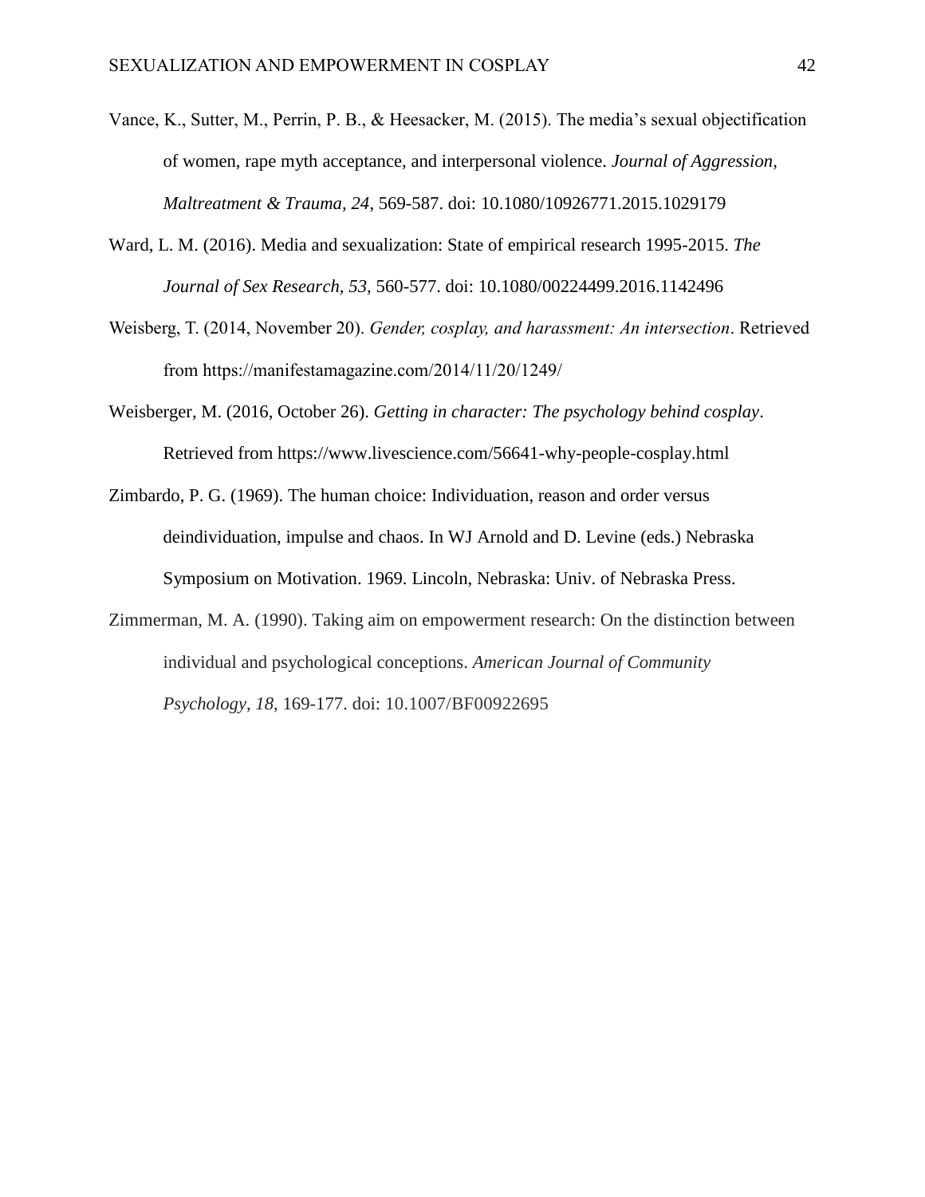Vance, K., Sutter, M., Perrin, P. B., & Heesacker, M. (2015). The media's sexual objectification of women, rape myth acceptance, and interpersonal violence. *Journal of Aggression, Maltreatment & Trauma, 24*, 569-587. doi: 10.1080/10926771.2015.1029179

Ward, L. M. (2016). Media and sexualization: State of empirical research 1995-2015. *The Journal of Sex Research, 53,* 560-577. doi: 10.1080/00224499.2016.1142496

Weisberg, T. (2014, November 20). *Gender, cosplay, and harassment: An intersection*. Retrieved from https://manifestamagazine.com/2014/11/20/1249/

Weisberger, M. (2016, October 26). *Getting in character: The psychology behind cosplay*. Retrieved from https://www.livescience.com/56641-why-people-cosplay.html

Zimbardo, P. G. (1969). The human choice: Individuation, reason and order versus deindividuation, impulse and chaos. In WJ Arnold and D. Levine (eds.) Nebraska Symposium on Motivation. 1969. Lincoln, Nebraska: Univ. of Nebraska Press.

Zimmerman, M. A. (1990). Taking aim on empowerment research: On the distinction between individual and psychological conceptions. *American Journal of Community Psychology*, *18*, 169-177. doi: 10.1007/BF00922695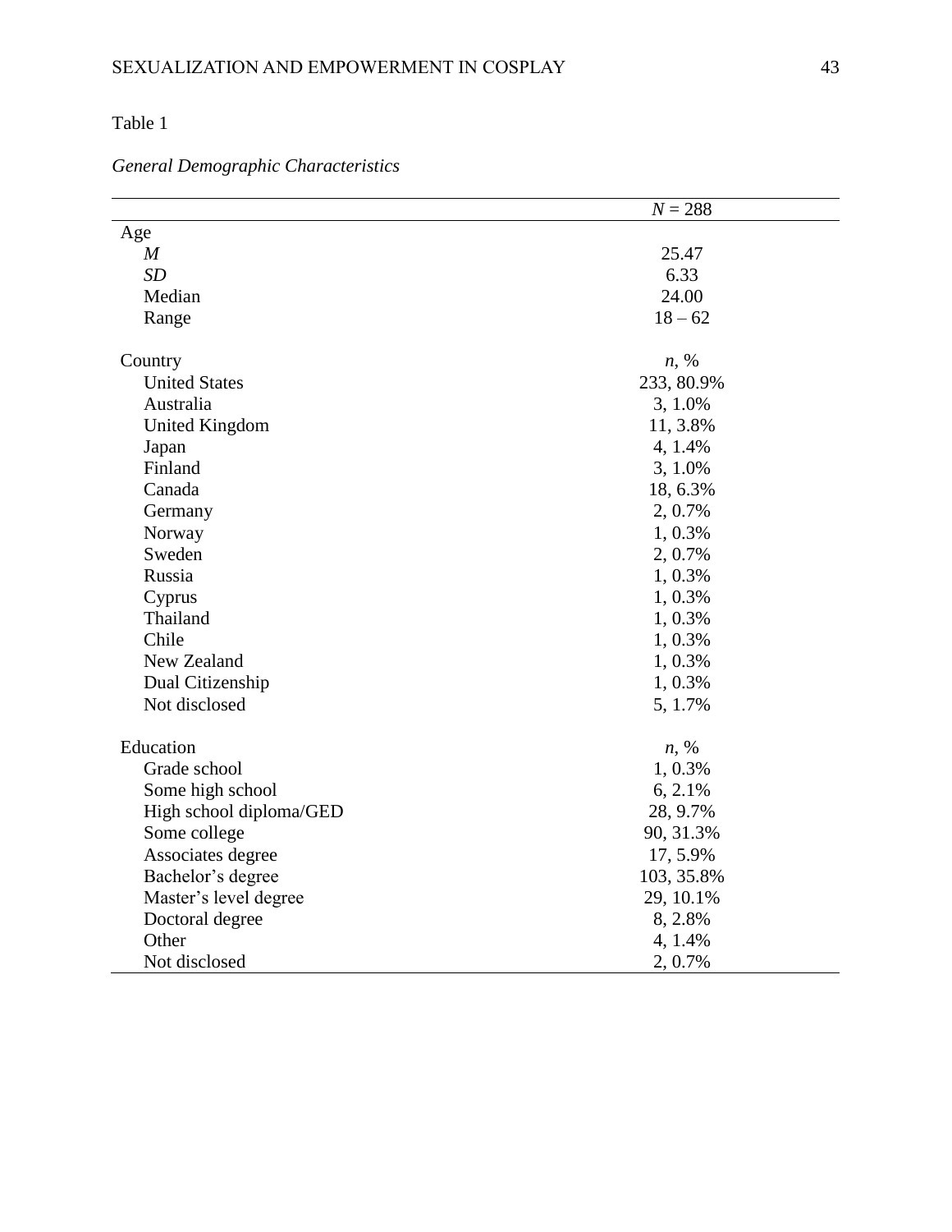Table 1

*General Demographic Characteristics*

| | *N* = 288 |
|---|---|
| Age | |
| *M* | 25.47 |
| *SD* | 6.33 |
| Median | 24.00 |
| Range | 18 – 62 |
| | |
| Country | *n*, % |
| United States | 233, 80.9% |
| Australia | 3, 1.0% |
| United Kingdom | 11, 3.8% |
| Japan | 4, 1.4% |
| Finland | 3, 1.0% |
| Canada | 18, 6.3% |
| Germany | 2, 0.7% |
| Norway | 1, 0.3% |
| Sweden | 2, 0.7% |
| Russia | 1, 0.3% |
| Cyprus | 1, 0.3% |
| Thailand | 1, 0.3% |
| Chile | 1, 0.3% |
| New Zealand | 1, 0.3% |
| Dual Citizenship | 1, 0.3% |
| Not disclosed | 5, 1.7% |
| | |
| Education | *n*, % |
| Grade school | 1, 0.3% |
| Some high school | 6, 2.1% |
| High school diploma/GED | 28, 9.7% |
| Some college | 90, 31.3% |
| Associates degree | 17, 5.9% |
| Bachelor's degree | 103, 35.8% |
| Master's level degree | 29, 10.1% |
| Doctoral degree | 8, 2.8% |
| Other | 4, 1.4% |
| Not disclosed | 2, 0.7% |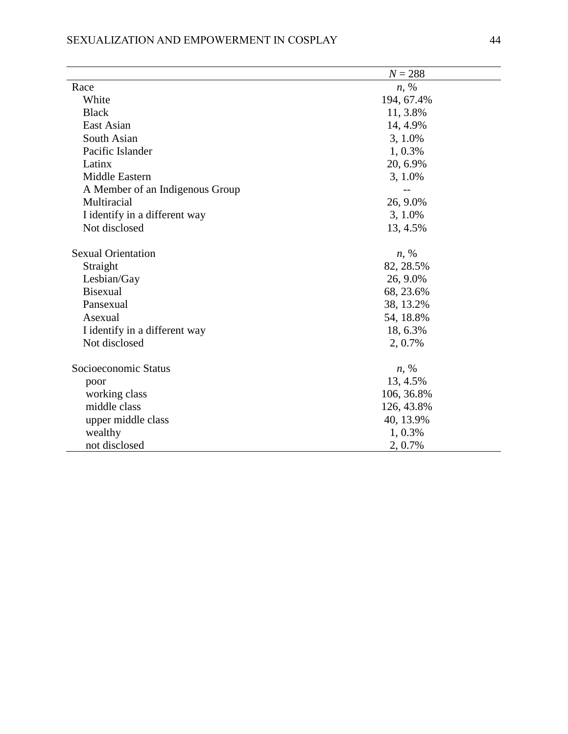| | $N$ = 288 |
|---|---|
| Race | $n$, % |
| White | 194, 67.4% |
| Black | 11, 3.8% |
| East Asian | 14, 4.9% |
| South Asian | 3, 1.0% |
| Pacific Islander | 1, 0.3% |
| Latinx | 20, 6.9% |
| Middle Eastern | 3, 1.0% |
| A Member of an Indigenous Group | -- |
| Multiracial | 26, 9.0% |
| I identify in a different way | 3, 1.0% |
| Not disclosed | 13, 4.5% |
| | |
| Sexual Orientation | $n$, % |
| Straight | 82, 28.5% |
| Lesbian/Gay | 26, 9.0% |
| Bisexual | 68, 23.6% |
| Pansexual | 38, 13.2% |
| Asexual | 54, 18.8% |
| I identify in a different way | 18, 6.3% |
| Not disclosed | 2, 0.7% |
| | |
| Socioeconomic Status | $n$, % |
| poor | 13, 4.5% |
| working class | 106, 36.8% |
| middle class | 126, 43.8% |
| upper middle class | 40, 13.9% |
| wealthy | 1, 0.3% |
| not disclosed | 2, 0.7% |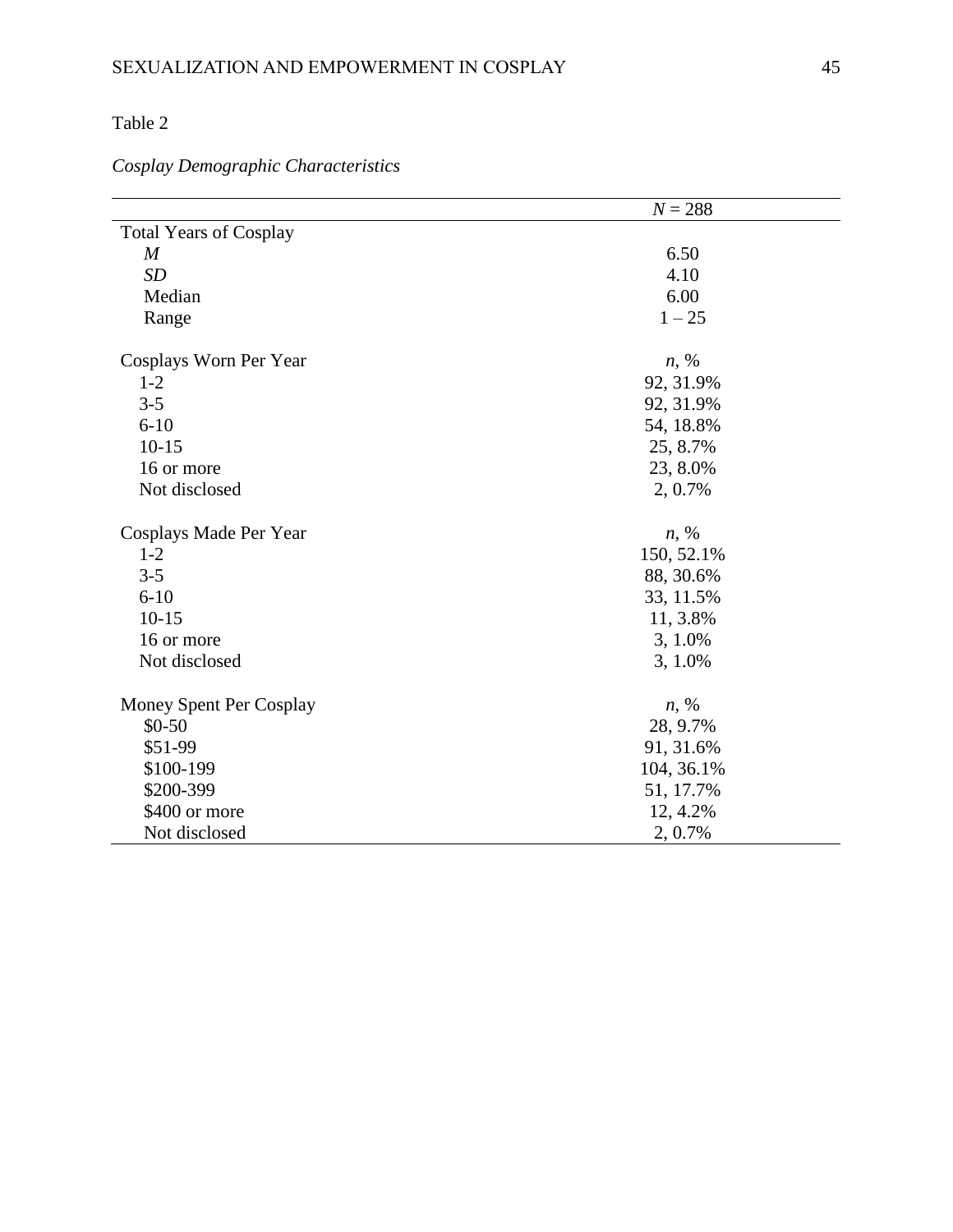Table 2

*Cosplay Demographic Characteristics*

| | *N* = 288 |
|---|---|
| Total Years of Cosplay | |
| *M* | 6.50 |
| *SD* | 4.10 |
| Median | 6.00 |
| Range | 1 – 25 |
| | |
| Cosplays Worn Per Year | *n*, % |
| 1-2 | 92, 31.9% |
| 3-5 | 92, 31.9% |
| 6-10 | 54, 18.8% |
| 10-15 | 25, 8.7% |
| 16 or more | 23, 8.0% |
| Not disclosed | 2, 0.7% |
| | |
| Cosplays Made Per Year | *n*, % |
| 1-2 | 150, 52.1% |
| 3-5 | 88, 30.6% |
| 6-10 | 33, 11.5% |
| 10-15 | 11, 3.8% |
| 16 or more | 3, 1.0% |
| Not disclosed | 3, 1.0% |
| | |
| Money Spent Per Cosplay | *n*, % |
| $0-50 | 28, 9.7% |
| $51-99 | 91, 31.6% |
| $100-199 | 104, 36.1% |
| $200-399 | 51, 17.7% |
| $400 or more | 12, 4.2% |
| Not disclosed | 2, 0.7% |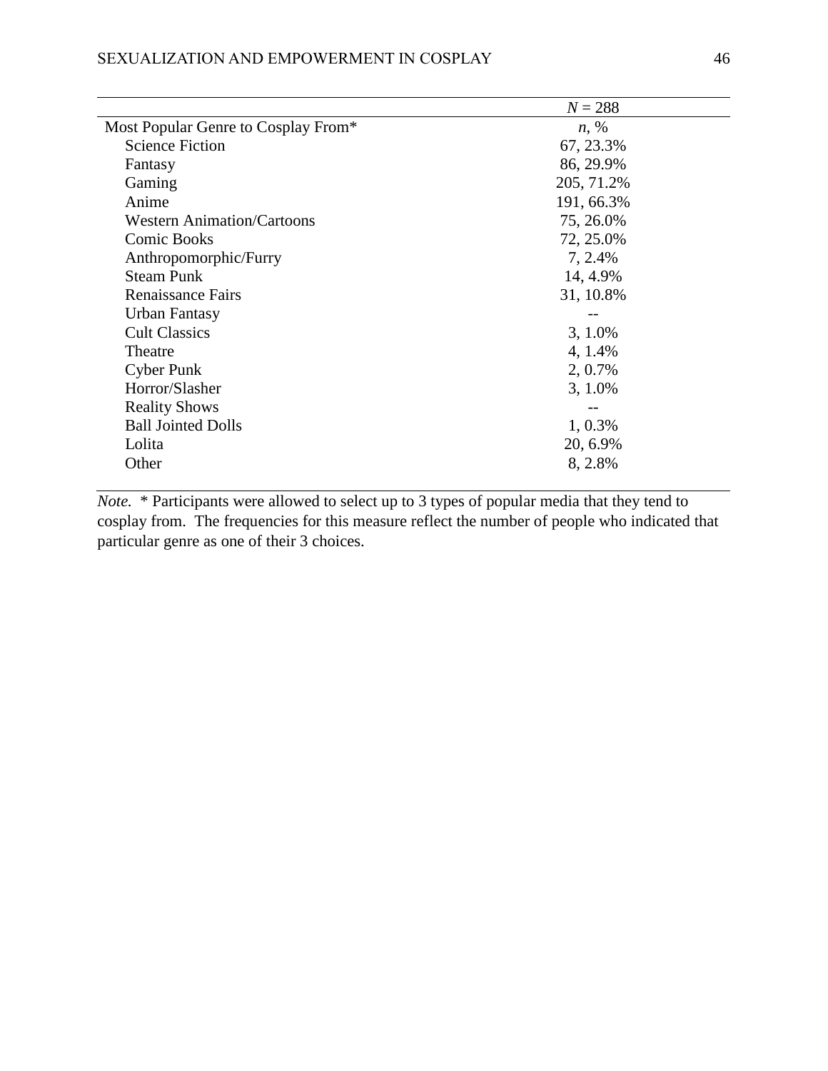| | $N$ = 288 |
|---|---|
| Most Popular Genre to Cosplay From* | *n*, % |
| Science Fiction | 67, 23.3% |
| Fantasy | 86, 29.9% |
| Gaming | 205, 71.2% |
| Anime | 191, 66.3% |
| Western Animation/Cartoons | 75, 26.0% |
| Comic Books | 72, 25.0% |
| Anthropomorphic/Furry | 7, 2.4% |
| Steam Punk | 14, 4.9% |
| Renaissance Fairs | 31, 10.8% |
| Urban Fantasy | -- |
| Cult Classics | 3, 1.0% |
| Theatre | 4, 1.4% |
| Cyber Punk | 2, 0.7% |
| Horror/Slasher | 3, 1.0% |
| Reality Shows | -- |
| Ball Jointed Dolls | 1, 0.3% |
| Lolita | 20, 6.9% |
| Other | 8, 2.8% |

*Note.* * Participants were allowed to select up to 3 types of popular media that they tend to cosplay from. The frequencies for this measure reflect the number of people who indicated that particular genre as one of their 3 choices.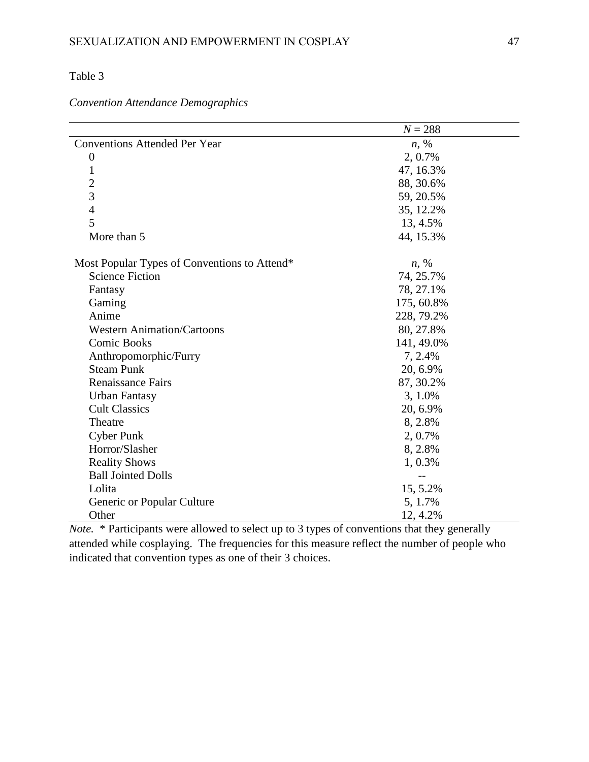Table 3

*Convention Attendance Demographics*

| | *N* = 288 |
|---|---|
| Conventions Attended Per Year | *n*, % |
| 0 | 2, 0.7% |
| 1 | 47, 16.3% |
| 2 | 88, 30.6% |
| 3 | 59, 20.5% |
| 4 | 35, 12.2% |
| 5 | 13, 4.5% |
| More than 5 | 44, 15.3% |
| | |
| Most Popular Types of Conventions to Attend* | *n*, % |
| Science Fiction | 74, 25.7% |
| Fantasy | 78, 27.1% |
| Gaming | 175, 60.8% |
| Anime | 228, 79.2% |
| Western Animation/Cartoons | 80, 27.8% |
| Comic Books | 141, 49.0% |
| Anthropomorphic/Furry | 7, 2.4% |
| Steam Punk | 20, 6.9% |
| Renaissance Fairs | 87, 30.2% |
| Urban Fantasy | 3, 1.0% |
| Cult Classics | 20, 6.9% |
| Theatre | 8, 2.8% |
| Cyber Punk | 2, 0.7% |
| Horror/Slasher | 8, 2.8% |
| Reality Shows | 1, 0.3% |
| Ball Jointed Dolls | -- |
| Lolita | 15, 5.2% |
| Generic or Popular Culture | 5, 1.7% |
| Other | 12, 4.2% |

*Note.* * Participants were allowed to select up to 3 types of conventions that they generally attended while cosplaying. The frequencies for this measure reflect the number of people who indicated that convention types as one of their 3 choices.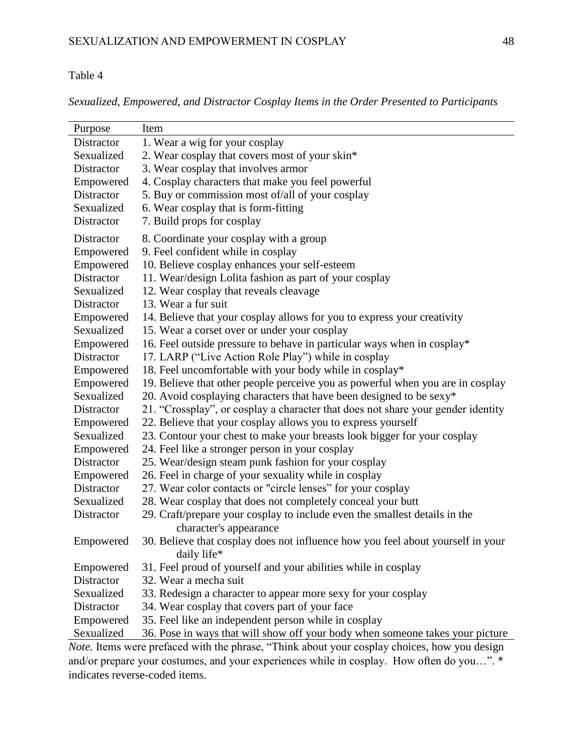Table 4

*Sexualized, Empowered, and Distractor Cosplay Items in the Order Presented to Participants*

| Purpose | Item |
|---|---|
| Distractor | 1. Wear a wig for your cosplay |
| Sexualized | 2. Wear cosplay that covers most of your skin* |
| Distractor | 3. Wear cosplay that involves armor |
| Empowered | 4. Cosplay characters that make you feel powerful |
| Distractor | 5. Buy or commission most of/all of your cosplay |
| Sexualized | 6. Wear cosplay that is form-fitting |
| Distractor | 7. Build props for cosplay |
| Distractor | 8. Coordinate your cosplay with a group |
| Empowered | 9. Feel confident while in cosplay |
| Empowered | 10. Believe cosplay enhances your self-esteem |
| Distractor | 11. Wear/design Lolita fashion as part of your cosplay |
| Sexualized | 12. Wear cosplay that reveals cleavage |
| Distractor | 13. Wear a fur suit |
| Empowered | 14. Believe that your cosplay allows for you to express your creativity |
| Sexualized | 15. Wear a corset over or under your cosplay |
| Empowered | 16. Feel outside pressure to behave in particular ways when in cosplay* |
| Distractor | 17. LARP ("Live Action Role Play") while in cosplay |
| Empowered | 18. Feel uncomfortable with your body while in cosplay* |
| Empowered | 19. Believe that other people perceive you as powerful when you are in cosplay |
| Sexualized | 20. Avoid cosplaying characters that have been designed to be sexy* |
| Distractor | 21. "Crossplay", or cosplay a character that does not share your gender identity |
| Empowered | 22. Believe that your cosplay allows you to express yourself |
| Sexualized | 23. Contour your chest to make your breasts look bigger for your cosplay |
| Empowered | 24. Feel like a stronger person in your cosplay |
| Distractor | 25. Wear/design steam punk fashion for your cosplay |
| Empowered | 26. Feel in charge of your sexuality while in cosplay |
| Distractor | 27. Wear color contacts or "circle lenses" for your cosplay |
| Sexualized | 28. Wear cosplay that does not completely conceal your butt |
| Distractor | 29. Craft/prepare your cosplay to include even the smallest details in the character's appearance |
| Empowered | 30. Believe that cosplay does not influence how you feel about yourself in your daily life* |
| Empowered | 31. Feel proud of yourself and your abilities while in cosplay |
| Distractor | 32. Wear a mecha suit |
| Sexualized | 33. Redesign a character to appear more sexy for your cosplay |
| Distractor | 34. Wear cosplay that covers part of your face |
| Empowered | 35. Feel like an independent person while in cosplay |
| Sexualized | 36. Pose in ways that will show off your body when someone takes your picture |

*Note.* Items were prefaced with the phrase, "Think about your cosplay choices, how you design and/or prepare your costumes, and your experiences while in cosplay. How often do you…". * indicates reverse-coded items.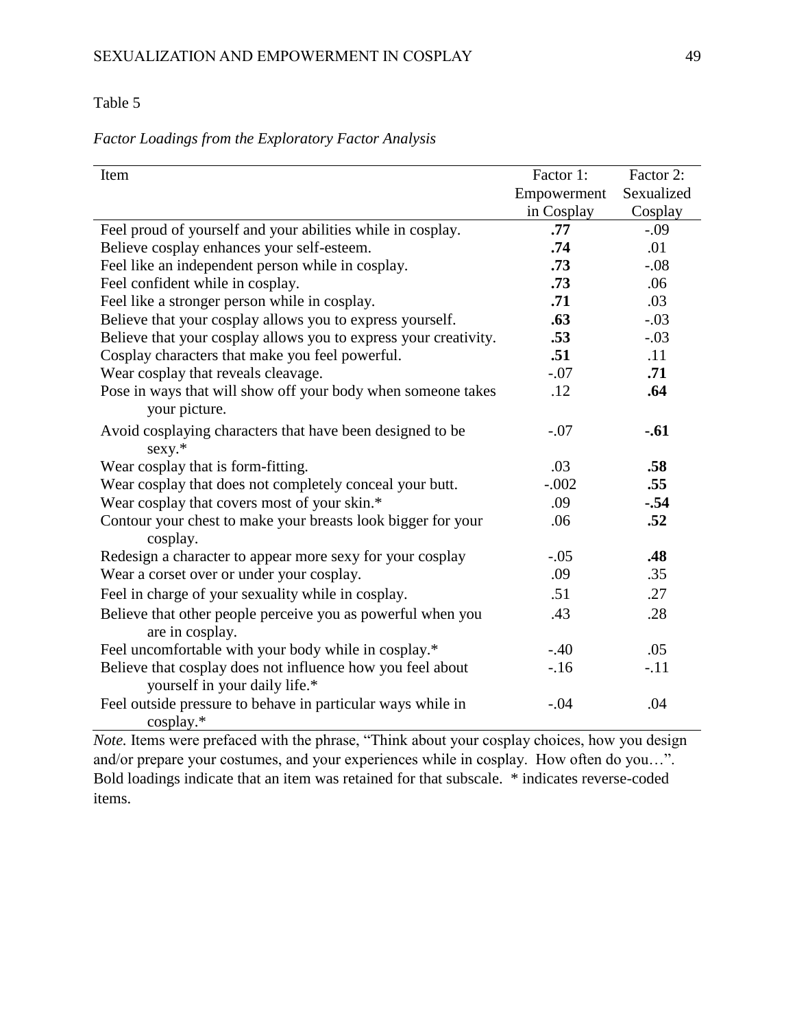Table 5

*Factor Loadings from the Exploratory Factor Analysis*

| Item | Factor 1: Empowerment in Cosplay | Factor 2: Sexualized Cosplay |
|---|---|---|
| Feel proud of yourself and your abilities while in cosplay. | **.77** | -.09 |
| Believe cosplay enhances your self-esteem. | **.74** | .01 |
| Feel like an independent person while in cosplay. | **.73** | -.08 |
| Feel confident while in cosplay. | **.73** | .06 |
| Feel like a stronger person while in cosplay. | **.71** | .03 |
| Believe that your cosplay allows you to express yourself. | **.63** | -.03 |
| Believe that your cosplay allows you to express your creativity. | **.53** | -.03 |
| Cosplay characters that make you feel powerful. | **.51** | .11 |
| Wear cosplay that reveals cleavage. | -.07 | **.71** |
| Pose in ways that will show off your body when someone takes your picture. | .12 | **.64** |
| Avoid cosplaying characters that have been designed to be sexy.* | -.07 | **-.61** |
| Wear cosplay that is form-fitting. | .03 | **.58** |
| Wear cosplay that does not completely conceal your butt. | -.002 | **.55** |
| Wear cosplay that covers most of your skin.* | .09 | **-.54** |
| Contour your chest to make your breasts look bigger for your cosplay. | .06 | **.52** |
| Redesign a character to appear more sexy for your cosplay | -.05 | **.48** |
| Wear a corset over or under your cosplay. | .09 | .35 |
| Feel in charge of your sexuality while in cosplay. | .51 | .27 |
| Believe that other people perceive you as powerful when you are in cosplay. | .43 | .28 |
| Feel uncomfortable with your body while in cosplay.* | -.40 | .05 |
| Believe that cosplay does not influence how you feel about yourself in your daily life.* | -.16 | -.11 |
| Feel outside pressure to behave in particular ways while in cosplay.* | -.04 | .04 |

*Note.* Items were prefaced with the phrase, "Think about your cosplay choices, how you design and/or prepare your costumes, and your experiences while in cosplay. How often do you…". Bold loadings indicate that an item was retained for that subscale. * indicates reverse-coded items.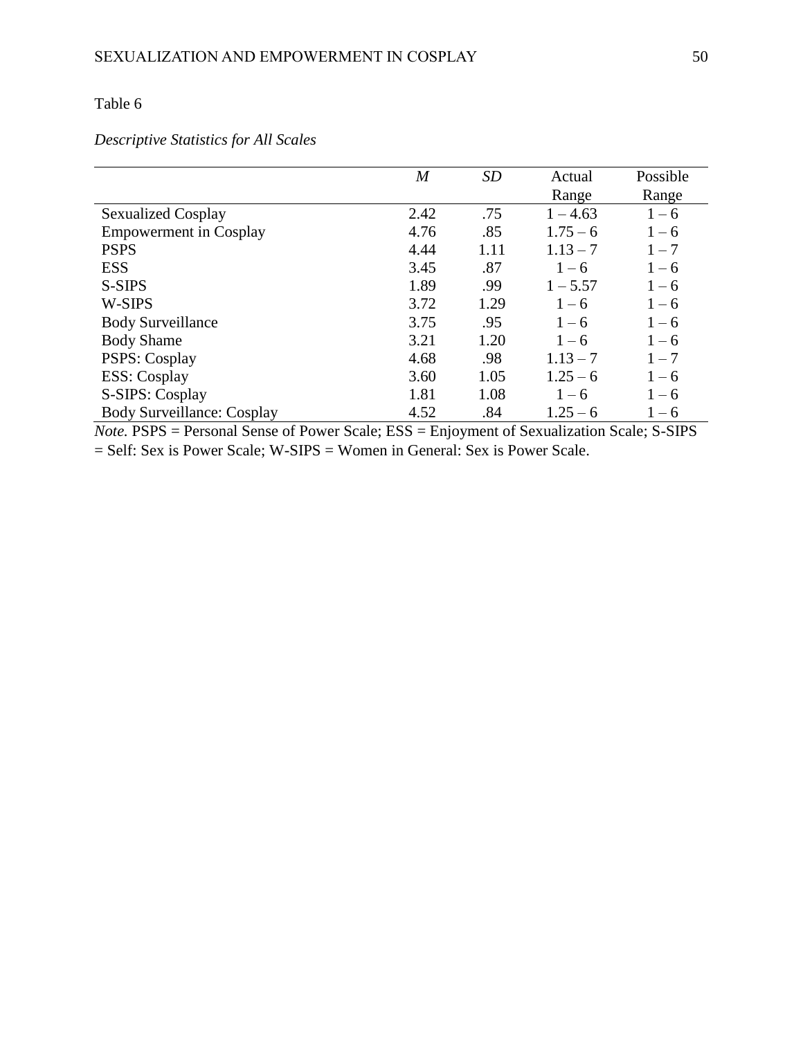Table 6

*Descriptive Statistics for All Scales*

| | *M* | *SD* | Actual Range | Possible Range |
|---|---|---|---|---|
| Sexualized Cosplay | 2.42 | .75 | 1 – 4.63 | 1 – 6 |
| Empowerment in Cosplay | 4.76 | .85 | 1.75 – 6 | 1 – 6 |
| PSPS | 4.44 | 1.11 | 1.13 – 7 | 1 – 7 |
| ESS | 3.45 | .87 | 1 – 6 | 1 – 6 |
| S-SIPS | 1.89 | .99 | 1 – 5.57 | 1 – 6 |
| W-SIPS | 3.72 | 1.29 | 1 – 6 | 1 – 6 |
| Body Surveillance | 3.75 | .95 | 1 – 6 | 1 – 6 |
| Body Shame | 3.21 | 1.20 | 1 – 6 | 1 – 6 |
| PSPS: Cosplay | 4.68 | .98 | 1.13 – 7 | 1 – 7 |
| ESS: Cosplay | 3.60 | 1.05 | 1.25 – 6 | 1 – 6 |
| S-SIPS: Cosplay | 1.81 | 1.08 | 1 – 6 | 1 – 6 |
| Body Surveillance: Cosplay | 4.52 | .84 | 1.25 – 6 | 1 – 6 |

*Note.* PSPS = Personal Sense of Power Scale; ESS = Enjoyment of Sexualization Scale; S-SIPS = Self: Sex is Power Scale; W-SIPS = Women in General: Sex is Power Scale.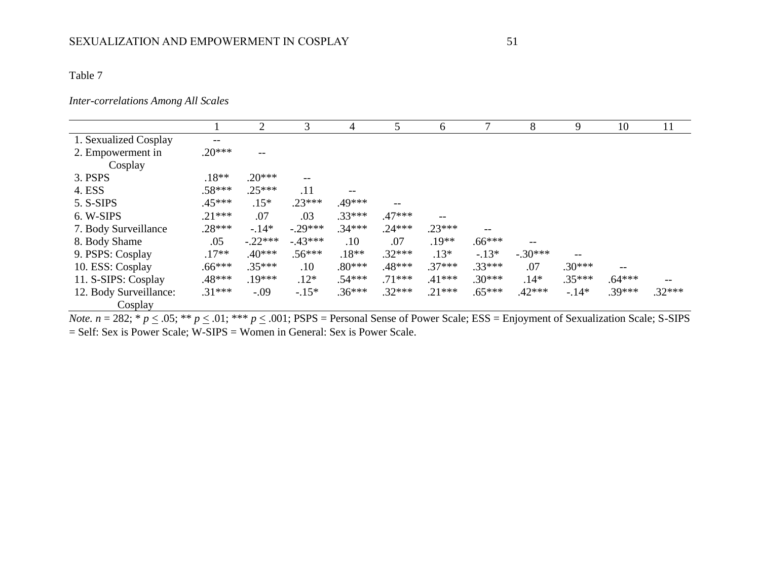Table 7

*Inter-correlations Among All Scales*

| | 1 | 2 | 3 | 4 | 5 | 6 | 7 | 8 | 9 | 10 | 11 |
|---|---|---|---|---|---|---|---|---|---|---|---|
| 1. Sexualized Cosplay | -- | | | | | | | | | | |
| 2. Empowerment in Cosplay | .20*** | -- | | | | | | | | | |
| 3. PSPS | .18** | .20*** | -- | | | | | | | | |
| 4. ESS | .58*** | .25*** | .11 | -- | | | | | | | |
| 5. S-SIPS | .45*** | .15* | .23*** | .49*** | -- | | | | | | |
| 6. W-SIPS | .21*** | .07 | .03 | .33*** | .47*** | -- | | | | | |
| 7. Body Surveillance | .28*** | -.14* | -.29*** | .34*** | .24*** | .23*** | -- | | | | |
| 8. Body Shame | .05 | -.22*** | -.43*** | .10 | .07 | .19** | .66*** | -- | | | |
| 9. PSPS: Cosplay | .17** | .40*** | .56*** | .18** | .32*** | .13* | -.13* | -.30*** | -- | | |
| 10. ESS: Cosplay | .66*** | .35*** | .10 | .80*** | .48*** | .37*** | .33*** | .07 | .30*** | -- | |
| 11. S-SIPS: Cosplay | .48*** | .19*** | .12* | .54*** | .71*** | .41*** | .30*** | .14* | .35*** | .64*** | -- |
| 12. Body Surveillance: Cosplay | .31*** | -.09 | -.15* | .36*** | .32*** | .21*** | .65*** | .42*** | -.14* | .39*** | .32*** |

*Note.* $n = 282$; * $p \leq .05$; ** $p \leq .01$; *** $p \leq .001$; PSPS = Personal Sense of Power Scale; ESS = Enjoyment of Sexualization Scale; S-SIPS = Self: Sex is Power Scale; W-SIPS = Women in General: Sex is Power Scale.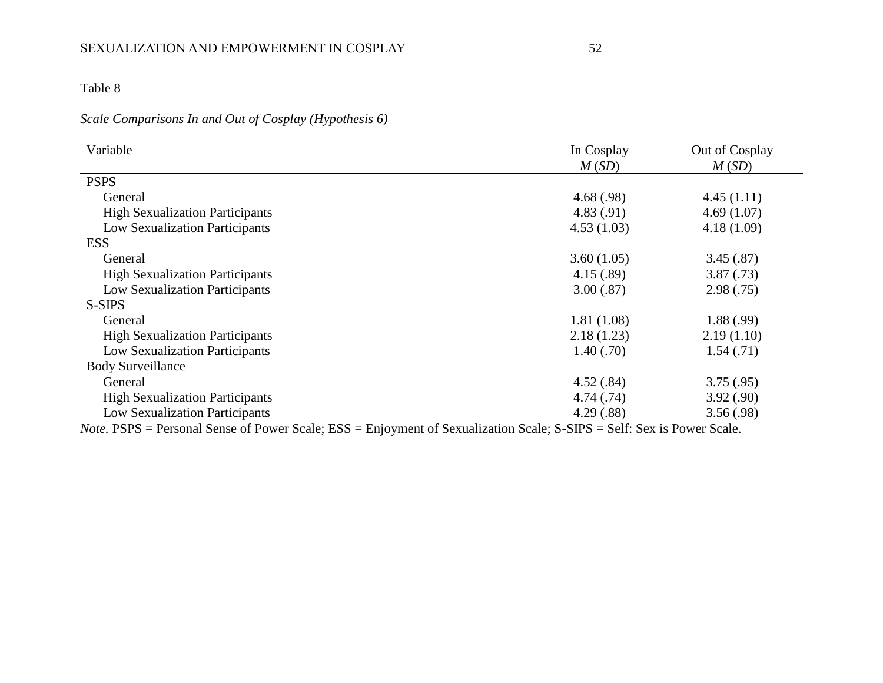Table 8

*Scale Comparisons In and Out of Cosplay (Hypothesis 6)*

| Variable | In Cosplay *M* (*SD*) | Out of Cosplay *M* (*SD*) |
|---|---|---|
| PSPS | | |
| General | 4.68 (.98) | 4.45 (1.11) |
| High Sexualization Participants | 4.83 (.91) | 4.69 (1.07) |
| Low Sexualization Participants | 4.53 (1.03) | 4.18 (1.09) |
| ESS | | |
| General | 3.60 (1.05) | 3.45 (.87) |
| High Sexualization Participants | 4.15 (.89) | 3.87 (.73) |
| Low Sexualization Participants | 3.00 (.87) | 2.98 (.75) |
| S-SIPS | | |
| General | 1.81 (1.08) | 1.88 (.99) |
| High Sexualization Participants | 2.18 (1.23) | 2.19 (1.10) |
| Low Sexualization Participants | 1.40 (.70) | 1.54 (.71) |
| Body Surveillance | | |
| General | 4.52 (.84) | 3.75 (.95) |
| High Sexualization Participants | 4.74 (.74) | 3.92 (.90) |
| Low Sexualization Participants | 4.29 (.88) | 3.56 (.98) |

*Note.* PSPS = Personal Sense of Power Scale; ESS = Enjoyment of Sexualization Scale; S-SIPS = Self: Sex is Power Scale.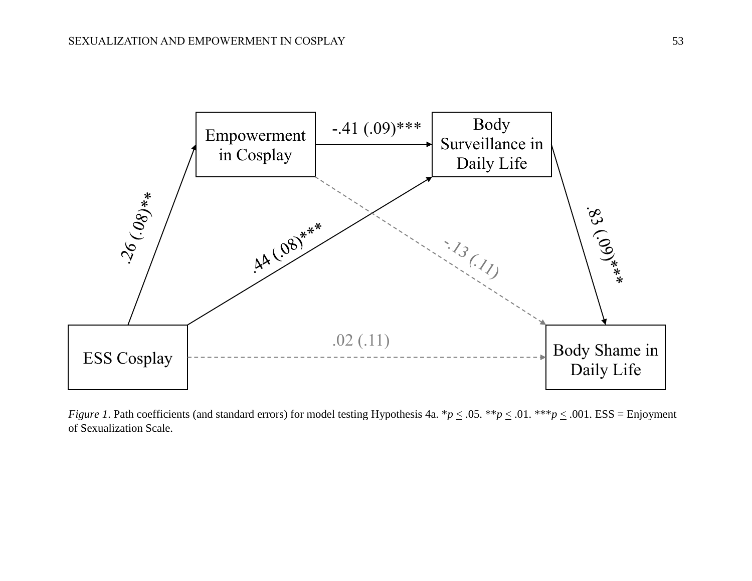Empowerment in Cosplay

-.41 (.09)***

Body Surveillance in Daily Life

.26 (.08)**

.44 (.08)***

-.13 (.11)

.83 (.09)***

ESS Cosplay

.02 (.11)

Body Shame in Daily Life

*Figure 1*. Path coefficients (and standard errors) for model testing Hypothesis 4a. \*$p \le .05$. \*\*$p \le .01$. \*\*\*$p \le .001$. ESS = Enjoyment of Sexualization Scale.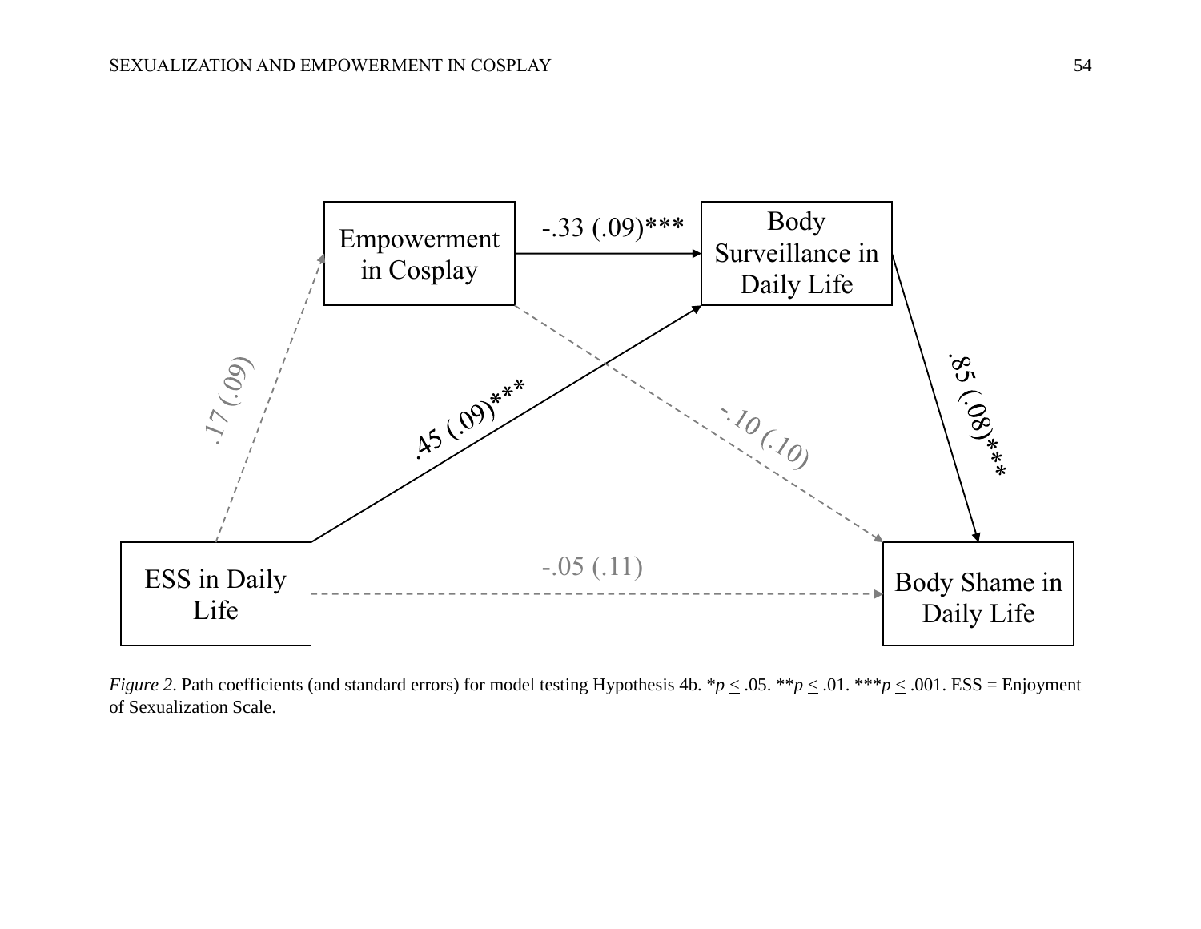*Figure 2*. Path coefficients (and standard errors) for model testing Hypothesis 4b. *$p \leq .05$. **$p \leq .01$. ***$p \leq .001$. ESS = Enjoyment of Sexualization Scale.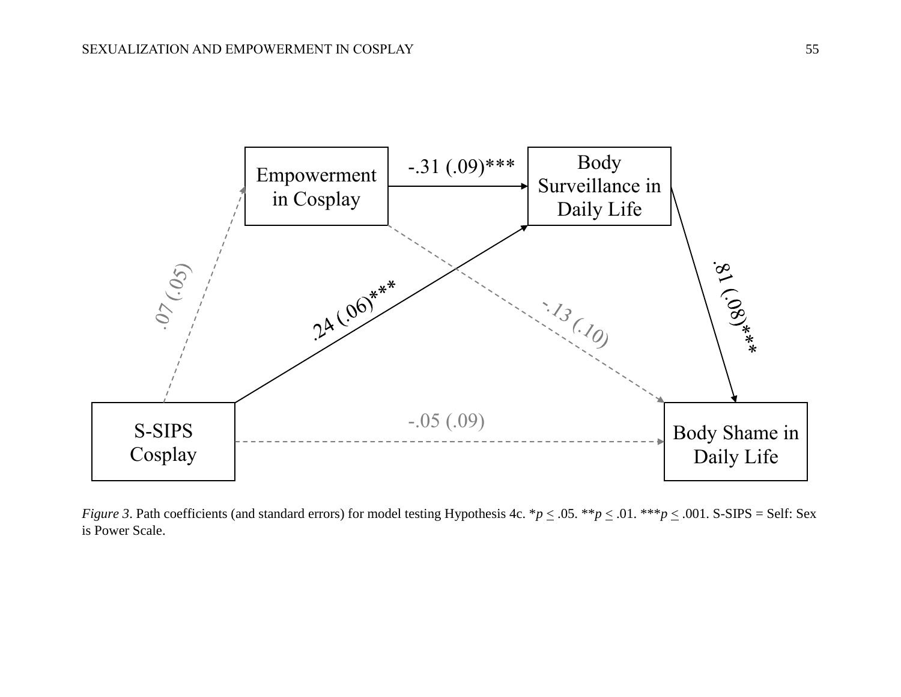*Figure 3*. Path coefficients (and standard errors) for model testing Hypothesis 4c. *$p \leq .05$. **$p \leq .01$. ***$p \leq .001$. S-SIPS = Self: Sex is Power Scale.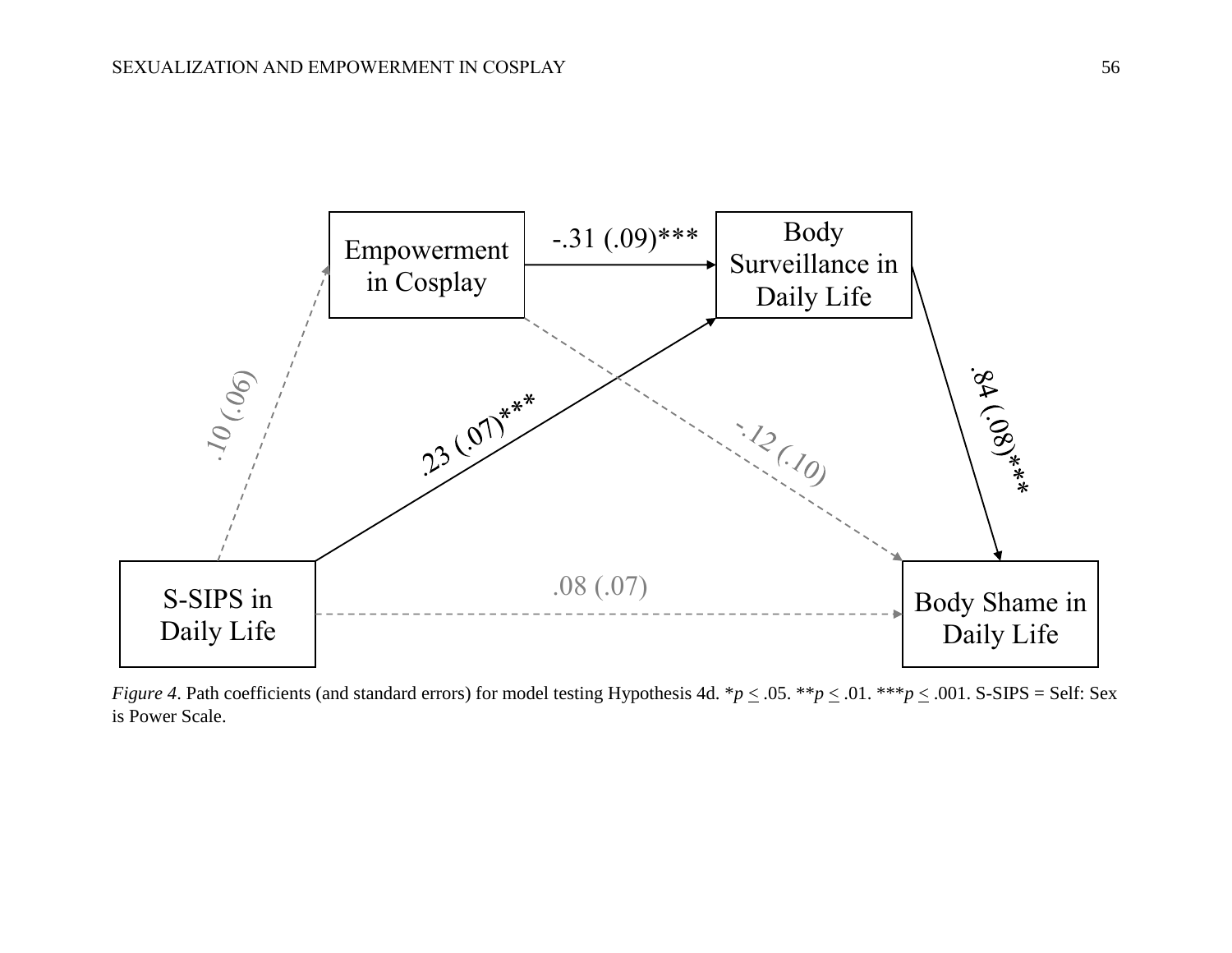| | | | |
|---|---|---|---|
| | Empowerment in Cosplay | -.31 (.09)*** → | Body Surveillance in Daily Life |
| .10 (.06) ↗ | .23 (.07)*** ↗ | -.12 (.10) ↘ | .84 (.08)*** ↓ |
| S-SIPS in Daily Life | .08 (.07) → | | Body Shame in Daily Life |

*Figure 4*. Path coefficients (and standard errors) for model testing Hypothesis 4d. *$p \leq .05$. **$p \leq .01$. ***$p \leq .001$. S-SIPS = Self: Sex is Power Scale.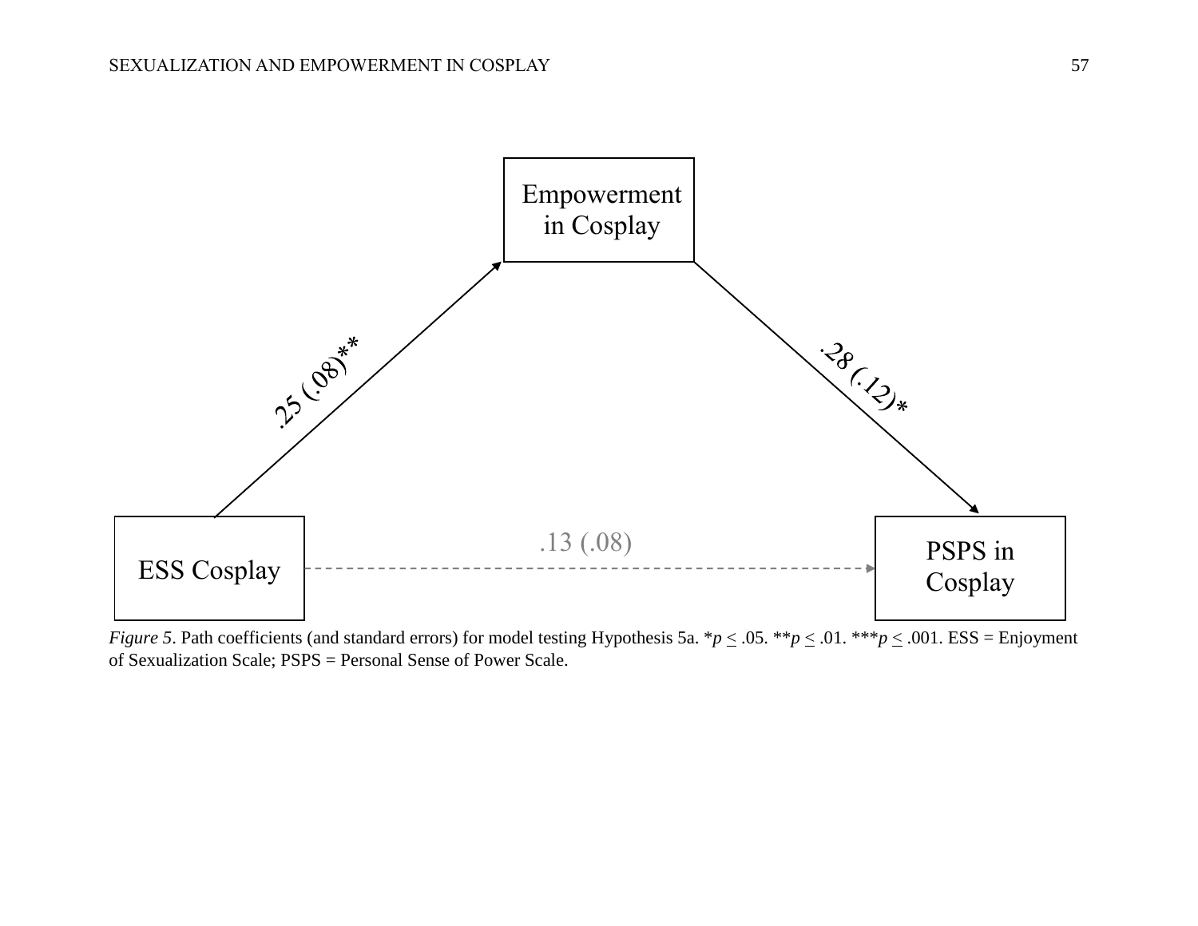Empowerment in Cosplay

.25 (.08)**

.28 (.12)*

ESS Cosplay

.13 (.08)

PSPS in Cosplay

*Figure 5*. Path coefficients (and standard errors) for model testing Hypothesis 5a. \**p* ≤ .05. \*\**p* ≤ .01. \*\*\**p* ≤ .001. ESS = Enjoyment of Sexualization Scale; PSPS = Personal Sense of Power Scale.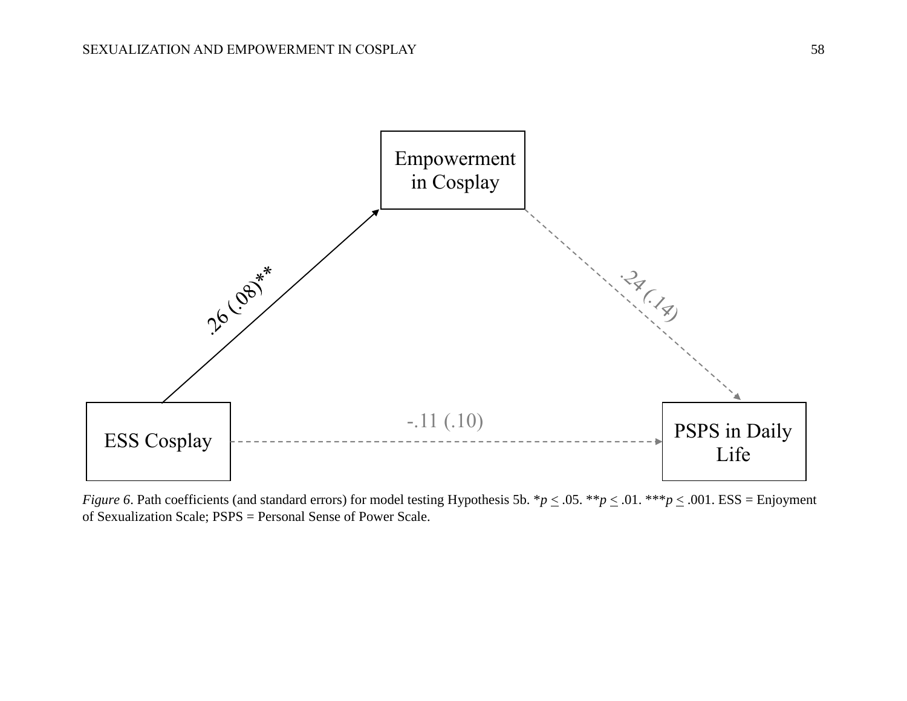Empowerment in Cosplay

.26 (.08)**

.24 (.14)

ESS Cosplay

-.11 (.10)

PSPS in Daily Life

*Figure 6*. Path coefficients (and standard errors) for model testing Hypothesis 5b. \**p* < .05. \*\**p* < .01. \*\*\**p* < .001. ESS = Enjoyment of Sexualization Scale; PSPS = Personal Sense of Power Scale.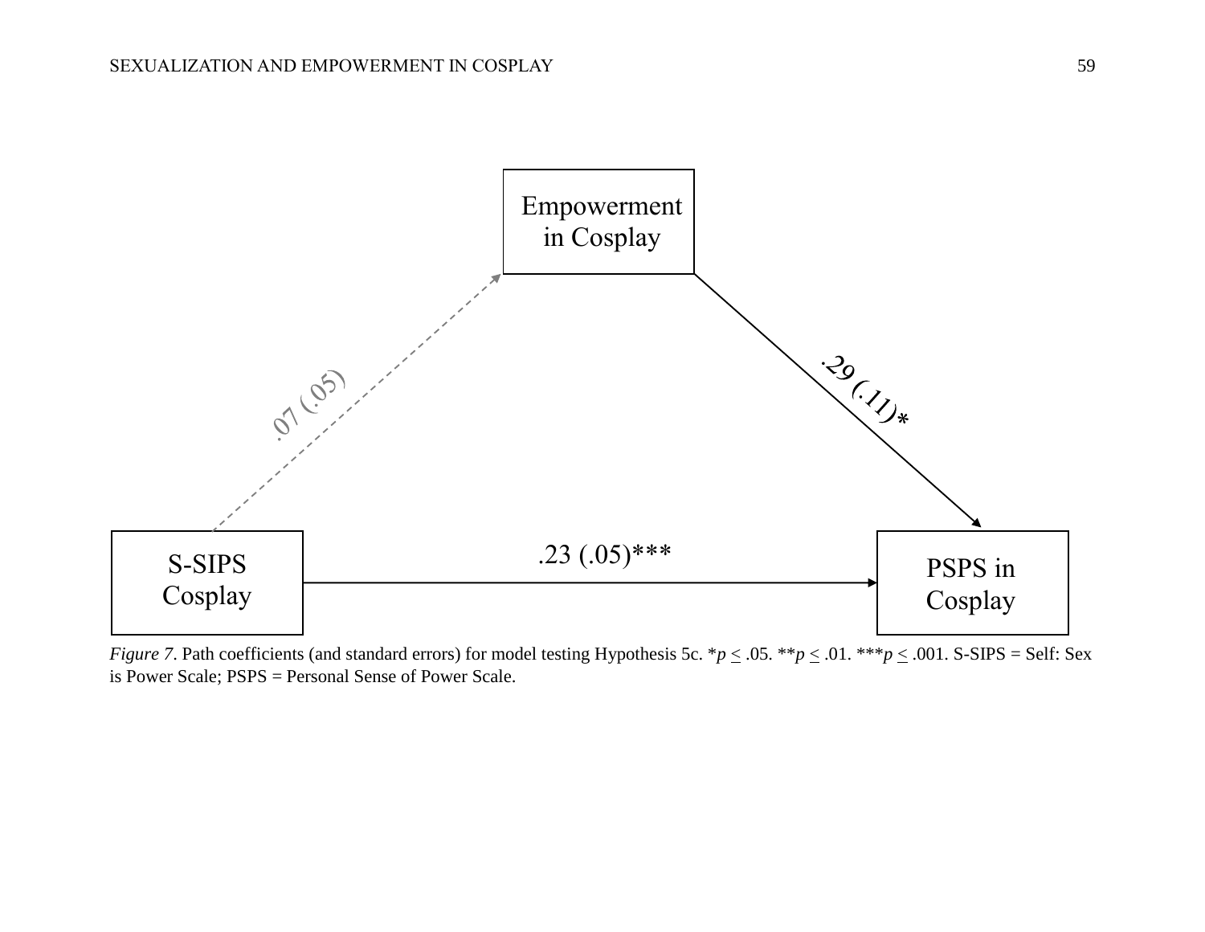Empowerment in Cosplay

.07 (.05)

.29 (.11)*

S-SIPS Cosplay

.23 (.05)***

PSPS in Cosplay

*Figure 7*. Path coefficients (and standard errors) for model testing Hypothesis 5c. *$p \le .05$. **$p \le .01$. ***$p \le .001$. S-SIPS = Self: Sex is Power Scale; PSPS = Personal Sense of Power Scale.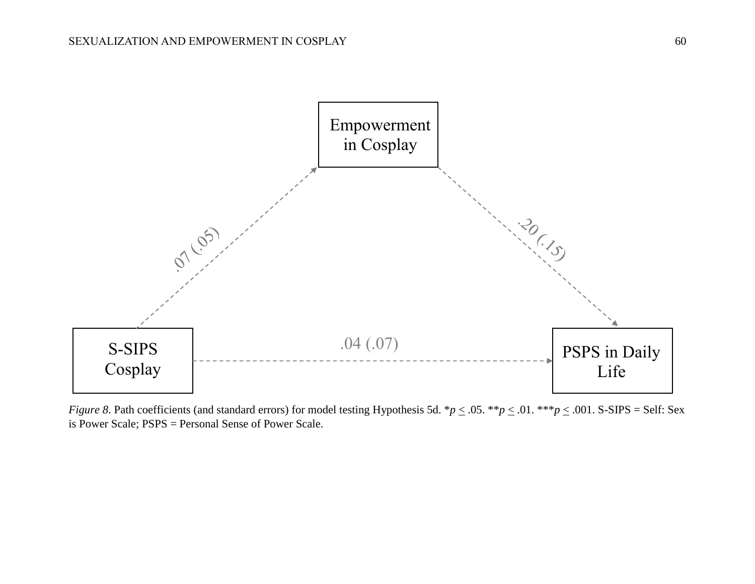*Figure 8*. Path coefficients (and standard errors) for model testing Hypothesis 5d. \*$p \leq .05$. \*\*$p \leq .01$. \*\*\*$p \leq .001$. S-SIPS = Self: Sex is Power Scale; PSPS = Personal Sense of Power Scale.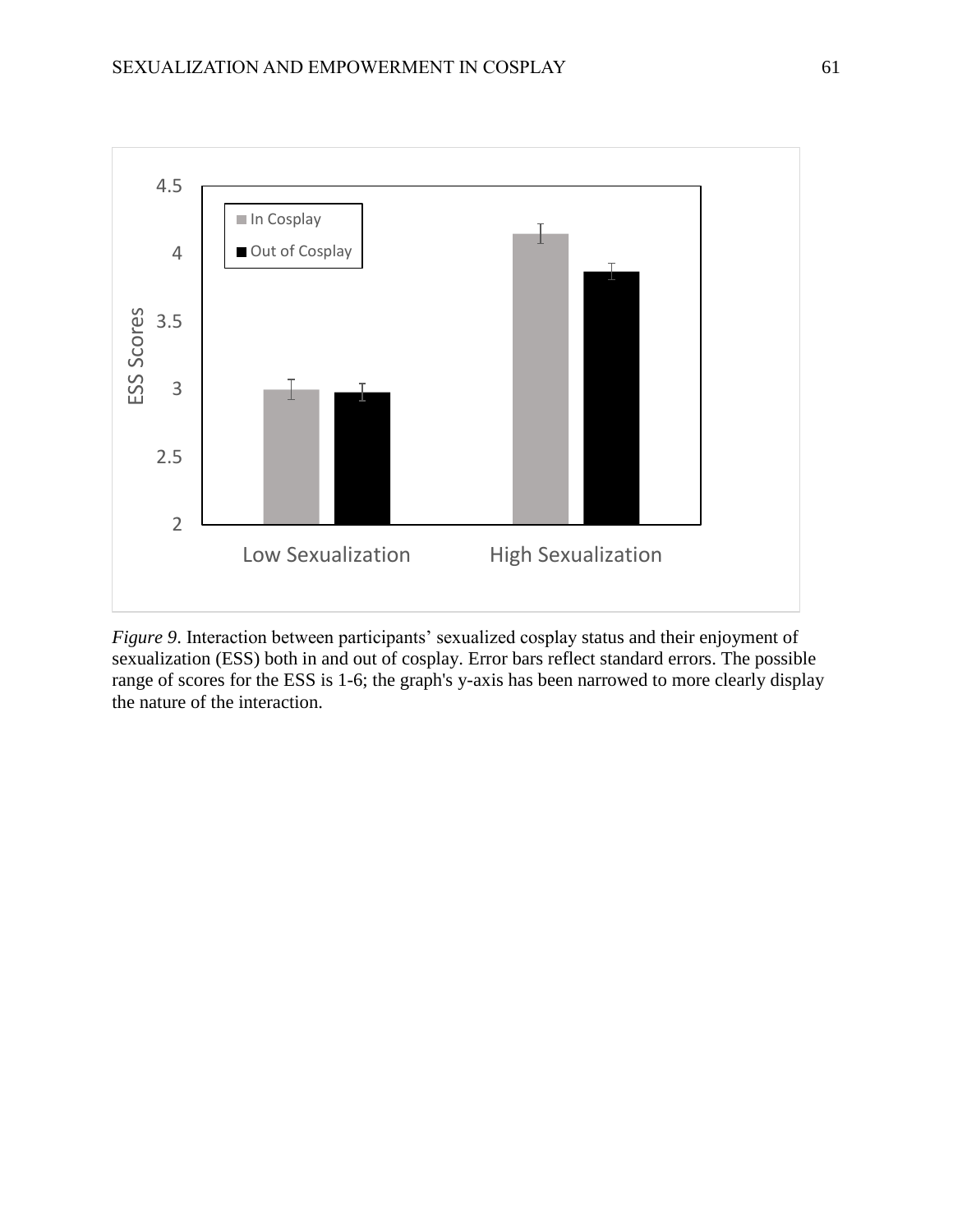4.5

4

3.5

3

2.5

2

ESS Scores

In Cosplay

Out of Cosplay

Low Sexualization

High Sexualization

*Figure 9*. Interaction between participants' sexualized cosplay status and their enjoyment of sexualization (ESS) both in and out of cosplay. Error bars reflect standard errors. The possible range of scores for the ESS is 1-6; the graph's y-axis has been narrowed to more clearly display the nature of the interaction.